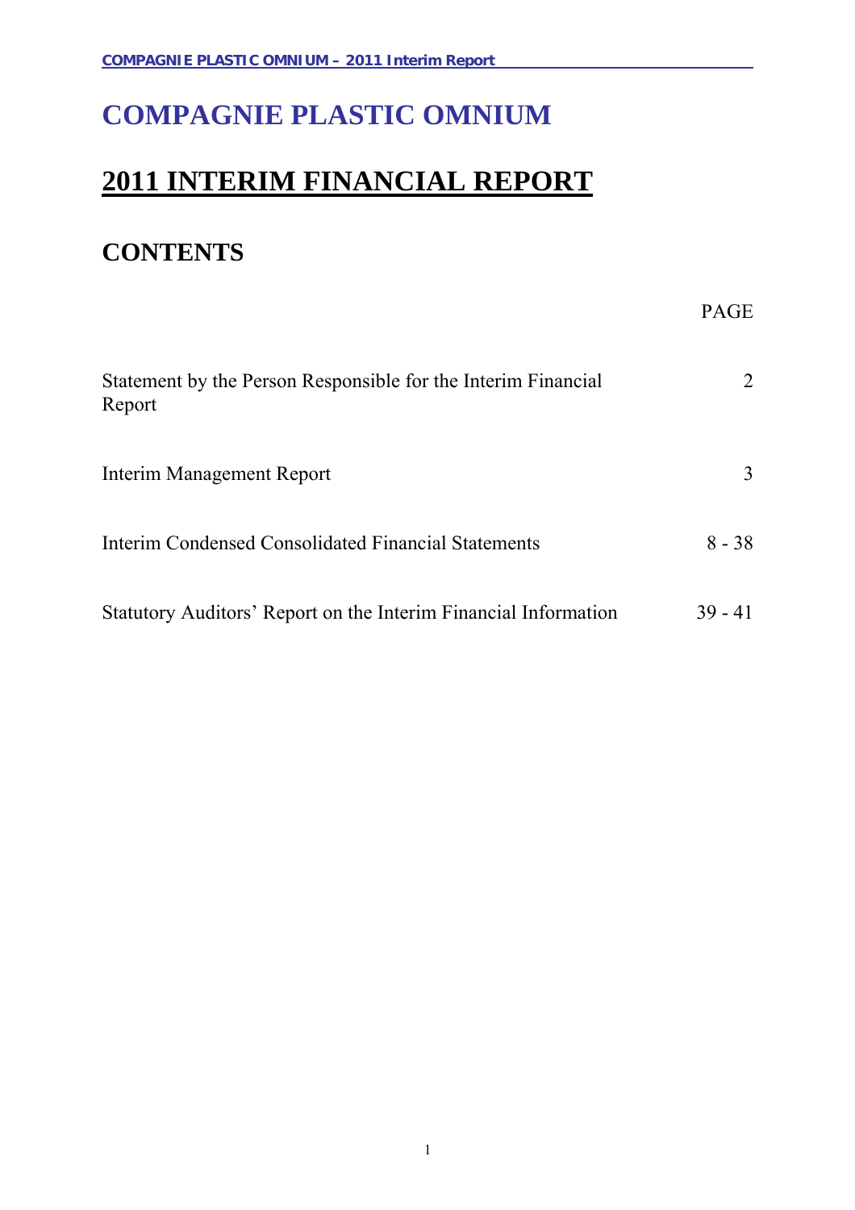# COMPAGNIE PLASTIC OMNIUM

# 2011 INTERIM FINANCIAL REPORT

## CONTENTS

| | PAGE |
|---|---|
| Statement by the Person Responsible for the Interim Financial Report | 2 |
| Interim Management Report | 3 |
| Interim Condensed Consolidated Financial Statements | 8 - 38 |
| Statutory Auditors' Report on the Interim Financial Information | 39 - 41 |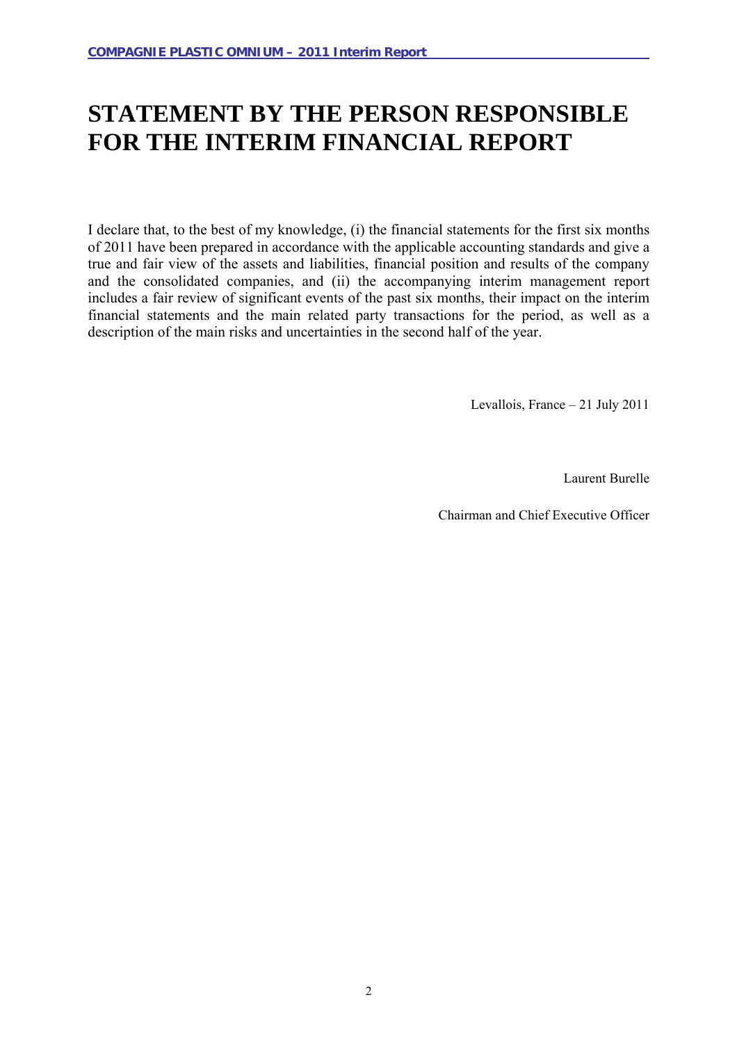# STATEMENT BY THE PERSON RESPONSIBLE FOR THE INTERIM FINANCIAL REPORT

I declare that, to the best of my knowledge, (i) the financial statements for the first six months of 2011 have been prepared in accordance with the applicable accounting standards and give a true and fair view of the assets and liabilities, financial position and results of the company and the consolidated companies, and (ii) the accompanying interim management report includes a fair review of significant events of the past six months, their impact on the interim financial statements and the main related party transactions for the period, as well as a description of the main risks and uncertainties in the second half of the year.

Levallois, France – 21 July 2011

Laurent Burelle

Chairman and Chief Executive Officer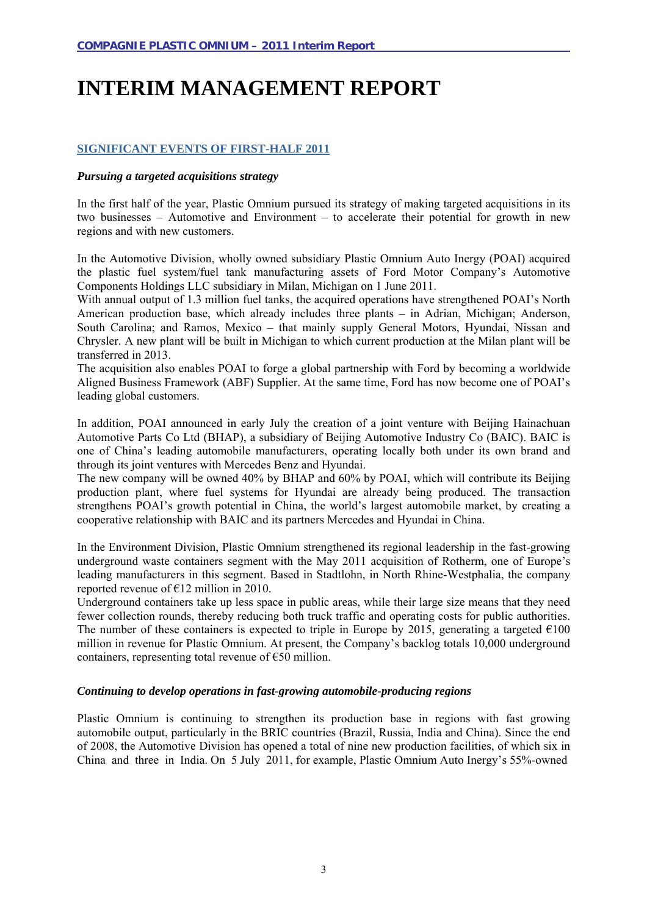# INTERIM MANAGEMENT REPORT

## SIGNIFICANT EVENTS OF FIRST-HALF 2011

### *Pursuing a targeted acquisitions strategy*

In the first half of the year, Plastic Omnium pursued its strategy of making targeted acquisitions in its two businesses – Automotive and Environment – to accelerate their potential for growth in new regions and with new customers.

In the Automotive Division, wholly owned subsidiary Plastic Omnium Auto Inergy (POAI) acquired the plastic fuel system/fuel tank manufacturing assets of Ford Motor Company's Automotive Components Holdings LLC subsidiary in Milan, Michigan on 1 June 2011.
With annual output of 1.3 million fuel tanks, the acquired operations have strengthened POAI's North American production base, which already includes three plants – in Adrian, Michigan; Anderson, South Carolina; and Ramos, Mexico – that mainly supply General Motors, Hyundai, Nissan and Chrysler. A new plant will be built in Michigan to which current production at the Milan plant will be transferred in 2013.
The acquisition also enables POAI to forge a global partnership with Ford by becoming a worldwide Aligned Business Framework (ABF) Supplier. At the same time, Ford has now become one of POAI's leading global customers.

In addition, POAI announced in early July the creation of a joint venture with Beijing Hainachuan Automotive Parts Co Ltd (BHAP), a subsidiary of Beijing Automotive Industry Co (BAIC). BAIC is one of China's leading automobile manufacturers, operating locally both under its own brand and through its joint ventures with Mercedes Benz and Hyundai.
The new company will be owned 40% by BHAP and 60% by POAI, which will contribute its Beijing production plant, where fuel systems for Hyundai are already being produced. The transaction strengthens POAI's growth potential in China, the world's largest automobile market, by creating a cooperative relationship with BAIC and its partners Mercedes and Hyundai in China.

In the Environment Division, Plastic Omnium strengthened its regional leadership in the fast-growing underground waste containers segment with the May 2011 acquisition of Rotherm, one of Europe's leading manufacturers in this segment. Based in Stadtlohn, in North Rhine-Westphalia, the company reported revenue of €12 million in 2010.
Underground containers take up less space in public areas, while their large size means that they need fewer collection rounds, thereby reducing both truck traffic and operating costs for public authorities. The number of these containers is expected to triple in Europe by 2015, generating a targeted €100 million in revenue for Plastic Omnium. At present, the Company's backlog totals 10,000 underground containers, representing total revenue of €50 million.

### *Continuing to develop operations in fast-growing automobile-producing regions*

Plastic Omnium is continuing to strengthen its production base in regions with fast growing automobile output, particularly in the BRIC countries (Brazil, Russia, India and China). Since the end of 2008, the Automotive Division has opened a total of nine new production facilities, of which six in China and three in India. On 5 July 2011, for example, Plastic Omnium Auto Inergy's 55%-owned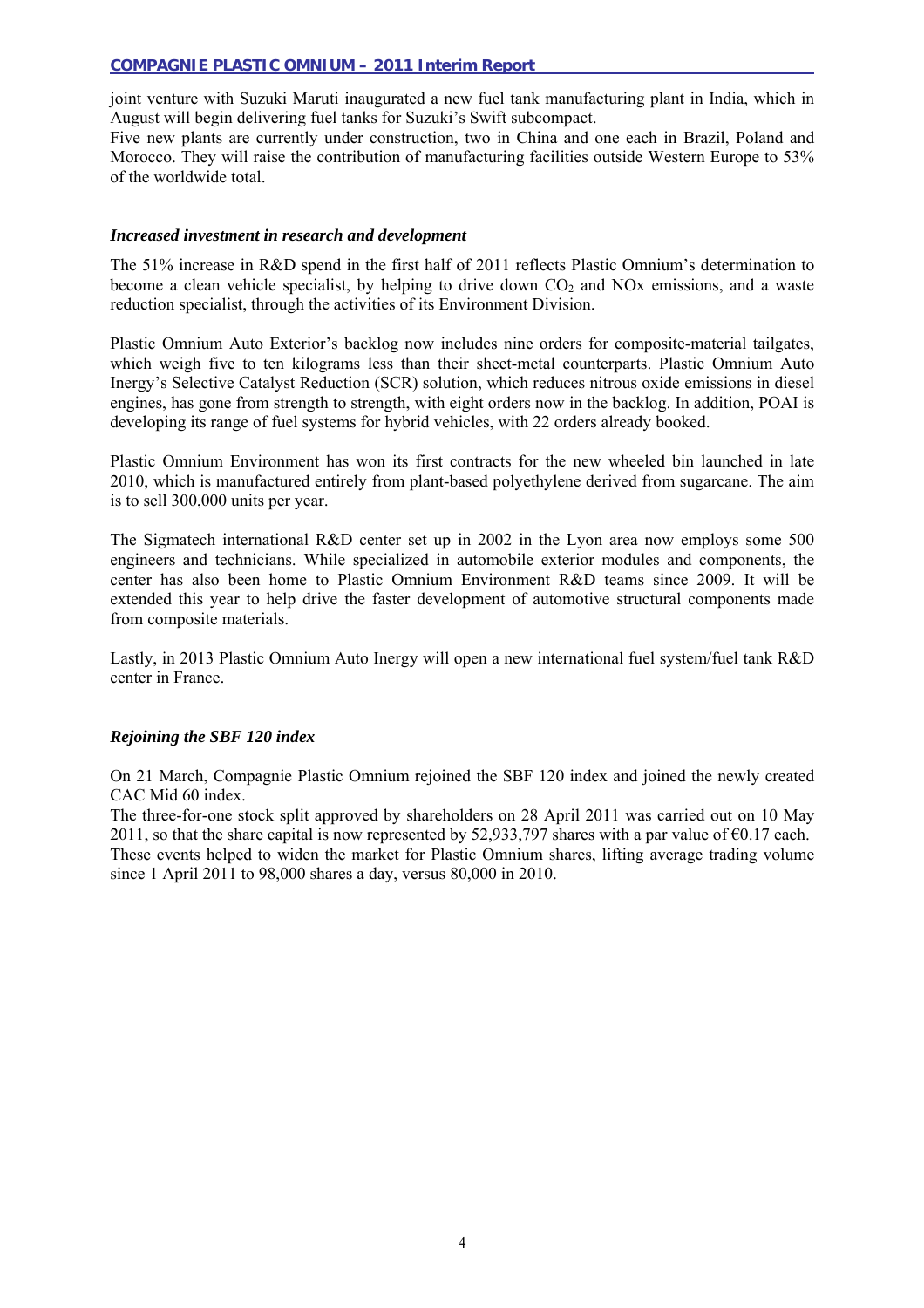joint venture with Suzuki Maruti inaugurated a new fuel tank manufacturing plant in India, which in August will begin delivering fuel tanks for Suzuki's Swift subcompact.
Five new plants are currently under construction, two in China and one each in Brazil, Poland and Morocco. They will raise the contribution of manufacturing facilities outside Western Europe to 53% of the worldwide total.

### *Increased investment in research and development*

The 51% increase in R&D spend in the first half of 2011 reflects Plastic Omnium's determination to become a clean vehicle specialist, by helping to drive down $CO_2$ and NOx emissions, and a waste reduction specialist, through the activities of its Environment Division.

Plastic Omnium Auto Exterior's backlog now includes nine orders for composite-material tailgates, which weigh five to ten kilograms less than their sheet-metal counterparts. Plastic Omnium Auto Inergy's Selective Catalyst Reduction (SCR) solution, which reduces nitrous oxide emissions in diesel engines, has gone from strength to strength, with eight orders now in the backlog. In addition, POAI is developing its range of fuel systems for hybrid vehicles, with 22 orders already booked.

Plastic Omnium Environment has won its first contracts for the new wheeled bin launched in late 2010, which is manufactured entirely from plant-based polyethylene derived from sugarcane. The aim is to sell 300,000 units per year.

The Sigmatech international R&D center set up in 2002 in the Lyon area now employs some 500 engineers and technicians. While specialized in automobile exterior modules and components, the center has also been home to Plastic Omnium Environment R&D teams since 2009. It will be extended this year to help drive the faster development of automotive structural components made from composite materials.

Lastly, in 2013 Plastic Omnium Auto Inergy will open a new international fuel system/fuel tank R&D center in France.

### *Rejoining the SBF 120 index*

On 21 March, Compagnie Plastic Omnium rejoined the SBF 120 index and joined the newly created CAC Mid 60 index.
The three-for-one stock split approved by shareholders on 28 April 2011 was carried out on 10 May 2011, so that the share capital is now represented by 52,933,797 shares with a par value of €0.17 each.
These events helped to widen the market for Plastic Omnium shares, lifting average trading volume since 1 April 2011 to 98,000 shares a day, versus 80,000 in 2010.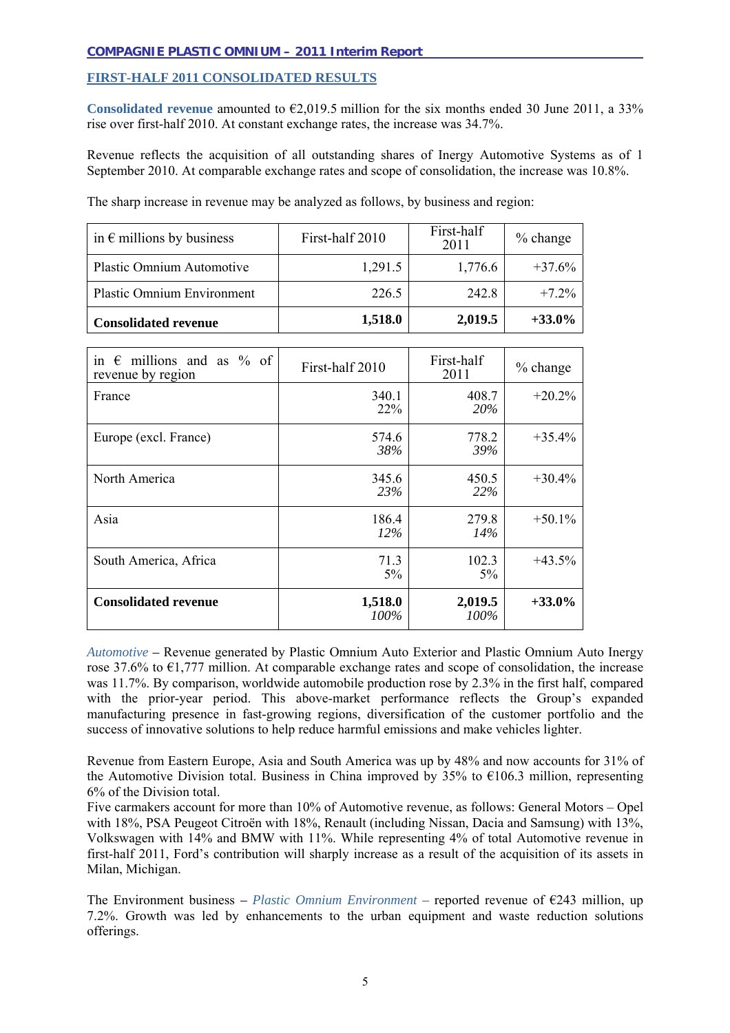## FIRST-HALF 2011 CONSOLIDATED RESULTS

**Consolidated revenue** amounted to €2,019.5 million for the six months ended 30 June 2011, a 33% rise over first-half 2010. At constant exchange rates, the increase was 34.7%.

Revenue reflects the acquisition of all outstanding shares of Inergy Automotive Systems as of 1 September 2010. At comparable exchange rates and scope of consolidation, the increase was 10.8%.

The sharp increase in revenue may be analyzed as follows, by business and region:

| in € millions by business | First-half 2010 | First-half 2011 | % change |
|---|---|---|---|
| Plastic Omnium Automotive | 1,291.5 | 1,776.6 | +37.6% |
| Plastic Omnium Environment | 226.5 | 242.8 | +7.2% |
| **Consolidated revenue** | **1,518.0** | **2,019.5** | **+33.0%** |

| in € millions and as % of revenue by region | First-half 2010 | First-half 2011 | % change |
|---|---|---|---|
| France | 340.1<br>*22%* | 408.7<br>*20%* | +20.2% |
| Europe (excl. France) | 574.6<br>*38%* | 778.2<br>*39%* | +35.4% |
| North America | 345.6<br>*23%* | 450.5<br>*22%* | +30.4% |
| Asia | 186.4<br>*12%* | 279.8<br>*14%* | +50.1% |
| South America, Africa | 71.3<br>5% | 102.3<br>5% | +43.5% |
| **Consolidated revenue** | **1,518.0**<br>*100%* | **2,019.5**<br>*100%* | **+33.0%** |

*Automotive* – Revenue generated by Plastic Omnium Auto Exterior and Plastic Omnium Auto Inergy rose 37.6% to €1,777 million. At comparable exchange rates and scope of consolidation, the increase was 11.7%. By comparison, worldwide automobile production rose by 2.3% in the first half, compared with the prior-year period. This above-market performance reflects the Group's expanded manufacturing presence in fast-growing regions, diversification of the customer portfolio and the success of innovative solutions to help reduce harmful emissions and make vehicles lighter.

Revenue from Eastern Europe, Asia and South America was up by 48% and now accounts for 31% of the Automotive Division total. Business in China improved by 35% to €106.3 million, representing 6% of the Division total.

Five carmakers account for more than 10% of Automotive revenue, as follows: General Motors – Opel with 18%, PSA Peugeot Citroën with 18%, Renault (including Nissan, Dacia and Samsung) with 13%, Volkswagen with 14% and BMW with 11%. While representing 4% of total Automotive revenue in first-half 2011, Ford's contribution will sharply increase as a result of the acquisition of its assets in Milan, Michigan.

The Environment business – *Plastic Omnium Environment* – reported revenue of €243 million, up 7.2%. Growth was led by enhancements to the urban equipment and waste reduction solutions offerings.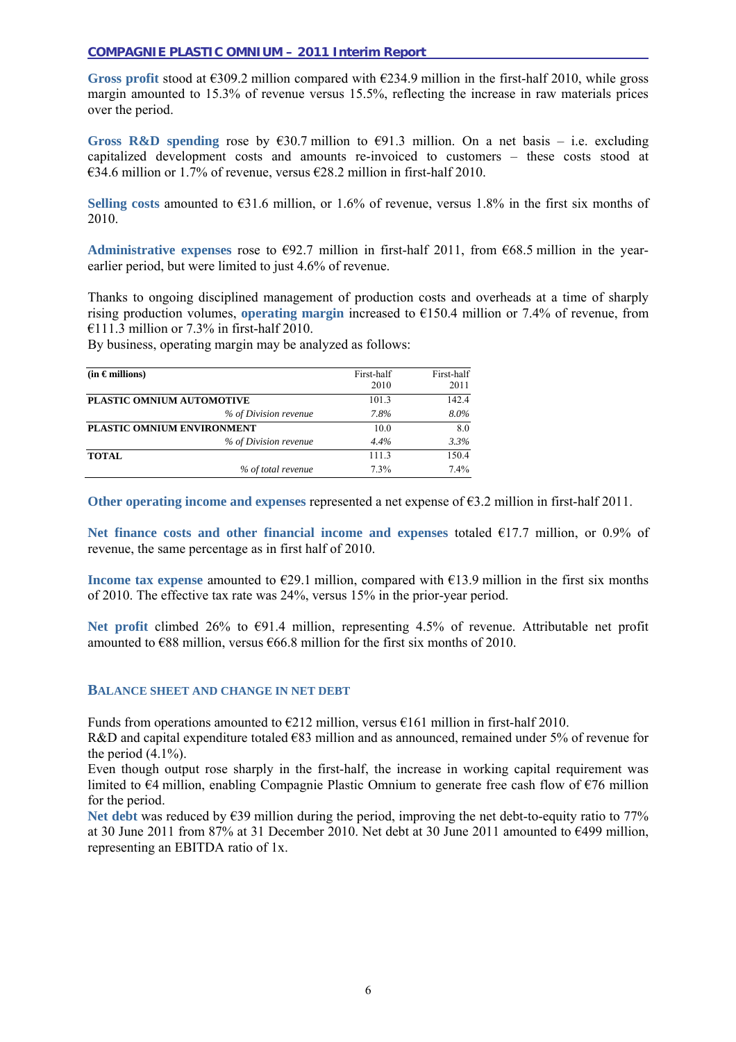**Gross profit** stood at €309.2 million compared with €234.9 million in the first-half 2010, while gross margin amounted to 15.3% of revenue versus 15.5%, reflecting the increase in raw materials prices over the period.

**Gross R&D spending** rose by €30.7 million to €91.3 million. On a net basis – i.e. excluding capitalized development costs and amounts re-invoiced to customers – these costs stood at €34.6 million or 1.7% of revenue, versus €28.2 million in first-half 2010.

**Selling costs** amounted to €31.6 million, or 1.6% of revenue, versus 1.8% in the first six months of 2010.

**Administrative expenses** rose to €92.7 million in first-half 2011, from €68.5 million in the year-earlier period, but were limited to just 4.6% of revenue.

Thanks to ongoing disciplined management of production costs and overheads at a time of sharply rising production volumes, **operating margin** increased to €150.4 million or 7.4% of revenue, from €111.3 million or 7.3% in first-half 2010.

By business, operating margin may be analyzed as follows:

| (in € millions) | First-half 2010 | First-half 2011 |
|---|---|---|
| **PLASTIC OMNIUM AUTOMOTIVE** | 101.3 | 142.4 |
| *% of Division revenue* | *7.8%* | *8.0%* |
| **PLASTIC OMNIUM ENVIRONMENT** | 10.0 | 8.0 |
| *% of Division revenue* | *4.4%* | *3.3%* |
| **TOTAL** | 111.3 | 150.4 |
| *% of total revenue* | 7.3% | 7.4% |

**Other operating income and expenses** represented a net expense of €3.2 million in first-half 2011.

**Net finance costs and other financial income and expenses** totaled €17.7 million, or 0.9% of revenue, the same percentage as in first half of 2010.

**Income tax expense** amounted to €29.1 million, compared with €13.9 million in the first six months of 2010. The effective tax rate was 24%, versus 15% in the prior-year period.

**Net profit** climbed 26% to €91.4 million, representing 4.5% of revenue. Attributable net profit amounted to €88 million, versus €66.8 million for the first six months of 2010.

## BALANCE SHEET AND CHANGE IN NET DEBT

Funds from operations amounted to €212 million, versus €161 million in first-half 2010.
R&D and capital expenditure totaled €83 million and as announced, remained under 5% of revenue for the period (4.1%).
Even though output rose sharply in the first-half, the increase in working capital requirement was limited to €4 million, enabling Compagnie Plastic Omnium to generate free cash flow of €76 million for the period.
**Net debt** was reduced by €39 million during the period, improving the net debt-to-equity ratio to 77% at 30 June 2011 from 87% at 31 December 2010. Net debt at 30 June 2011 amounted to €499 million, representing an EBITDA ratio of 1x.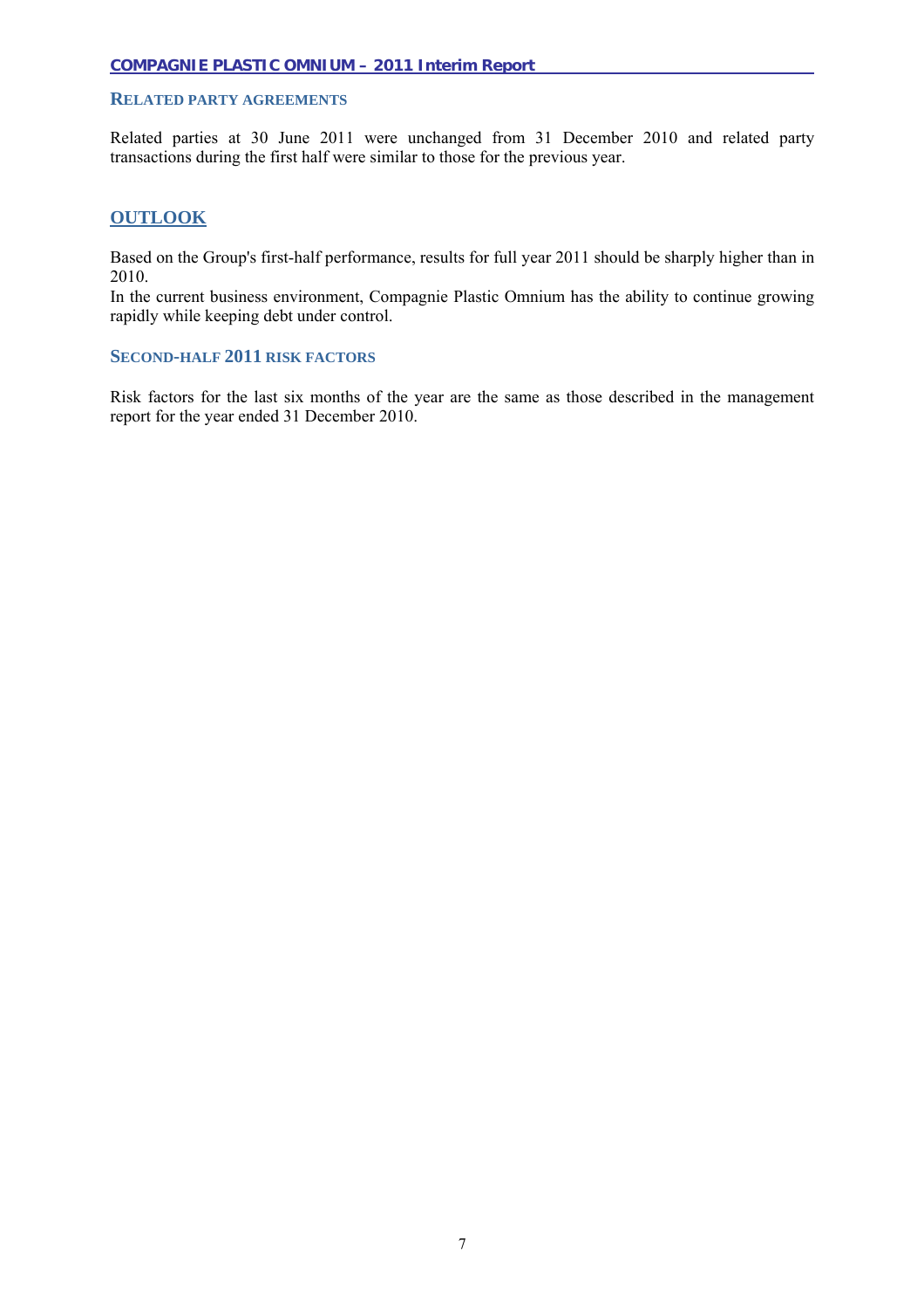### RELATED PARTY AGREEMENTS

Related parties at 30 June 2011 were unchanged from 31 December 2010 and related party transactions during the first half were similar to those for the previous year.

## OUTLOOK

Based on the Group's first-half performance, results for full year 2011 should be sharply higher than in 2010.
In the current business environment, Compagnie Plastic Omnium has the ability to continue growing rapidly while keeping debt under control.

### SECOND-HALF 2011 RISK FACTORS

Risk factors for the last six months of the year are the same as those described in the management report for the year ended 31 December 2010.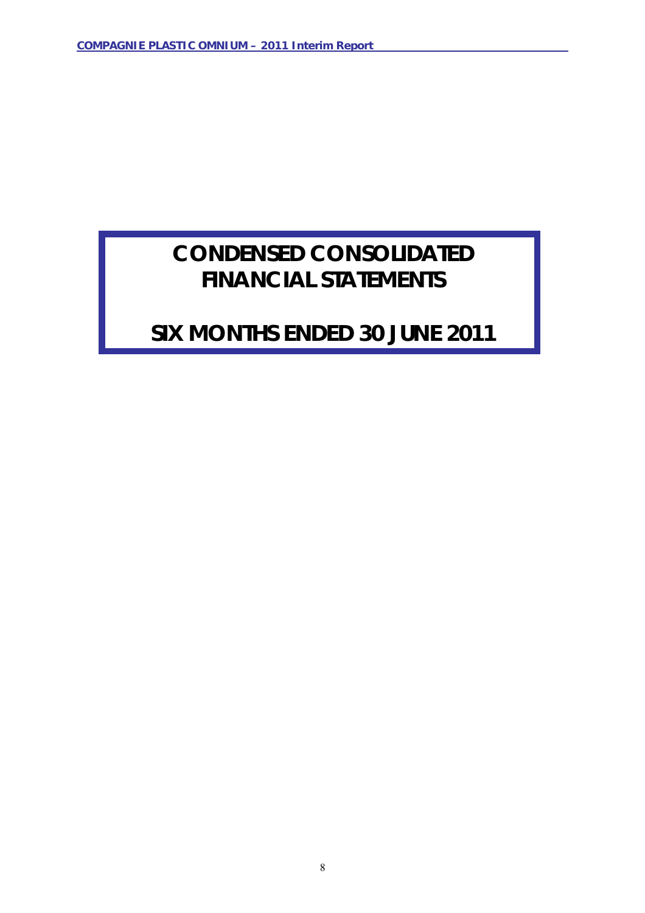# CONDENSED CONSOLIDATED FINANCIAL STATEMENTS

# SIX MONTHS ENDED 30 JUNE 2011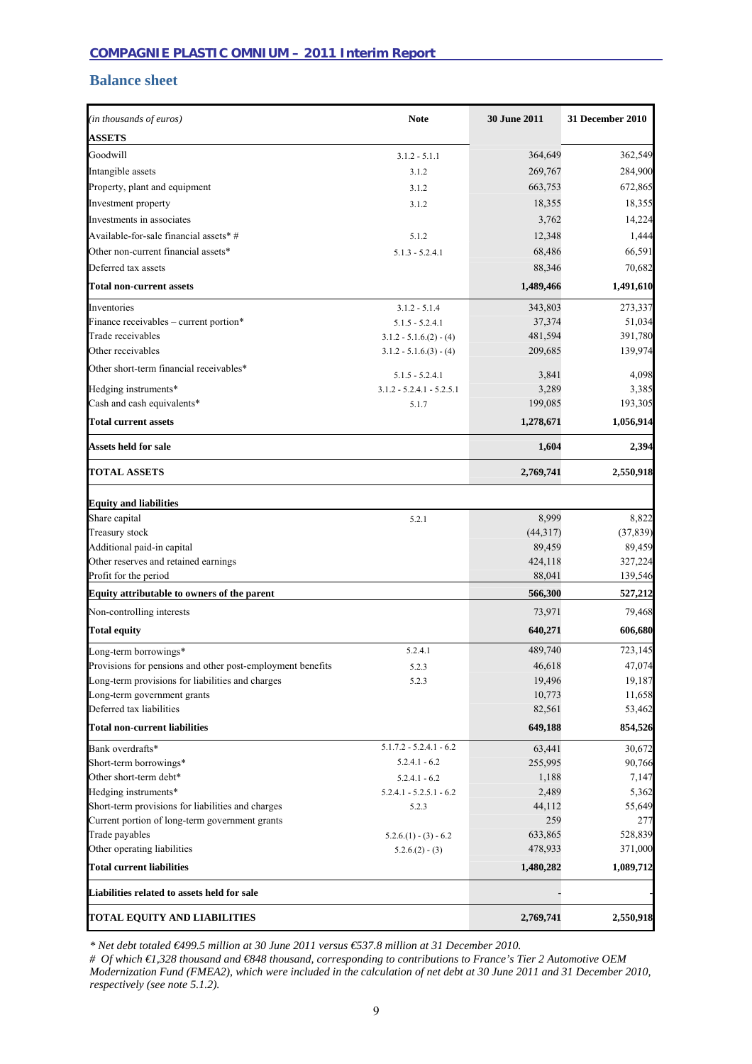## Balance sheet

| *(in thousands of euros)* | Note | 30 June 2011 | 31 December 2010 |
|---|---|---|---|
| **ASSETS** | | | |
| Goodwill | 3.1.2 - 5.1.1 | 364,649 | 362,549 |
| Intangible assets | 3.1.2 | 269,767 | 284,900 |
| Property, plant and equipment | 3.1.2 | 663,753 | 672,865 |
| Investment property | 3.1.2 | 18,355 | 18,355 |
| Investments in associates | | 3,762 | 14,224 |
| Available-for-sale financial assets* # | 5.1.2 | 12,348 | 1,444 |
| Other non-current financial assets* | 5.1.3 - 5.2.4.1 | 68,486 | 66,591 |
| Deferred tax assets | | 88,346 | 70,682 |
| **Total non-current assets** | | **1,489,466** | **1,491,610** |
| Inventories | 3.1.2 - 5.1.4 | 343,803 | 273,337 |
| Finance receivables – current portion* | 5.1.5 - 5.2.4.1 | 37,374 | 51,034 |
| Trade receivables | 3.1.2 - 5.1.6.(2) - (4) | 481,594 | 391,780 |
| Other receivables | 3.1.2 - 5.1.6.(3) - (4) | 209,685 | 139,974 |
| Other short-term financial receivables* | 5.1.5 - 5.2.4.1 | 3,841 | 4,098 |
| Hedging instruments* | 3.1.2 - 5.2.4.1 - 5.2.5.1 | 3,289 | 3,385 |
| Cash and cash equivalents* | 5.1.7 | 199,085 | 193,305 |
| **Total current assets** | | **1,278,671** | **1,056,914** |
| **Assets held for sale** | | **1,604** | **2,394** |
| **TOTAL ASSETS** | | **2,769,741** | **2,550,918** |
| **Equity and liabilities** | | | |
| Share capital | 5.2.1 | 8,999 | 8,822 |
| Treasury stock | | (44,317) | (37,839) |
| Additional paid-in capital | | 89,459 | 89,459 |
| Other reserves and retained earnings | | 424,118 | 327,224 |
| Profit for the period | | 88,041 | 139,546 |
| **Equity attributable to owners of the parent** | | **566,300** | **527,212** |
| Non-controlling interests | | 73,971 | 79,468 |
| **Total equity** | | **640,271** | **606,680** |
| Long-term borrowings* | 5.2.4.1 | 489,740 | 723,145 |
| Provisions for pensions and other post-employment benefits | 5.2.3 | 46,618 | 47,074 |
| Long-term provisions for liabilities and charges | 5.2.3 | 19,496 | 19,187 |
| Long-term government grants | | 10,773 | 11,658 |
| Deferred tax liabilities | | 82,561 | 53,462 |
| **Total non-current liabilities** | | **649,188** | **854,526** |
| Bank overdrafts* | 5.1.7.2 - 5.2.4.1 - 6.2 | 63,441 | 30,672 |
| Short-term borrowings* | 5.2.4.1 - 6.2 | 255,995 | 90,766 |
| Other short-term debt* | 5.2.4.1 - 6.2 | 1,188 | 7,147 |
| Hedging instruments* | 5.2.4.1 - 5.2.5.1 - 6.2 | 2,489 | 5,362 |
| Short-term provisions for liabilities and charges | 5.2.3 | 44,112 | 55,649 |
| Current portion of long-term government grants | | 259 | 277 |
| Trade payables | 5.2.6.(1) - (3) - 6.2 | 633,865 | 528,839 |
| Other operating liabilities | 5.2.6.(2) - (3) | 478,933 | 371,000 |
| **Total current liabilities** | | **1,480,282** | **1,089,712** |
| **Liabilities related to assets held for sale** | | - | - |
| **TOTAL EQUITY AND LIABILITIES** | | **2,769,741** | **2,550,918** |

*\* Net debt totaled €499.5 million at 30 June 2011 versus €537.8 million at 31 December 2010.*

*# Of which €1,328 thousand and €848 thousand, corresponding to contributions to France's Tier 2 Automotive OEM Modernization Fund (FMEA2), which were included in the calculation of net debt at 30 June 2011 and 31 December 2010, respectively (see note 5.1.2).*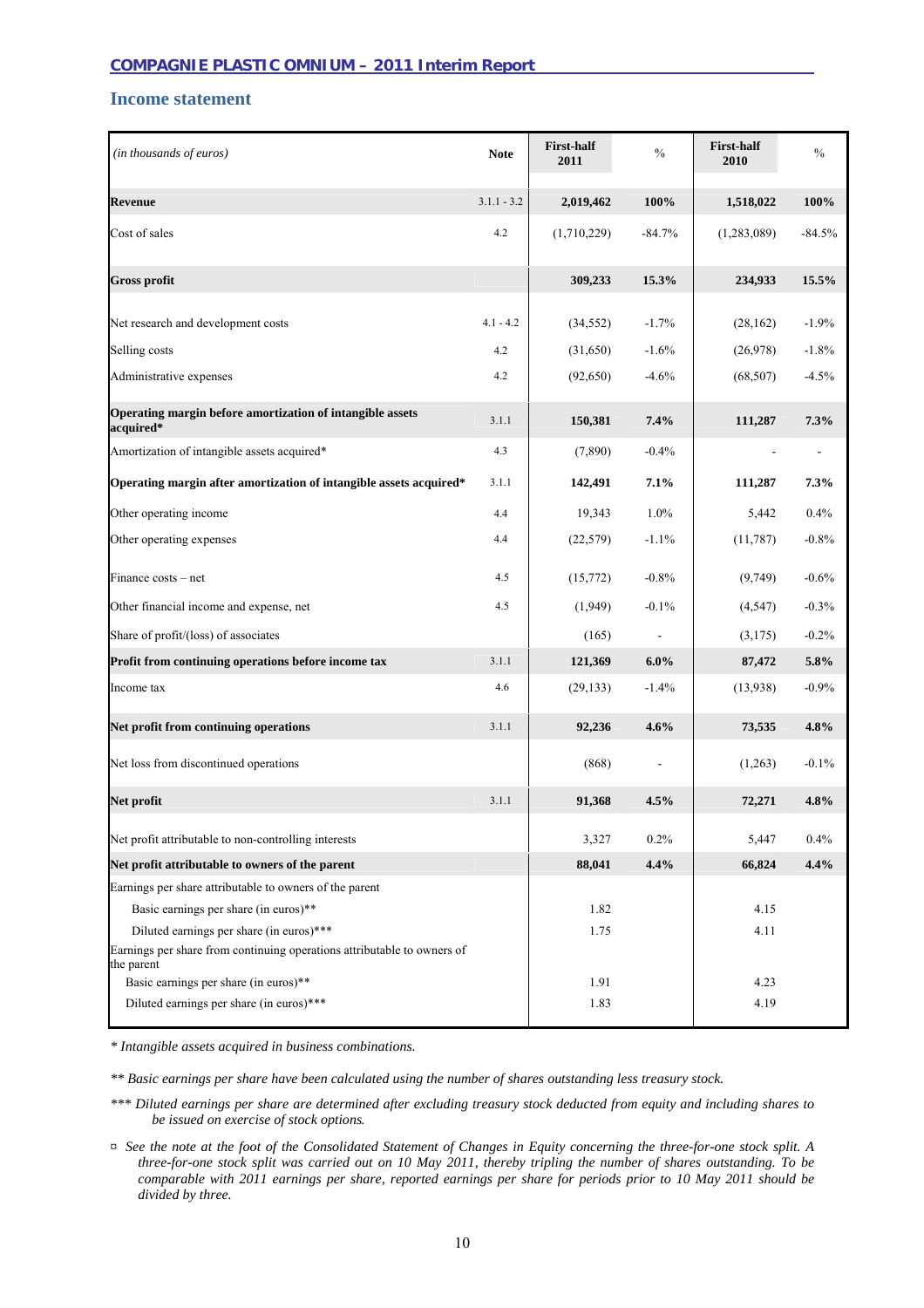## Income statement

| *(in thousands of euros)* | Note | First-half 2011 | % | First-half 2010 | % |
|---|---|---|---|---|---|
| **Revenue** | 3.1.1 - 3.2 | **2,019,462** | **100%** | **1,518,022** | **100%** |
| Cost of sales | 4.2 | (1,710,229) | -84.7% | (1,283,089) | -84.5% |
| **Gross profit** | | **309,233** | **15.3%** | **234,933** | **15.5%** |
| Net research and development costs | 4.1 - 4.2 | (34,552) | -1.7% | (28,162) | -1.9% |
| Selling costs | 4.2 | (31,650) | -1.6% | (26,978) | -1.8% |
| Administrative expenses | 4.2 | (92,650) | -4.6% | (68,507) | -4.5% |
| **Operating margin before amortization of intangible assets acquired*** | 3.1.1 | **150,381** | **7.4%** | **111,287** | **7.3%** |
| Amortization of intangible assets acquired* | 4.3 | (7,890) | -0.4% | - | - |
| **Operating margin after amortization of intangible assets acquired*** | 3.1.1 | **142,491** | **7.1%** | **111,287** | **7.3%** |
| Other operating income | 4.4 | 19,343 | 1.0% | 5,442 | 0.4% |
| Other operating expenses | 4.4 | (22,579) | -1.1% | (11,787) | -0.8% |
| Finance costs – net | 4.5 | (15,772) | -0.8% | (9,749) | -0.6% |
| Other financial income and expense, net | 4.5 | (1,949) | -0.1% | (4,547) | -0.3% |
| Share of profit/(loss) of associates | | (165) | - | (3,175) | -0.2% |
| **Profit from continuing operations before income tax** | 3.1.1 | **121,369** | **6.0%** | **87,472** | **5.8%** |
| Income tax | 4.6 | (29,133) | -1.4% | (13,938) | -0.9% |
| **Net profit from continuing operations** | 3.1.1 | **92,236** | **4.6%** | **73,535** | **4.8%** |
| Net loss from discontinued operations | | (868) | - | (1,263) | -0.1% |
| **Net profit** | 3.1.1 | **91,368** | **4.5%** | **72,271** | **4.8%** |
| Net profit attributable to non-controlling interests | | 3,327 | 0.2% | 5,447 | 0.4% |
| **Net profit attributable to owners of the parent** | | **88,041** | **4.4%** | **66,824** | **4.4%** |
| Earnings per share attributable to owners of the parent | | | | | |
| Basic earnings per share (in euros)** | | 1.82 | | 4.15 | |
| Diluted earnings per share (in euros)*** | | 1.75 | | 4.11 | |
| Earnings per share from continuing operations attributable to owners of the parent | | | | | |
| Basic earnings per share (in euros)** | | 1.91 | | 4.23 | |
| Diluted earnings per share (in euros)*** | | 1.83 | | 4.19 | |

*\* Intangible assets acquired in business combinations.*

*\*\* Basic earnings per share have been calculated using the number of shares outstanding less treasury stock.*

*\*\*\* Diluted earnings per share are determined after excluding treasury stock deducted from equity and including shares to be issued on exercise of stock options.*

*¤ See the note at the foot of the Consolidated Statement of Changes in Equity concerning the three-for-one stock split. A three-for-one stock split was carried out on 10 May 2011, thereby tripling the number of shares outstanding. To be comparable with 2011 earnings per share, reported earnings per share for periods prior to 10 May 2011 should be divided by three.*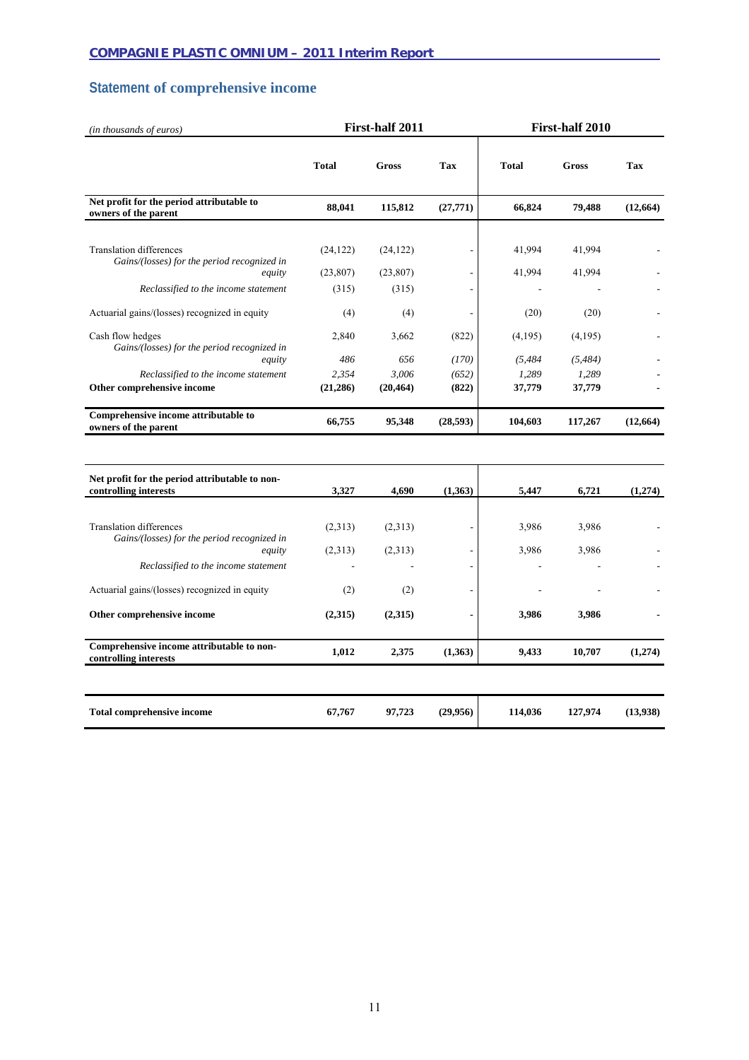## Statement of comprehensive income

| *(in thousands of euros)* | First-half 2011 | | | First-half 2010 | | |
|---|---|---|---|---|---|---|
| | **Total** | **Gross** | **Tax** | **Total** | **Gross** | **Tax** |
| **Net profit for the period attributable to owners of the parent** | **88,041** | **115,812** | **(27,771)** | **66,824** | **79,488** | **(12,664)** |
| Translation differences | (24,122) | (24,122) | - | 41,994 | 41,994 | - |
| *Gains/(losses) for the period recognized in equity* | (23,807) | (23,807) | - | 41,994 | 41,994 | - |
| *Reclassified to the income statement* | (315) | (315) | - | - | - | - |
| Actuarial gains/(losses) recognized in equity | (4) | (4) | - | (20) | (20) | - |
| Cash flow hedges | 2,840 | 3,662 | (822) | (4,195) | (4,195) | - |
| *Gains/(losses) for the period recognized in equity* | *486* | *656* | *(170)* | *(5,484* | *(5,484)* | - |
| *Reclassified to the income statement* | *2,354* | *3,006* | *(652)* | *1,289* | *1,289* | - |
| **Other comprehensive income** | **(21,286)** | **(20,464)** | **(822)** | **37,779** | **37,779** | **-** |
| **Comprehensive income attributable to owners of the parent** | **66,755** | **95,348** | **(28,593)** | **104,603** | **117,267** | **(12,664)** |
| **Net profit for the period attributable to non-controlling interests** | **3,327** | **4,690** | **(1,363)** | **5,447** | **6,721** | **(1,274)** |
| Translation differences | (2,313) | (2,313) | - | 3,986 | 3,986 | - |
| *Gains/(losses) for the period recognized in equity* | (2,313) | (2,313) | - | 3,986 | 3,986 | - |
| *Reclassified to the income statement* | - | - | - | - | - | - |
| Actuarial gains/(losses) recognized in equity | (2) | (2) | - | - | - | - |
| **Other comprehensive income** | **(2,315)** | **(2,315)** | **-** | **3,986** | **3,986** | **-** |
| **Comprehensive income attributable to non-controlling interests** | **1,012** | **2,375** | **(1,363)** | **9,433** | **10,707** | **(1,274)** |
| **Total comprehensive income** | **67,767** | **97,723** | **(29,956)** | **114,036** | **127,974** | **(13,938)** |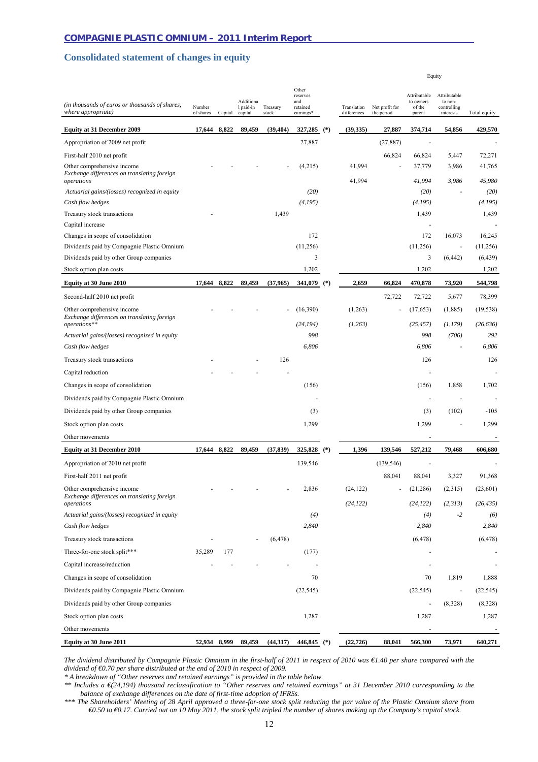## Consolidated statement of changes in equity

| *(in thousands of euros or thousands of shares, where appropriate)* | Number of shares | Capital | Additional paid-in capital | Treasury stock | Other reserves and retained earnings* | | Translation differences | Net profit for the period | Equity | | |
|---|---|---|---|---|---|---|---|---|---|---|---|
| | | | | | | | | | Attributable to owners of the parent | Attributable to non-controlling interests | Total equity |
| **Equity at 31 December 2009** | **17,644** | **8,822** | **89,459** | **(39,404)** | **327,285** | **(*)** | **(39,335)** | **27,887** | **374,714** | **54,856** | **429,570** |
| Appropriation of 2009 net profit | | | | | 27,887 | | | (27,887) | - | | - |
| First-half 2010 net profit | | | | | | | | 66,824 | 66,824 | 5,447 | 72,271 |
| Other comprehensive income | - | - | - | - | (4,215) | | 41,994 | - | 37,779 | 3,986 | 41,765 |
| *Exchange differences on translating foreign operations* | | | | | | | 41,994 | | *41,994* | *3,986* | *45,980* |
| *Actuarial gains/(losses) recognized in equity* | | | | | *(20)* | | | | *(20)* | - | *(20)* |
| *Cash flow hedges* | | | | | *(4,195)* | | | | *(4,195)* | | *(4,195)* |
| Treasury stock transactions | | - | | 1,439 | | | | | 1,439 | | 1,439 |
| Capital increase | | | | | | | | | - | | - |
| Changes in scope of consolidation | | | | | 172 | | | | 172 | 16,073 | 16,245 |
| Dividends paid by Compagnie Plastic Omnium | | | | | (11,256) | | | | (11,256) | - | (11,256) |
| Dividends paid by other Group companies | | | | | 3 | | | | 3 | (6,442) | (6,439) |
| Stock option plan costs | | | | | 1,202 | | | | 1,202 | | 1,202 |
| **Equity at 30 June 2010** | **17,644** | **8,822** | **89,459** | **(37,965)** | **341,079** | **(*)** | **2,659** | **66,824** | **470,878** | **73,920** | **544,798** |
| Second-half 2010 net profit | | | | | | | | 72,722 | 72,722 | 5,677 | 78,399 |
| Other comprehensive income | - | - | - | - | (16,390) | | (1,263) | - | (17,653) | (1,885) | (19,538) |
| *Exchange differences on translating foreign operations*** | | | | | *(24,194)* | | *(1,263)* | | *(25,457)* | *(1,179)* | *(26,636)* |
| *Actuarial gains/(losses) recognized in equity* | | | | | *998* | | | | *998* | *(706)* | *292* |
| *Cash flow hedges* | | | | | *6,806* | | | | *6,806* | - | *6,806* |
| Treasury stock transactions | - | - | | - | 126 | | | | 126 | | 126 |
| Capital reduction | - | - | - | - | | | | | - | | - |
| Changes in scope of consolidation | | | | | (156) | | | | (156) | 1,858 | 1,702 |
| Dividends paid by Compagnie Plastic Omnium | | | | | - | | | | - | - | - |
| Dividends paid by other Group companies | | | | | (3) | | | | (3) | (102) | -105 |
| Stock option plan costs | | | | | 1,299 | | | | 1,299 | - | 1,299 |
| Other movements | | | | | | | | | - | | - |
| **Equity at 31 December 2010** | **17,644** | **8,822** | **89,459** | **(37,839)** | **325,828** | **(*)** | **1,396** | **139,546** | **527,212** | **79,468** | **606,680** |
| Appropriation of 2010 net profit | | | | | 139,546 | | | (139,546) | - | | - |
| First-half 2011 net profit | | | | | | | | 88,041 | 88,041 | 3,327 | 91,368 |
| Other comprehensive income | - | - | - | - | 2,836 | | (24,122) | - | (21,286) | (2,315) | (23,601) |
| *Exchange differences on translating foreign operations* | | | | | | | *(24,122)* | | *(24,122)* | *(2,313)* | *(26,435)* |
| *Actuarial gains/(losses) recognized in equity* | | | | | *(4)* | | | | *(4)* | *-2* | *(6)* |
| *Cash flow hedges* | | | | | *2,840* | | | | *2,840* | | *2,840* |
| Treasury stock transactions | - | | - | (6,478) | | | | | (6,478) | | (6,478) |
| Three-for-one stock split*** | 35,289 | 177 | | | (177) | | | | - | | - |
| Capital increase/reduction | - | - | - | - | - | | | | - | | - |
| Changes in scope of consolidation | | | | | 70 | | | | 70 | 1,819 | 1,888 |
| Dividends paid by Compagnie Plastic Omnium | | | | | (22,545) | | | | (22,545) | - | (22,545) |
| Dividends paid by other Group companies | | | | | | | | | - | (8,328) | (8,328) |
| Stock option plan costs | | | | | 1,287 | | | | 1,287 | | 1,287 |
| Other movements | | | | | | | | | - | | - |
| **Equity at 30 June 2011** | **52,934** | **8,999** | **89,459** | **(44,317)** | **446,845** | **(*)** | **(22,726)** | **88,041** | **566,300** | **73,971** | **640,271** |

*The dividend distributed by Compagnie Plastic Omnium in the first-half of 2011 in respect of 2010 was €1.40 per share compared with the dividend of €0.70 per share distributed at the end of 2010 in respect of 2009.*

*\* A breakdown of "Other reserves and retained earnings" is provided in the table below.*

*\*\* Includes a €(24,194) thousand reclassification to "Other reserves and retained earnings" at 31 December 2010 corresponding to the balance of exchange differences on the date of first-time adoption of IFRSs.*

*\*\*\* The Shareholders' Meeting of 28 April approved a three-for-one stock split reducing the par value of the Plastic Omnium share from €0.50 to €0.17. Carried out on 10 May 2011, the stock split tripled the number of shares making up the Company's capital stock.*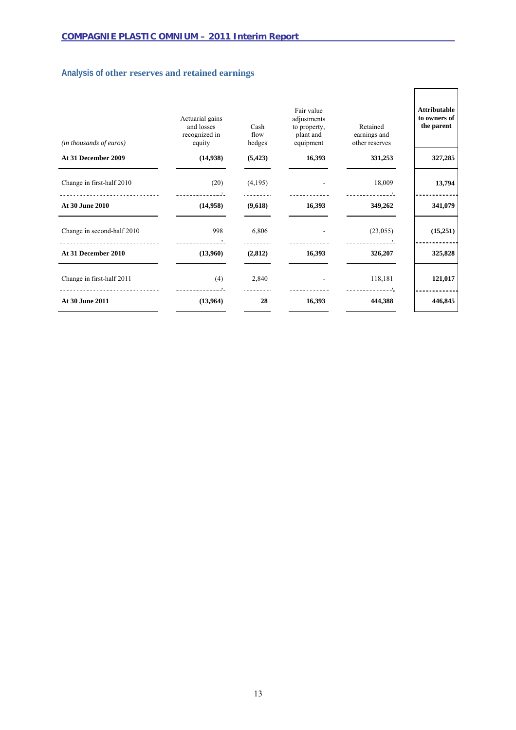## Analysis of other reserves and retained earnings

| *(in thousands of euros)* | Actuarial gains and losses recognized in equity | Cash flow hedges | Fair value adjustments to property, plant and equipment | Retained earnings and other reserves | **Attributable to owners of the parent** |
|---|---|---|---|---|---|
| **At 31 December 2009** | **(14,938)** | **(5,423)** | **16,393** | **331,253** | **327,285** |
| Change in first-half 2010 | (20) | (4,195) | - | 18,009 | **13,794** |
| **At 30 June 2010** | **(14,958)** | **(9,618)** | **16,393** | **349,262** | **341,079** |
| Change in second-half 2010 | 998 | 6,806 | - | (23,055) | **(15,251)** |
| **At 31 December 2010** | **(13,960)** | **(2,812)** | **16,393** | **326,207** | **325,828** |
| Change in first-half 2011 | (4) | 2,840 | - | 118,181 | **121,017** |
| **At 30 June 2011** | **(13,964)** | **28** | **16,393** | **444,388** | **446,845** |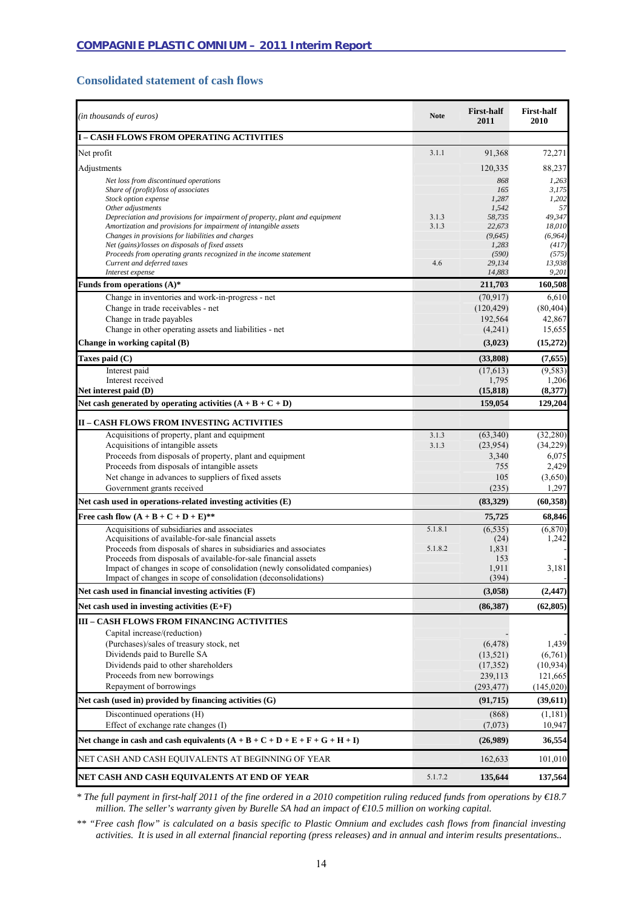## Consolidated statement of cash flows

| *(in thousands of euros)* | Note | First-half 2011 | First-half 2010 |
|---|---|---|---|
| **I – CASH FLOWS FROM OPERATING ACTIVITIES** | | | |
| Net profit | 3.1.1 | 91,368 | 72,271 |
| Adjustments | | 120,335 | 88,237 |
| *Net loss from discontinued operations* | | *868* | *1,263* |
| *Share of (profit)/loss of associates* | | *165* | *3,175* |
| *Stock option expense* | | *1,287* | *1,202* |
| *Other adjustments* | | *1,542* | *57* |
| *Depreciation and provisions for impairment of property, plant and equipment* | 3.1.3 | *58,735* | *49,347* |
| *Amortization and provisions for impairment of intangible assets* | 3.1.3 | *22,673* | *18,010* |
| *Changes in provisions for liabilities and charges* | | *(9,645)* | *(6,964)* |
| *Net (gains)/losses on disposals of fixed assets* | | *1,283* | *(417)* |
| *Proceeds from operating grants recognized in the income statement* | | *(590)* | *(575)* |
| *Current and deferred taxes* | 4.6 | *29,134* | *13,938* |
| *Interest expense* | | *14,883* | *9,201* |
| **Funds from operations (A)*** | | **211,703** | **160,508** |
| Change in inventories and work-in-progress - net | | (70,917) | 6,610 |
| Change in trade receivables - net | | (120,429) | (80,404) |
| Change in trade payables | | 192,564 | 42,867 |
| Change in other operating assets and liabilities - net | | (4,241) | 15,655 |
| **Change in working capital (B)** | | **(3,023)** | **(15,272)** |
| **Taxes paid (C)** | | **(33,808)** | **(7,655)** |
| Interest paid | | (17,613) | (9,583) |
| Interest received | | 1,795 | 1,206 |
| **Net interest paid (D)** | | **(15,818)** | **(8,377)** |
| **Net cash generated by operating activities (A + B + C + D)** | | **159,054** | **129,204** |
| **II – CASH FLOWS FROM INVESTING ACTIVITIES** | | | |
| Acquisitions of property, plant and equipment | 3.1.3 | (63,340) | (32,280) |
| Acquisitions of intangible assets | 3.1.3 | (23,954) | (34,229) |
| Proceeds from disposals of property, plant and equipment | | 3,340 | 6,075 |
| Proceeds from disposals of intangible assets | | 755 | 2,429 |
| Net change in advances to suppliers of fixed assets | | 105 | (3,650) |
| Government grants received | | (235) | 1,297 |
| **Net cash used in operations-related investing activities (E)** | | **(83,329)** | **(60,358)** |
| **Free cash flow (A + B + C + D + E)**** | | **75,725** | **68,846** |
| Acquisitions of subsidiaries and associates | 5.1.8.1 | (6,535) | (6,870) |
| Acquisitions of available-for-sale financial assets | | (24) | 1,242 |
| Proceeds from disposals of shares in subsidiaries and associates | 5.1.8.2 | 1,831 | - |
| Proceeds from disposals of available-for-sale financial assets | | 153 | - |
| Impact of changes in scope of consolidation (newly consolidated companies) | | 1,911 | 3,181 |
| Impact of changes in scope of consolidation (deconsolidations) | | (394) | - |
| **Net cash used in financial investing activities (F)** | | **(3,058)** | **(2,447)** |
| **Net cash used in investing activities (E+F)** | | **(86,387)** | **(62,805)** |
| **III – CASH FLOWS FROM FINANCING ACTIVITIES** | | | |
| Capital increase/(reduction) | | - | - |
| (Purchases)/sales of treasury stock, net | | (6,478) | 1,439 |
| Dividends paid to Burelle SA | | (13,521) | (6,761) |
| Dividends paid to other shareholders | | (17,352) | (10,934) |
| Proceeds from new borrowings | | 239,113 | 121,665 |
| Repayment of borrowings | | (293,477) | (145,020) |
| **Net cash (used in) provided by financing activities (G)** | | **(91,715)** | **(39,611)** |
| Discontinued operations (H) | | (868) | (1,181) |
| Effect of exchange rate changes (I) | | (7,073) | 10,947 |
| **Net change in cash and cash equivalents (A + B + C + D + E + F + G + H + I)** | | **(26,989)** | **36,554** |
| NET CASH AND CASH EQUIVALENTS AT BEGINNING OF YEAR | | 162,633 | 101,010 |
| **NET CASH AND CASH EQUIVALENTS AT END OF YEAR** | 5.1.7.2 | **135,644** | **137,564** |

*\* The full payment in first-half 2011 of the fine ordered in a 2010 competition ruling reduced funds from operations by €18.7 million. The seller's warranty given by Burelle SA had an impact of €10.5 million on working capital.*

*\*\* "Free cash flow" is calculated on a basis specific to Plastic Omnium and excludes cash flows from financial investing activities. It is used in all external financial reporting (press releases) and in annual and interim results presentations..*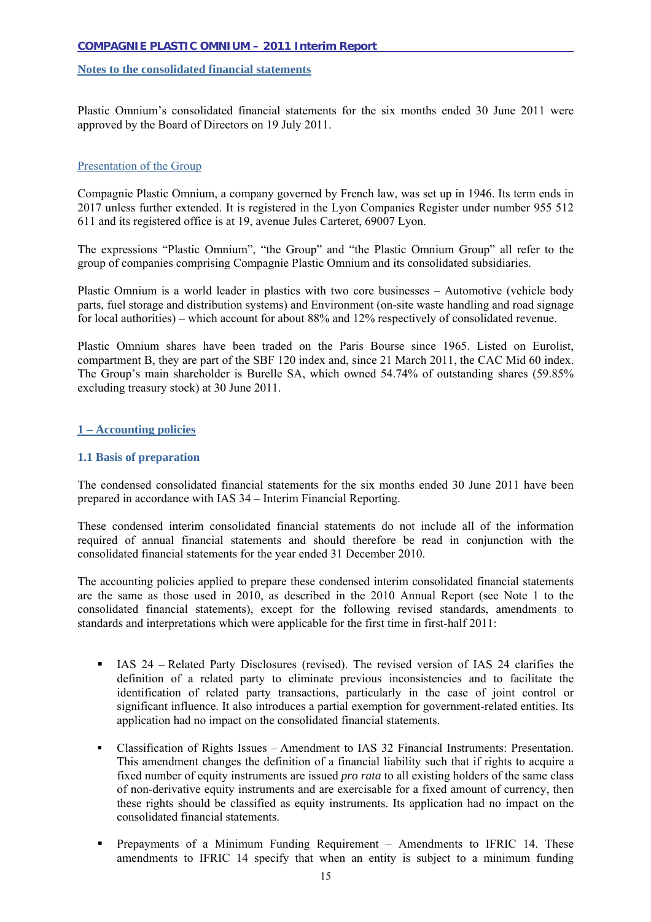## Notes to the consolidated financial statements

Plastic Omnium's consolidated financial statements for the six months ended 30 June 2011 were approved by the Board of Directors on 19 July 2011.

### Presentation of the Group

Compagnie Plastic Omnium, a company governed by French law, was set up in 1946. Its term ends in 2017 unless further extended. It is registered in the Lyon Companies Register under number 955 512 611 and its registered office is at 19, avenue Jules Carteret, 69007 Lyon.

The expressions "Plastic Omnium", "the Group" and "the Plastic Omnium Group" all refer to the group of companies comprising Compagnie Plastic Omnium and its consolidated subsidiaries.

Plastic Omnium is a world leader in plastics with two core businesses – Automotive (vehicle body parts, fuel storage and distribution systems) and Environment (on-site waste handling and road signage for local authorities) – which account for about 88% and 12% respectively of consolidated revenue.

Plastic Omnium shares have been traded on the Paris Bourse since 1965. Listed on Eurolist, compartment B, they are part of the SBF 120 index and, since 21 March 2011, the CAC Mid 60 index. The Group's main shareholder is Burelle SA, which owned 54.74% of outstanding shares (59.85% excluding treasury stock) at 30 June 2011.

## 1 – Accounting policies

### 1.1 Basis of preparation

The condensed consolidated financial statements for the six months ended 30 June 2011 have been prepared in accordance with IAS 34 – Interim Financial Reporting.

These condensed interim consolidated financial statements do not include all of the information required of annual financial statements and should therefore be read in conjunction with the consolidated financial statements for the year ended 31 December 2010.

The accounting policies applied to prepare these condensed interim consolidated financial statements are the same as those used in 2010, as described in the 2010 Annual Report (see Note 1 to the consolidated financial statements), except for the following revised standards, amendments to standards and interpretations which were applicable for the first time in first-half 2011:

- IAS 24 – Related Party Disclosures (revised). The revised version of IAS 24 clarifies the definition of a related party to eliminate previous inconsistencies and to facilitate the identification of related party transactions, particularly in the case of joint control or significant influence. It also introduces a partial exemption for government-related entities. Its application had no impact on the consolidated financial statements.
- Classification of Rights Issues – Amendment to IAS 32 Financial Instruments: Presentation. This amendment changes the definition of a financial liability such that if rights to acquire a fixed number of equity instruments are issued *pro rata* to all existing holders of the same class of non-derivative equity instruments and are exercisable for a fixed amount of currency, then these rights should be classified as equity instruments. Its application had no impact on the consolidated financial statements.
- Prepayments of a Minimum Funding Requirement – Amendments to IFRIC 14. These amendments to IFRIC 14 specify that when an entity is subject to a minimum funding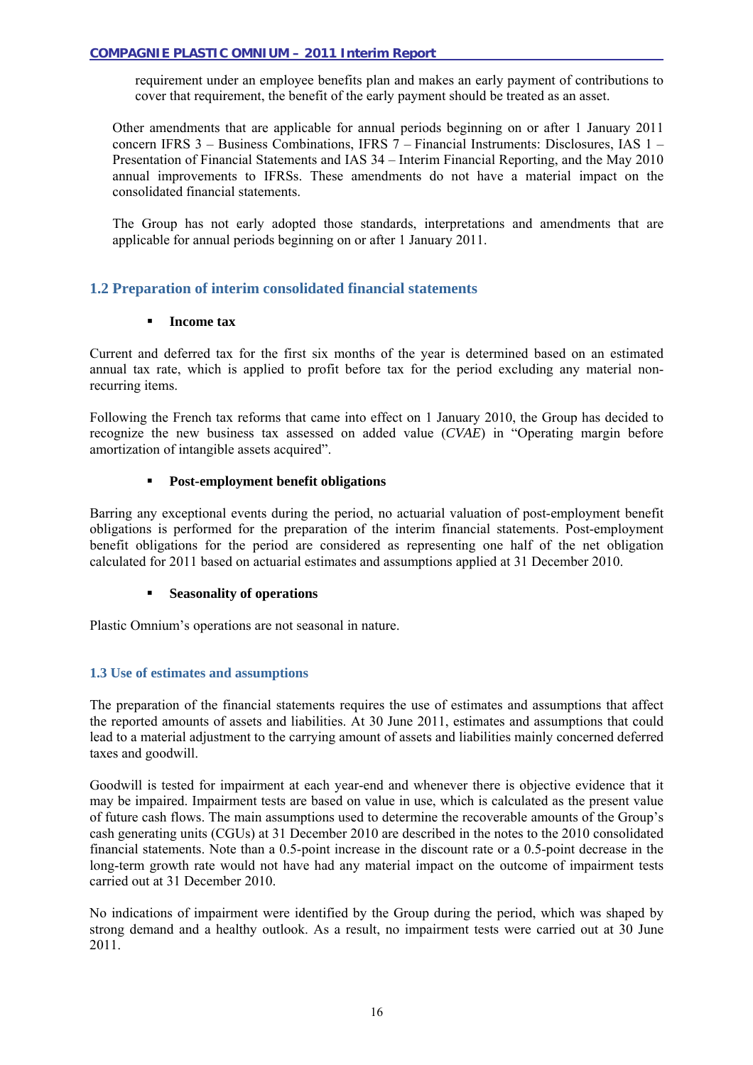requirement under an employee benefits plan and makes an early payment of contributions to cover that requirement, the benefit of the early payment should be treated as an asset.

Other amendments that are applicable for annual periods beginning on or after 1 January 2011 concern IFRS 3 – Business Combinations, IFRS 7 – Financial Instruments: Disclosures, IAS 1 – Presentation of Financial Statements and IAS 34 – Interim Financial Reporting, and the May 2010 annual improvements to IFRSs. These amendments do not have a material impact on the consolidated financial statements.

The Group has not early adopted those standards, interpretations and amendments that are applicable for annual periods beginning on or after 1 January 2011.

## 1.2 Preparation of interim consolidated financial statements

- **Income tax**

Current and deferred tax for the first six months of the year is determined based on an estimated annual tax rate, which is applied to profit before tax for the period excluding any material non-recurring items.

Following the French tax reforms that came into effect on 1 January 2010, the Group has decided to recognize the new business tax assessed on added value (*CVAE*) in "Operating margin before amortization of intangible assets acquired".

- **Post-employment benefit obligations**

Barring any exceptional events during the period, no actuarial valuation of post-employment benefit obligations is performed for the preparation of the interim financial statements. Post-employment benefit obligations for the period are considered as representing one half of the net obligation calculated for 2011 based on actuarial estimates and assumptions applied at 31 December 2010.

- **Seasonality of operations**

Plastic Omnium's operations are not seasonal in nature.

## 1.3 Use of estimates and assumptions

The preparation of the financial statements requires the use of estimates and assumptions that affect the reported amounts of assets and liabilities. At 30 June 2011, estimates and assumptions that could lead to a material adjustment to the carrying amount of assets and liabilities mainly concerned deferred taxes and goodwill.

Goodwill is tested for impairment at each year-end and whenever there is objective evidence that it may be impaired. Impairment tests are based on value in use, which is calculated as the present value of future cash flows. The main assumptions used to determine the recoverable amounts of the Group's cash generating units (CGUs) at 31 December 2010 are described in the notes to the 2010 consolidated financial statements. Note than a 0.5-point increase in the discount rate or a 0.5-point decrease in the long-term growth rate would not have had any material impact on the outcome of impairment tests carried out at 31 December 2010.

No indications of impairment were identified by the Group during the period, which was shaped by strong demand and a healthy outlook. As a result, no impairment tests were carried out at 30 June 2011.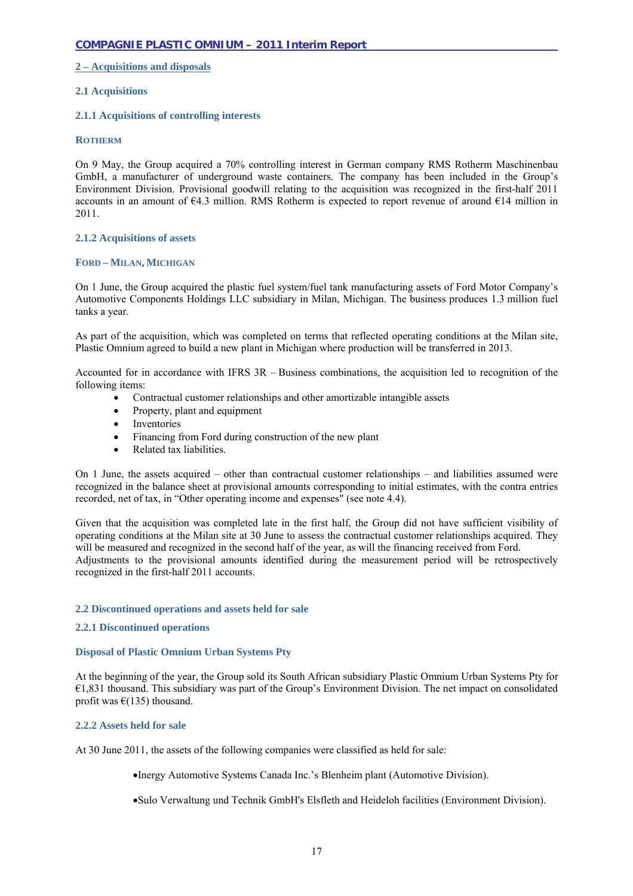## 2 – Acquisitions and disposals

### 2.1 Acquisitions

#### 2.1.1 Acquisitions of controlling interests

**ROTHERM**

On 9 May, the Group acquired a 70% controlling interest in German company RMS Rotherm Maschinenbau GmbH, a manufacturer of underground waste containers. The company has been included in the Group's Environment Division. Provisional goodwill relating to the acquisition was recognized in the first-half 2011 accounts in an amount of €4.3 million. RMS Rotherm is expected to report revenue of around €14 million in 2011.

#### 2.1.2 Acquisitions of assets

**FORD – MILAN, MICHIGAN**

On 1 June, the Group acquired the plastic fuel system/fuel tank manufacturing assets of Ford Motor Company's Automotive Components Holdings LLC subsidiary in Milan, Michigan. The business produces 1.3 million fuel tanks a year.

As part of the acquisition, which was completed on terms that reflected operating conditions at the Milan site, Plastic Omnium agreed to build a new plant in Michigan where production will be transferred in 2013.

Accounted for in accordance with IFRS 3R – Business combinations, the acquisition led to recognition of the following items:

- Contractual customer relationships and other amortizable intangible assets
- Property, plant and equipment
- Inventories
- Financing from Ford during construction of the new plant
- Related tax liabilities.

On 1 June, the assets acquired – other than contractual customer relationships – and liabilities assumed were recognized in the balance sheet at provisional amounts corresponding to initial estimates, with the contra entries recorded, net of tax, in "Other operating income and expenses" (see note 4.4).

Given that the acquisition was completed late in the first half, the Group did not have sufficient visibility of operating conditions at the Milan site at 30 June to assess the contractual customer relationships acquired. They will be measured and recognized in the second half of the year, as will the financing received from Ford.
Adjustments to the provisional amounts identified during the measurement period will be retrospectively recognized in the first-half 2011 accounts.

### 2.2 Discontinued operations and assets held for sale

#### 2.2.1 Discontinued operations

**Disposal of Plastic Omnium Urban Systems Pty**

At the beginning of the year, the Group sold its South African subsidiary Plastic Omnium Urban Systems Pty for €1,831 thousand. This subsidiary was part of the Group's Environment Division. The net impact on consolidated profit was €(135) thousand.

#### 2.2.2 Assets held for sale

At 30 June 2011, the assets of the following companies were classified as held for sale:

- Inergy Automotive Systems Canada Inc.'s Blenheim plant (Automotive Division).
- Sulo Verwaltung und Technik GmbH's Elsfleth and Heideloh facilities (Environment Division).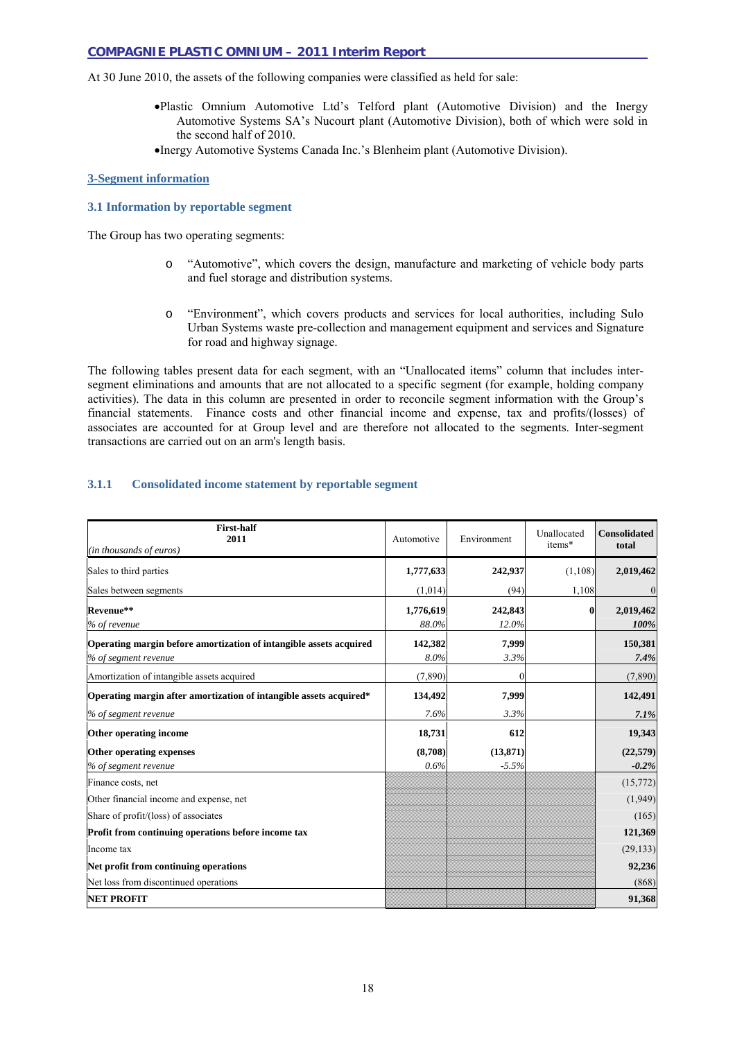At 30 June 2010, the assets of the following companies were classified as held for sale:

- Plastic Omnium Automotive Ltd's Telford plant (Automotive Division) and the Inergy Automotive Systems SA's Nucourt plant (Automotive Division), both of which were sold in the second half of 2010.
- Inergy Automotive Systems Canada Inc.'s Blenheim plant (Automotive Division).

## 3-Segment information

### 3.1 Information by reportable segment

The Group has two operating segments:

- "Automotive", which covers the design, manufacture and marketing of vehicle body parts and fuel storage and distribution systems.
- "Environment", which covers products and services for local authorities, including Sulo Urban Systems waste pre-collection and management equipment and services and Signature for road and highway signage.

The following tables present data for each segment, with an "Unallocated items" column that includes inter-segment eliminations and amounts that are not allocated to a specific segment (for example, holding company activities). The data in this column are presented in order to reconcile segment information with the Group's financial statements. Finance costs and other financial income and expense, tax and profits/(losses) of associates are accounted for at Group level and are therefore not allocated to the segments. Inter-segment transactions are carried out on an arm's length basis.

#### 3.1.1 Consolidated income statement by reportable segment

| **First-half 2011** *(in thousands of euros)* | Automotive | Environment | Unallocated items* | **Consolidated total** |
|---|---|---|---|---|
| Sales to third parties | **1,777,633** | **242,937** | (1,108) | **2,019,462** |
| Sales between segments | (1,014) | (94) | 1,108 | 0 |
| **Revenue**** | **1,776,619** | **242,843** | **0** | **2,019,462** |
| *% of revenue* | *88.0%* | *12.0%* | | ***100%*** |
| **Operating margin before amortization of intangible assets acquired** | **142,382** | **7,999** | | **150,381** |
| *% of segment revenue* | *8.0%* | *3.3%* | | ***7.4%*** |
| Amortization of intangible assets acquired | (7,890) | 0 | | (7,890) |
| **Operating margin after amortization of intangible assets acquired*** | **134,492** | **7,999** | | **142,491** |
| *% of segment revenue* | *7.6%* | *3.3%* | | ***7.1%*** |
| **Other operating income** | **18,731** | **612** | | **19,343** |
| **Other operating expenses** | **(8,708)** | **(13,871)** | | **(22,579)** |
| *% of segment revenue* | *0.6%* | *-5.5%* | | ***-0.2%*** |
| Finance costs, net | | | | (15,772) |
| Other financial income and expense, net | | | | (1,949) |
| Share of profit/(loss) of associates | | | | (165) |
| **Profit from continuing operations before income tax** | | | | **121,369** |
| Income tax | | | | (29,133) |
| **Net profit from continuing operations** | | | | **92,236** |
| Net loss from discontinued operations | | | | (868) |
| **NET PROFIT** | | | | **91,368** |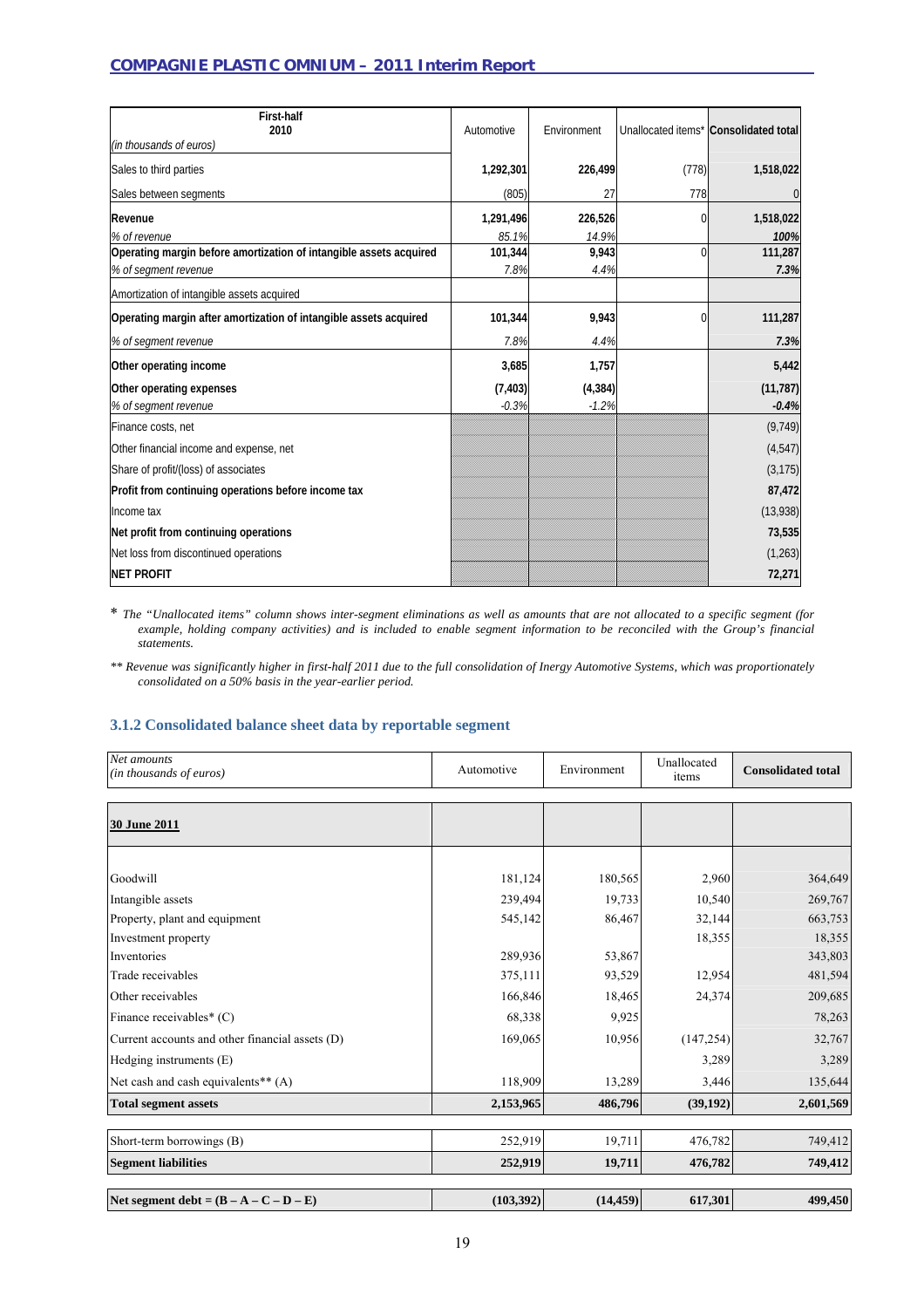| First-half 2010 (in thousands of euros) | Automotive | Environment | Unallocated items* | Consolidated total |
|---|---|---|---|---|
| Sales to third parties | 1,292,301 | 226,499 | (778) | 1,518,022 |
| Sales between segments | (805) | 27 | 778 | 0 |
| **Revenue** | 1,291,496 | 226,526 | 0 | 1,518,022 |
| *% of revenue* | *85.1%* | *14.9%* | | *100%* |
| **Operating margin before amortization of intangible assets acquired** | 101,344 | 9,943 | 0 | 111,287 |
| *% of segment revenue* | *7.8%* | *4.4%* | | *7.3%* |
| Amortization of intangible assets acquired | | | | |
| **Operating margin after amortization of intangible assets acquired** | 101,344 | 9,943 | 0 | 111,287 |
| *% of segment revenue* | *7.8%* | *4.4%* | | *7.3%* |
| **Other operating income** | 3,685 | 1,757 | | 5,442 |
| **Other operating expenses** | (7,403) | (4,384) | | (11,787) |
| *% of segment revenue* | *-0.3%* | *-1.2%* | | *-0.4%* |
| Finance costs, net | | | | (9,749) |
| Other financial income and expense, net | | | | (4,547) |
| Share of profit/(loss) of associates | | | | (3,175) |
| **Profit from continuing operations before income tax** | | | | 87,472 |
| Income tax | | | | (13,938) |
| **Net profit from continuing operations** | | | | 73,535 |
| Net loss from discontinued operations | | | | (1,263) |
| **NET PROFIT** | | | | 72,271 |

\* *The "Unallocated items" column shows inter-segment eliminations as well as amounts that are not allocated to a specific segment (for example, holding company activities) and is included to enable segment information to be reconciled with the Group's financial statements.*

*\*\* Revenue was significantly higher in first-half 2011 due to the full consolidation of Inergy Automotive Systems, which was proportionately consolidated on a 50% basis in the year-earlier period.*

### 3.1.2 Consolidated balance sheet data by reportable segment

| *Net amounts (in thousands of euros)* | Automotive | Environment | Unallocated items | **Consolidated total** |
|---|---|---|---|---|
| **30 June 2011** | | | | |
| Goodwill | 181,124 | 180,565 | 2,960 | 364,649 |
| Intangible assets | 239,494 | 19,733 | 10,540 | 269,767 |
| Property, plant and equipment | 545,142 | 86,467 | 32,144 | 663,753 |
| Investment property | | | 18,355 | 18,355 |
| Inventories | 289,936 | 53,867 | | 343,803 |
| Trade receivables | 375,111 | 93,529 | 12,954 | 481,594 |
| Other receivables | 166,846 | 18,465 | 24,374 | 209,685 |
| Finance receivables* (C) | 68,338 | 9,925 | | 78,263 |
| Current accounts and other financial assets (D) | 169,065 | 10,956 | (147,254) | 32,767 |
| Hedging instruments (E) | | | 3,289 | 3,289 |
| Net cash and cash equivalents** (A) | 118,909 | 13,289 | 3,446 | 135,644 |
| **Total segment assets** | **2,153,965** | **486,796** | **(39,192)** | **2,601,569** |
| Short-term borrowings (B) | 252,919 | 19,711 | 476,782 | 749,412 |
| **Segment liabilities** | **252,919** | **19,711** | **476,782** | **749,412** |
| **Net segment debt = (B – A – C – D – E)** | **(103,392)** | **(14,459)** | **617,301** | **499,450** |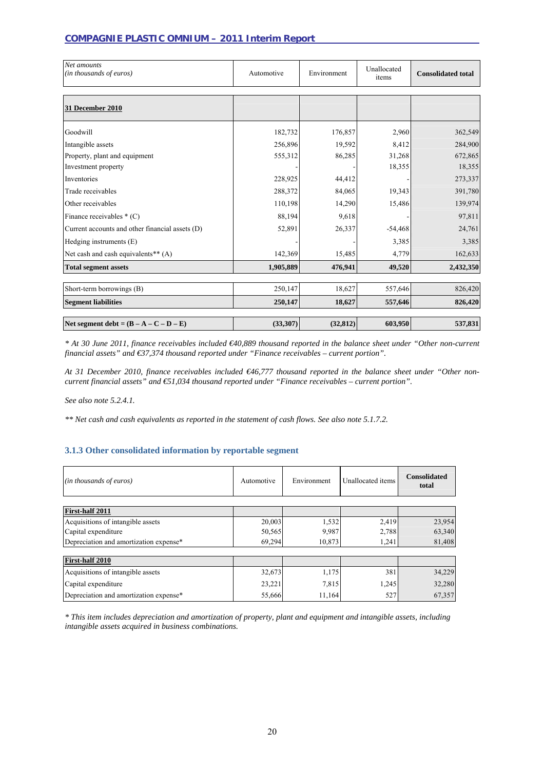| *Net amounts (in thousands of euros)* | Automotive | Environment | Unallocated items | **Consolidated total** |
|---|---|---|---|---|
| **31 December 2010** | | | | |
| Goodwill | 182,732 | 176,857 | 2,960 | 362,549 |
| Intangible assets | 256,896 | 19,592 | 8,412 | 284,900 |
| Property, plant and equipment | 555,312 | 86,285 | 31,268 | 672,865 |
| Investment property | - | - | 18,355 | 18,355 |
| Inventories | 228,925 | 44,412 | - | 273,337 |
| Trade receivables | 288,372 | 84,065 | 19,343 | 391,780 |
| Other receivables | 110,198 | 14,290 | 15,486 | 139,974 |
| Finance receivables * (C) | 88,194 | 9,618 | - | 97,811 |
| Current accounts and other financial assets (D) | 52,891 | 26,337 | -54,468 | 24,761 |
| Hedging instruments (E) | - | - | 3,385 | 3,385 |
| Net cash and cash equivalents** (A) | 142,369 | 15,485 | 4,779 | 162,633 |
| **Total segment assets** | **1,905,889** | **476,941** | **49,520** | **2,432,350** |
| Short-term borrowings (B) | 250,147 | 18,627 | 557,646 | 826,420 |
| **Segment liabilities** | **250,147** | **18,627** | **557,646** | **826,420** |
| **Net segment debt = (B – A – C – D – E)** | **(33,307)** | **(32,812)** | **603,950** | **537,831** |

*\* At 30 June 2011, finance receivables included €40,889 thousand reported in the balance sheet under "Other non-current financial assets" and €37,374 thousand reported under "Finance receivables – current portion".*

*At 31 December 2010, finance receivables included €46,777 thousand reported in the balance sheet under "Other non-current financial assets" and €51,034 thousand reported under "Finance receivables – current portion".*

*See also note 5.2.4.1.*

*\*\* Net cash and cash equivalents as reported in the statement of cash flows. See also note 5.1.7.2.*

### 3.1.3 Other consolidated information by reportable segment

| *(in thousands of euros)* | Automotive | Environment | Unallocated items | **Consolidated total** |
|---|---|---|---|---|
| **First-half 2011** | | | | |
| Acquisitions of intangible assets | 20,003 | 1,532 | 2,419 | 23,954 |
| Capital expenditure | 50,565 | 9,987 | 2,788 | 63,340 |
| Depreciation and amortization expense* | 69,294 | 10,873 | 1,241 | 81,408 |
| **First-half 2010** | | | | |
| Acquisitions of intangible assets | 32,673 | 1,175 | 381 | 34,229 |
| Capital expenditure | 23,221 | 7,815 | 1,245 | 32,280 |
| Depreciation and amortization expense* | 55,666 | 11,164 | 527 | 67,357 |

*\* This item includes depreciation and amortization of property, plant and equipment and intangible assets, including intangible assets acquired in business combinations.*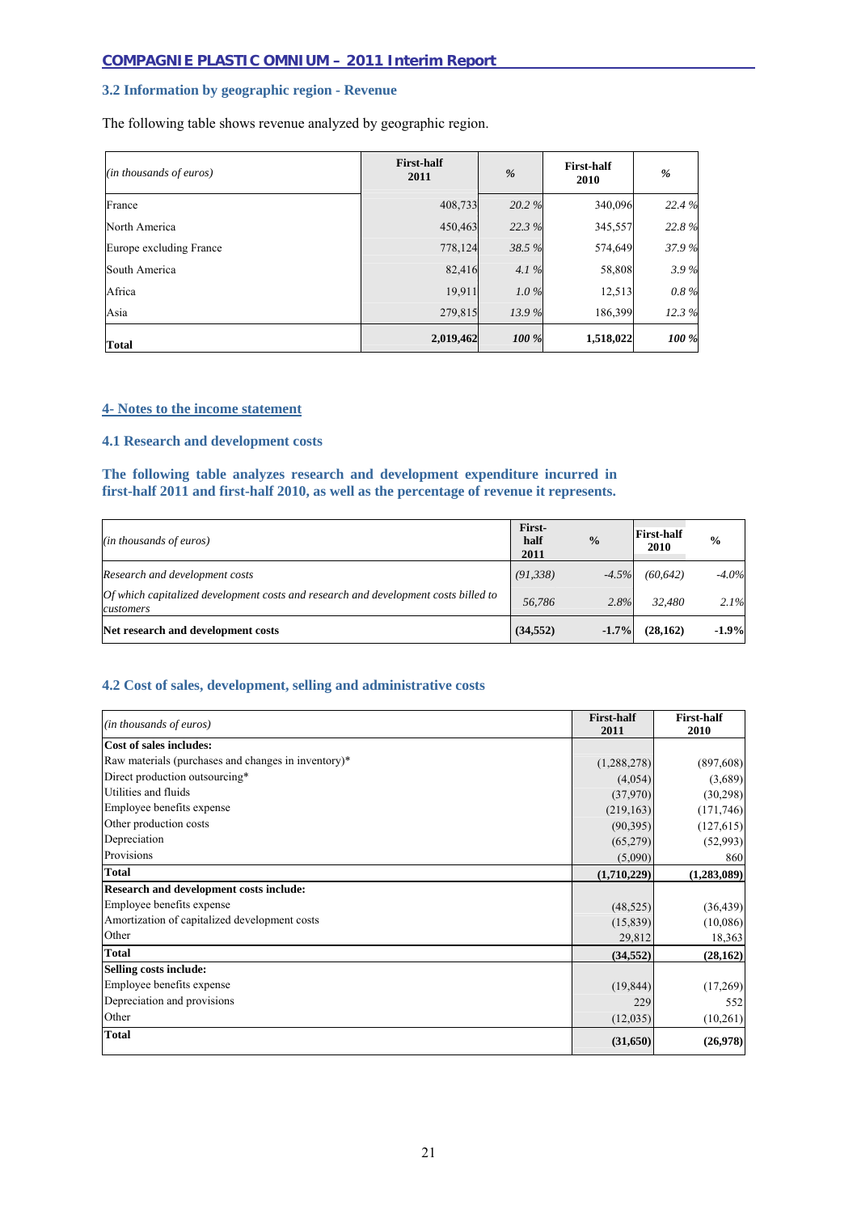### 3.2 Information by geographic region - Revenue

The following table shows revenue analyzed by geographic region.

| *(in thousands of euros)* | First-half 2011 | % | First-half 2010 | % |
|---|---|---|---|---|
| France | 408,733 | *20.2 %* | 340,096 | *22.4 %* |
| North America | 450,463 | *22.3 %* | 345,557 | *22.8 %* |
| Europe excluding France | 778,124 | *38.5 %* | 574,649 | *37.9 %* |
| South America | 82,416 | *4.1 %* | 58,808 | *3.9 %* |
| Africa | 19,911 | *1.0 %* | 12,513 | *0.8 %* |
| Asia | 279,815 | *13.9 %* | 186,399 | *12.3 %* |
| **Total** | **2,019,462** | ***100 %*** | **1,518,022** | ***100 %*** |

## 4- Notes to the income statement

### 4.1 Research and development costs

**The following table analyzes research and development expenditure incurred in first-half 2011 and first-half 2010, as well as the percentage of revenue it represents.**

| *(in thousands of euros)* | First-half 2011 | % | First-half 2010 | % |
|---|---|---|---|---|
| *Research and development costs* | *(91,338)* | *-4.5%* | *(60,642)* | *-4.0%* |
| *Of which capitalized development costs and research and development costs billed to customers* | *56,786* | *2.8%* | *32,480* | *2.1%* |
| **Net research and development costs** | **(34,552)** | **-1.7%** | **(28,162)** | **-1.9%** |

### 4.2 Cost of sales, development, selling and administrative costs

| *(in thousands of euros)* | First-half 2011 | First-half 2010 |
|---|---|---|
| **Cost of sales includes:** | | |
| Raw materials (purchases and changes in inventory)* | (1,288,278) | (897,608) |
| Direct production outsourcing* | (4,054) | (3,689) |
| Utilities and fluids | (37,970) | (30,298) |
| Employee benefits expense | (219,163) | (171,746) |
| Other production costs | (90,395) | (127,615) |
| Depreciation | (65,279) | (52,993) |
| Provisions | (5,090) | 860 |
| **Total** | **(1,710,229)** | **(1,283,089)** |
| **Research and development costs include:** | | |
| Employee benefits expense | (48,525) | (36,439) |
| Amortization of capitalized development costs | (15,839) | (10,086) |
| Other | 29,812 | 18,363 |
| **Total** | **(34,552)** | **(28,162)** |
| **Selling costs include:** | | |
| Employee benefits expense | (19,844) | (17,269) |
| Depreciation and provisions | 229 | 552 |
| Other | (12,035) | (10,261) |
| **Total** | **(31,650)** | **(26,978)** |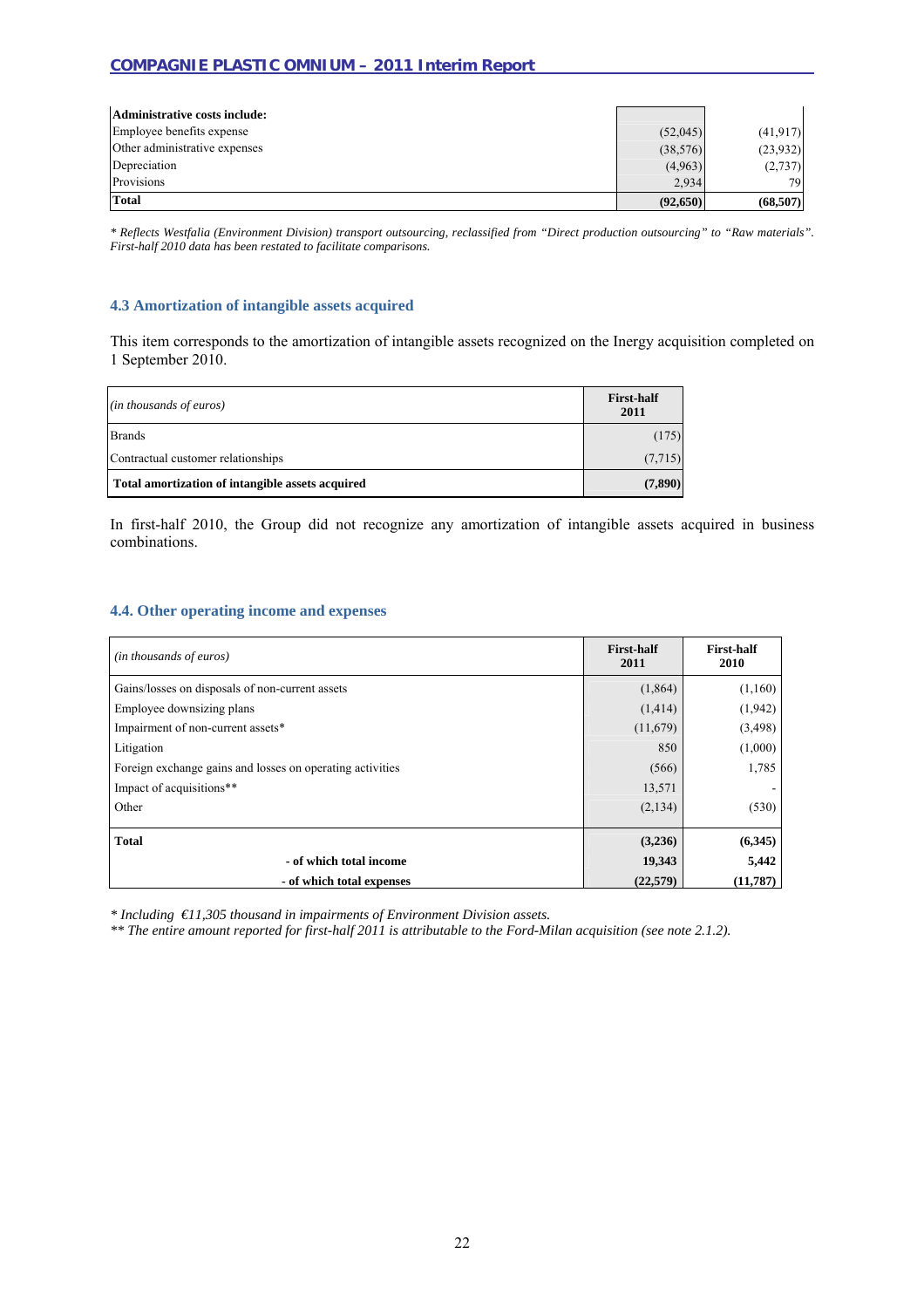| Administrative costs include: | | |
|---|---|---|
| Employee benefits expense | (52,045) | (41,917) |
| Other administrative expenses | (38,576) | (23,932) |
| Depreciation | (4,963) | (2,737) |
| Provisions | 2,934 | 79 |
| **Total** | **(92,650)** | **(68,507)** |

*\* Reflects Westfalia (Environment Division) transport outsourcing, reclassified from "Direct production outsourcing" to "Raw materials". First-half 2010 data has been restated to facilitate comparisons.*

### 4.3 Amortization of intangible assets acquired

This item corresponds to the amortization of intangible assets recognized on the Inergy acquisition completed on 1 September 2010.

| *(in thousands of euros)* | First-half 2011 |
|---|---|
| Brands | (175) |
| Contractual customer relationships | (7,715) |
| **Total amortization of intangible assets acquired** | **(7,890)** |

In first-half 2010, the Group did not recognize any amortization of intangible assets acquired in business combinations.

### 4.4. Other operating income and expenses

| *(in thousands of euros)* | First-half 2011 | First-half 2010 |
|---|---|---|
| Gains/losses on disposals of non-current assets | (1,864) | (1,160) |
| Employee downsizing plans | (1,414) | (1,942) |
| Impairment of non-current assets* | (11,679) | (3,498) |
| Litigation | 850 | (1,000) |
| Foreign exchange gains and losses on operating activities | (566) | 1,785 |
| Impact of acquisitions** | 13,571 | - |
| Other | (2,134) | (530) |
| **Total** | **(3,236)** | **(6,345)** |
| **- of which total income** | **19,343** | **5,442** |
| **- of which total expenses** | **(22,579)** | **(11,787)** |

*\* Including €11,305 thousand in impairments of Environment Division assets.*
*\*\* The entire amount reported for first-half 2011 is attributable to the Ford-Milan acquisition (see note 2.1.2).*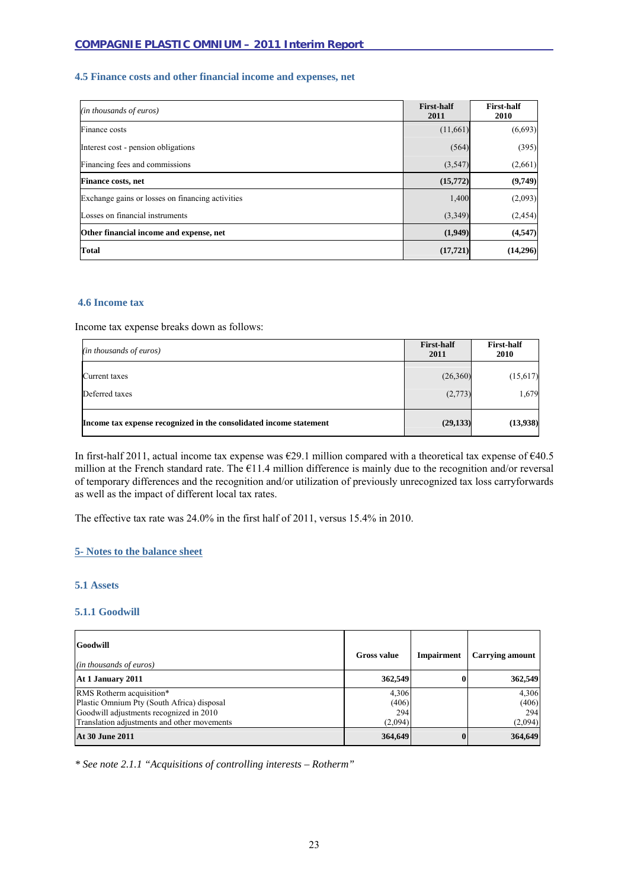### 4.5 Finance costs and other financial income and expenses, net

| *(in thousands of euros)* | First-half 2011 | First-half 2010 |
|---|---|---|
| Finance costs | (11,661) | (6,693) |
| Interest cost - pension obligations | (564) | (395) |
| Financing fees and commissions | (3,547) | (2,661) |
| **Finance costs, net** | **(15,772)** | **(9,749)** |
| Exchange gains or losses on financing activities | 1,400 | (2,093) |
| Losses on financial instruments | (3,349) | (2,454) |
| **Other financial income and expense, net** | **(1,949)** | **(4,547)** |
| **Total** | **(17,721)** | **(14,296)** |

### 4.6 Income tax

Income tax expense breaks down as follows:

| *(in thousands of euros)* | First-half 2011 | First-half 2010 |
|---|---|---|
| Current taxes | (26,360) | (15,617) |
| Deferred taxes | (2,773) | 1,679 |
| **Income tax expense recognized in the consolidated income statement** | **(29,133)** | **(13,938)** |

In first-half 2011, actual income tax expense was €29.1 million compared with a theoretical tax expense of €40.5 million at the French standard rate. The €11.4 million difference is mainly due to the recognition and/or reversal of temporary differences and the recognition and/or utilization of previously unrecognized tax loss carryforwards as well as the impact of different local tax rates.

The effective tax rate was 24.0% in the first half of 2011, versus 15.4% in 2010.

## 5- Notes to the balance sheet

### 5.1 Assets

### 5.1.1 Goodwill

| **Goodwill** *(in thousands of euros)* | Gross value | Impairment | Carrying amount |
|---|---|---|---|
| **At 1 January 2011** | **362,549** | **0** | **362,549** |
| RMS Rotherm acquisition* | 4,306 | | 4,306 |
| Plastic Omnium Pty (South Africa) disposal | (406) | | (406) |
| Goodwill adjustments recognized in 2010 | 294 | | 294 |
| Translation adjustments and other movements | (2,094) | | (2,094) |
| **At 30 June 2011** | **364,649** | **0** | **364,649** |

*\* See note 2.1.1 "Acquisitions of controlling interests – Rotherm"*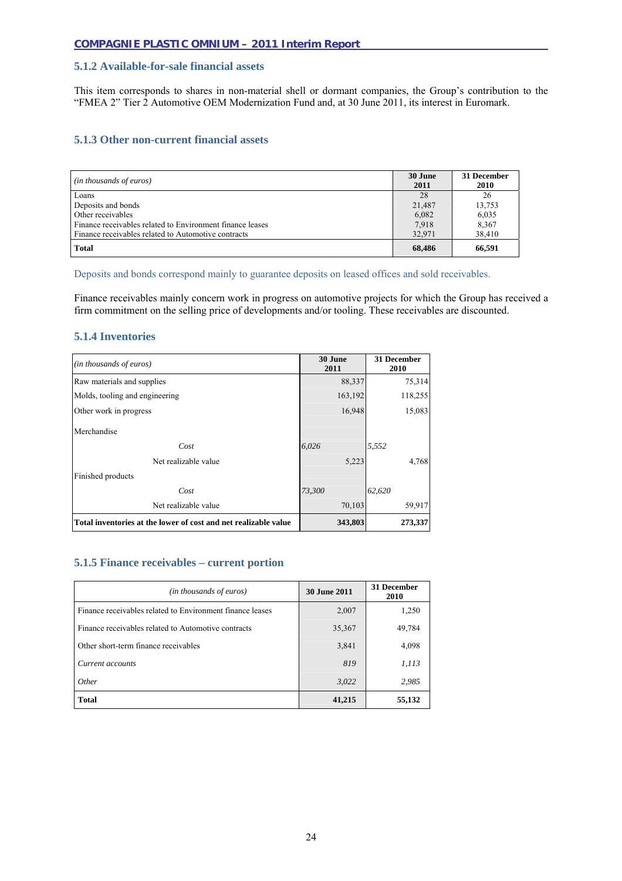### 5.1.2 Available-for-sale financial assets

This item corresponds to shares in non-material shell or dormant companies, the Group's contribution to the "FMEA 2" Tier 2 Automotive OEM Modernization Fund and, at 30 June 2011, its interest in Euromark.

### 5.1.3 Other non-current financial assets

| *(in thousands of euros)* | 30 June 2011 | 31 December 2010 |
|---|---|---|
| Loans | 28 | 26 |
| Deposits and bonds | 21,487 | 13,753 |
| Other receivables | 6,082 | 6,035 |
| Finance receivables related to Environment finance leases | 7,918 | 8,367 |
| Finance receivables related to Automotive contracts | 32,971 | 38,410 |
| **Total** | **68,486** | **66,591** |

Deposits and bonds correspond mainly to guarantee deposits on leased offices and sold receivables.

Finance receivables mainly concern work in progress on automotive projects for which the Group has received a firm commitment on the selling price of developments and/or tooling. These receivables are discounted.

### 5.1.4 Inventories

| *(in thousands of euros)* | 30 June 2011 | | 31 December 2010 | |
|---|---|---|---|---|
| Raw materials and supplies | | 88,337 | | 75,314 |
| Molds, tooling and engineering | | 163,192 | | 118,255 |
| Other work in progress | | 16,948 | | 15,083 |
| Merchandise | | | | |
| *Cost* | *6,026* | | *5,552* | |
| Net realizable value | | 5,223 | | 4,768 |
| Finished products | | | | |
| *Cost* | *73,300* | | *62,620* | |
| Net realizable value | | 70,103 | | 59,917 |
| **Total inventories at the lower of cost and net realizable value** | | **343,803** | | **273,337** |

### 5.1.5 Finance receivables – current portion

| *(in thousands of euros)* | 30 June 2011 | 31 December 2010 |
|---|---|---|
| Finance receivables related to Environment finance leases | 2,007 | 1,250 |
| Finance receivables related to Automotive contracts | 35,367 | 49,784 |
| Other short-term finance receivables | 3,841 | 4,098 |
| *Current accounts* | *819* | *1,113* |
| *Other* | *3,022* | *2,985* |
| **Total** | **41,215** | **55,132** |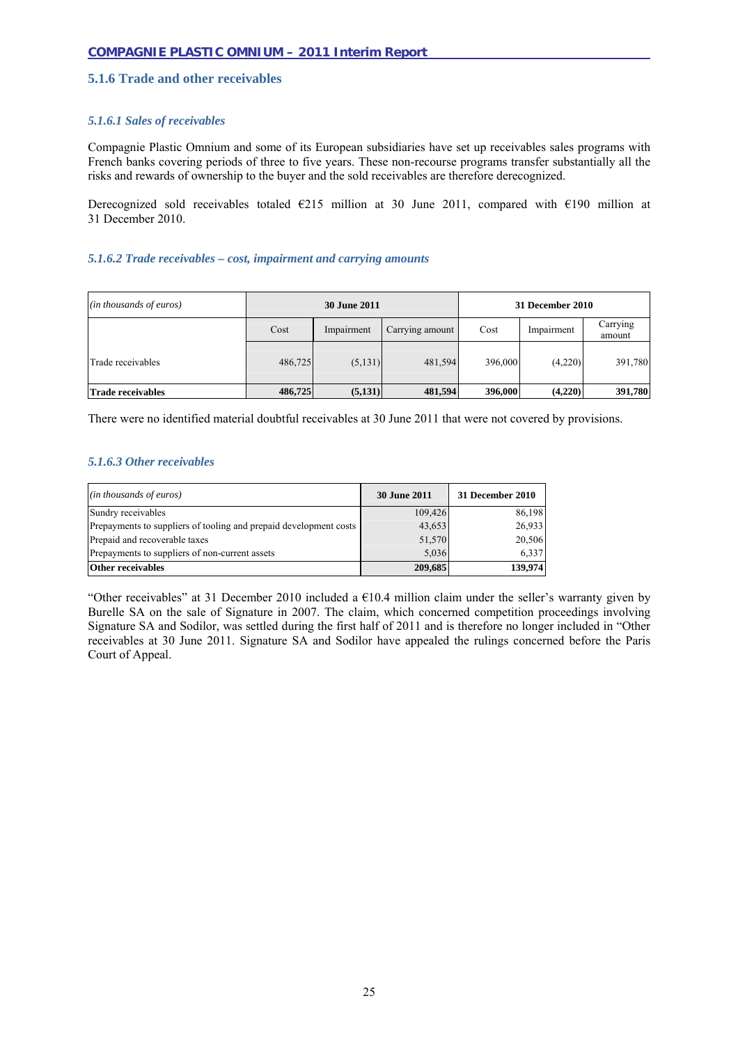## 5.1.6 Trade and other receivables

### *5.1.6.1 Sales of receivables*

Compagnie Plastic Omnium and some of its European subsidiaries have set up receivables sales programs with French banks covering periods of three to five years. These non-recourse programs transfer substantially all the risks and rewards of ownership to the buyer and the sold receivables are therefore derecognized.

Derecognized sold receivables totaled €215 million at 30 June 2011, compared with €190 million at 31 December 2010.

### *5.1.6.2 Trade receivables – cost, impairment and carrying amounts*

| *(in thousands of euros)* | **30 June 2011** | | | **31 December 2010** | | |
|---|---|---|---|---|---|---|
| | Cost | Impairment | Carrying amount | Cost | Impairment | Carrying amount |
| Trade receivables | 486,725 | (5,131) | 481,594 | 396,000 | (4,220) | 391,780 |
| **Trade receivables** | **486,725** | **(5,131)** | **481,594** | **396,000** | **(4,220)** | **391,780** |

There were no identified material doubtful receivables at 30 June 2011 that were not covered by provisions.

### *5.1.6.3 Other receivables*

| *(in thousands of euros)* | **30 June 2011** | **31 December 2010** |
|---|---|---|
| Sundry receivables | 109,426 | 86,198 |
| Prepayments to suppliers of tooling and prepaid development costs | 43,653 | 26,933 |
| Prepaid and recoverable taxes | 51,570 | 20,506 |
| Prepayments to suppliers of non-current assets | 5,036 | 6,337 |
| **Other receivables** | **209,685** | **139,974** |

"Other receivables" at 31 December 2010 included a €10.4 million claim under the seller's warranty given by Burelle SA on the sale of Signature in 2007. The claim, which concerned competition proceedings involving Signature SA and Sodilor, was settled during the first half of 2011 and is therefore no longer included in "Other receivables at 30 June 2011. Signature SA and Sodilor have appealed the rulings concerned before the Paris Court of Appeal.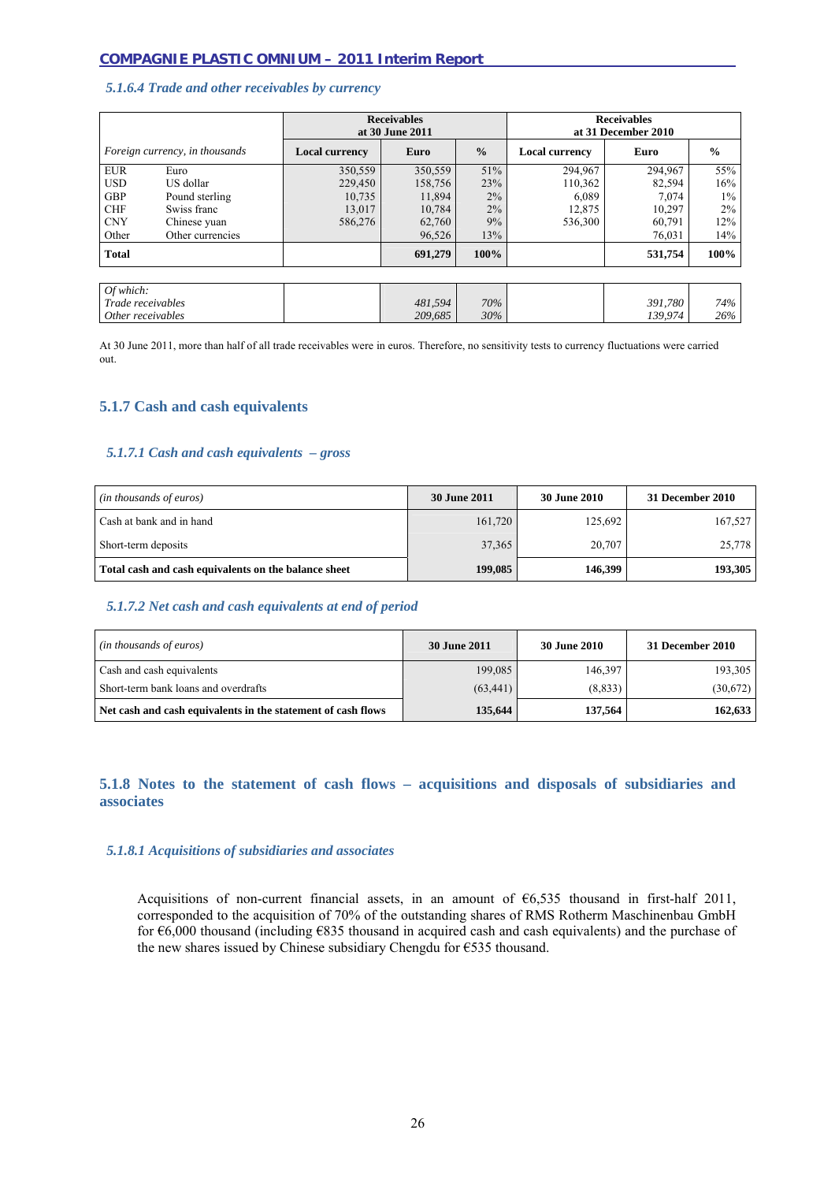#### 5.1.6.4 Trade and other receivables by currency

| Foreign currency, in thousands | | Receivables at 30 June 2011 | | | Receivables at 31 December 2010 | | |
|---|---|---|---|---|---|---|---|
| | | Local currency | Euro | % | Local currency | Euro | % |
| EUR | Euro | 350,559 | 350,559 | 51% | 294,967 | 294,967 | 55% |
| USD | US dollar | 229,450 | 158,756 | 23% | 110,362 | 82,594 | 16% |
| GBP | Pound sterling | 10,735 | 11,894 | 2% | 6,089 | 7,074 | 1% |
| CHF | Swiss franc | 13,017 | 10,784 | 2% | 12,875 | 10,297 | 2% |
| CNY | Chinese yuan | 586,276 | 62,760 | 9% | 536,300 | 60,791 | 12% |
| Other | Other currencies | | 96,526 | 13% | | 76,031 | 14% |
| **Total** | | | **691,279** | **100%** | | **531,754** | **100%** |

| | | | | | |
|---|---|---|---|---|---|
| *Of which:* | | | | | |
| *Trade receivables* | | *481,594* | *70%* | *391,780* | *74%* |
| *Other receivables* | | *209,685* | *30%* | *139,974* | *26%* |

At 30 June 2011, more than half of all trade receivables were in euros. Therefore, no sensitivity tests to currency fluctuations were carried out.

### 5.1.7 Cash and cash equivalents

#### 5.1.7.1 Cash and cash equivalents – gross

| *(in thousands of euros)* | 30 June 2011 | 30 June 2010 | 31 December 2010 |
|---|---|---|---|
| Cash at bank and in hand | 161,720 | 125,692 | 167,527 |
| Short-term deposits | 37,365 | 20,707 | 25,778 |
| **Total cash and cash equivalents on the balance sheet** | **199,085** | **146,399** | **193,305** |

#### 5.1.7.2 Net cash and cash equivalents at end of period

| *(in thousands of euros)* | 30 June 2011 | 30 June 2010 | 31 December 2010 |
|---|---|---|---|
| Cash and cash equivalents | 199,085 | 146,397 | 193,305 |
| Short-term bank loans and overdrafts | (63,441) | (8,833) | (30,672) |
| **Net cash and cash equivalents in the statement of cash flows** | **135,644** | **137,564** | **162,633** |

### 5.1.8 Notes to the statement of cash flows – acquisitions and disposals of subsidiaries and associates

#### 5.1.8.1 Acquisitions of subsidiaries and associates

Acquisitions of non-current financial assets, in an amount of €6,535 thousand in first-half 2011, corresponded to the acquisition of 70% of the outstanding shares of RMS Rotherm Maschinenbau GmbH for €6,000 thousand (including €835 thousand in acquired cash and cash equivalents) and the purchase of the new shares issued by Chinese subsidiary Chengdu for €535 thousand.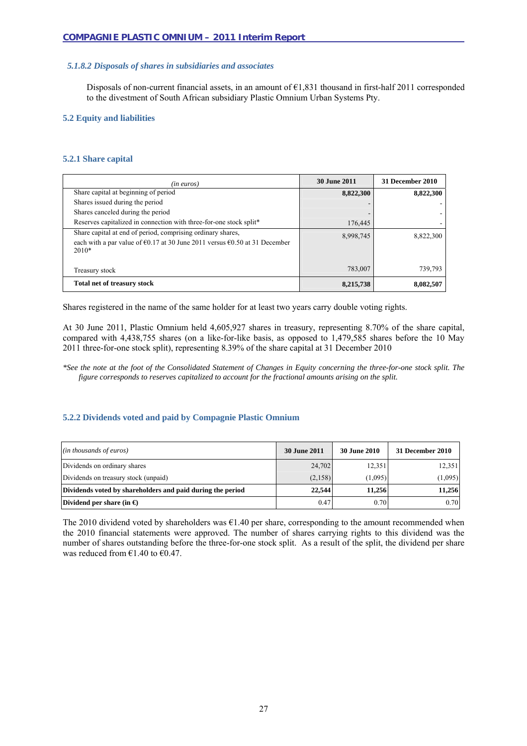#### *5.1.8.2 Disposals of shares in subsidiaries and associates*

Disposals of non-current financial assets, in an amount of €1,831 thousand in first-half 2011 corresponded to the divestment of South African subsidiary Plastic Omnium Urban Systems Pty.

### 5.2 Equity and liabilities

#### 5.2.1 Share capital

| *(in euros)* | 30 June 2011 | 31 December 2010 |
|---|---|---|
| Share capital at beginning of period | **8,822,300** | **8,822,300** |
| Shares issued during the period | - | - |
| Shares canceled during the period | - | - |
| Reserves capitalized in connection with three-for-one stock split* | 176,445 | - |
| Share capital at end of period, comprising ordinary shares, each with a par value of €0.17 at 30 June 2011 versus €0.50 at 31 December 2010* | 8,998,745 | 8,822,300 |
| Treasury stock | 783,007 | 739,793 |
| **Total net of treasury stock** | **8,215,738** | **8,082,507** |

Shares registered in the name of the same holder for at least two years carry double voting rights.

At 30 June 2011, Plastic Omnium held 4,605,927 shares in treasury, representing 8.70% of the share capital, compared with 4,438,755 shares (on a like-for-like basis, as opposed to 1,479,585 shares before the 10 May 2011 three-for-one stock split), representing 8.39% of the share capital at 31 December 2010

*\*See the note at the foot of the Consolidated Statement of Changes in Equity concerning the three-for-one stock split. The figure corresponds to reserves capitalized to account for the fractional amounts arising on the split.*

#### 5.2.2 Dividends voted and paid by Compagnie Plastic Omnium

| *(in thousands of euros)* | 30 June 2011 | 30 June 2010 | 31 December 2010 |
|---|---|---|---|
| Dividends on ordinary shares | 24,702 | 12,351 | 12,351 |
| Dividends on treasury stock (unpaid) | (2,158) | (1,095) | (1,095) |
| **Dividends voted by shareholders and paid during the period** | **22,544** | **11,256** | **11,256** |
| **Dividend per share (in €)** | 0.47 | 0.70 | 0.70 |

The 2010 dividend voted by shareholders was €1.40 per share, corresponding to the amount recommended when the 2010 financial statements were approved. The number of shares carrying rights to this dividend was the number of shares outstanding before the three-for-one stock split. As a result of the split, the dividend per share was reduced from €1.40 to €0.47.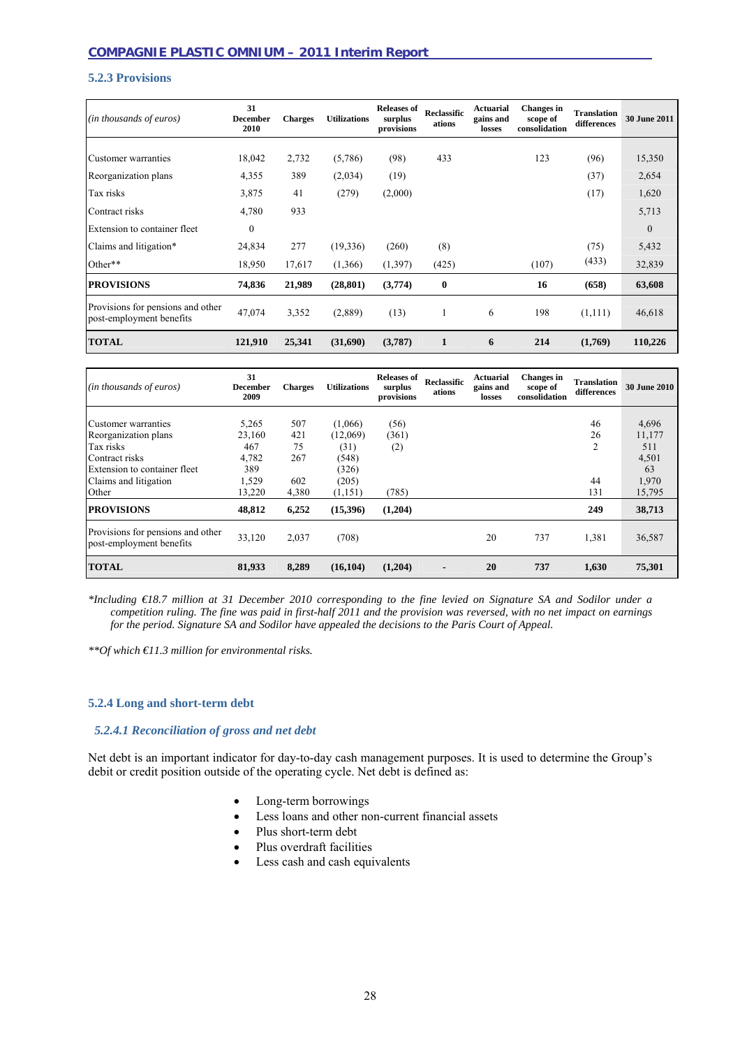### 5.2.3 Provisions

| *(in thousands of euros)* | 31 December 2010 | Charges | Utilizations | Releases of surplus provisions | Reclassifications | Actuarial gains and losses | Changes in scope of consolidation | Translation differences | 30 June 2011 |
|---|---|---|---|---|---|---|---|---|---|
| Customer warranties | 18,042 | 2,732 | (5,786) | (98) | 433 | | 123 | (96) | 15,350 |
| Reorganization plans | 4,355 | 389 | (2,034) | (19) | | | | (37) | 2,654 |
| Tax risks | 3,875 | 41 | (279) | (2,000) | | | | (17) | 1,620 |
| Contract risks | 4,780 | 933 | | | | | | | 5,713 |
| Extension to container fleet | 0 | | | | | | | | 0 |
| Claims and litigation* | 24,834 | 277 | (19,336) | (260) | (8) | | | (75) | 5,432 |
| Other** | 18,950 | 17,617 | (1,366) | (1,397) | (425) | | (107) | (433) | 32,839 |
| **PROVISIONS** | **74,836** | **21,989** | **(28,801)** | **(3,774)** | **0** | | **16** | **(658)** | **63,608** |
| Provisions for pensions and other post-employment benefits | 47,074 | 3,352 | (2,889) | (13) | 1 | 6 | 198 | (1,111) | 46,618 |
| **TOTAL** | **121,910** | **25,341** | **(31,690)** | **(3,787)** | **1** | **6** | **214** | **(1,769)** | **110,226** |

| *(in thousands of euros)* | 31 December 2009 | Charges | Utilizations | Releases of surplus provisions | Reclassifications | Actuarial gains and losses | Changes in scope of consolidation | Translation differences | 30 June 2010 |
|---|---|---|---|---|---|---|---|---|---|
| Customer warranties | 5,265 | 507 | (1,066) | (56) | | | | 46 | 4,696 |
| Reorganization plans | 23,160 | 421 | (12,069) | (361) | | | | 26 | 11,177 |
| Tax risks | 467 | 75 | (31) | (2) | | | | 2 | 511 |
| Contract risks | 4,782 | 267 | (548) | | | | | | 4,501 |
| Extension to container fleet | 389 | | (326) | | | | | | 63 |
| Claims and litigation | 1,529 | 602 | (205) | | | | | 44 | 1,970 |
| Other | 13,220 | 4,380 | (1,151) | (785) | | | | 131 | 15,795 |
| **PROVISIONS** | **48,812** | **6,252** | **(15,396)** | **(1,204)** | | | | **249** | **38,713** |
| Provisions for pensions and other post-employment benefits | 33,120 | 2,037 | (708) | | | 20 | 737 | 1,381 | 36,587 |
| **TOTAL** | **81,933** | **8,289** | **(16,104)** | **(1,204)** | **-** | **20** | **737** | **1,630** | **75,301** |

*\*Including €18.7 million at 31 December 2010 corresponding to the fine levied on Signature SA and Sodilor under a competition ruling. The fine was paid in first-half 2011 and the provision was reversed, with no net impact on earnings for the period. Signature SA and Sodilor have appealed the decisions to the Paris Court of Appeal.*

*\*\*Of which €11.3 million for environmental risks.*

### 5.2.4 Long and short-term debt

#### *5.2.4.1 Reconciliation of gross and net debt*

Net debt is an important indicator for day-to-day cash management purposes. It is used to determine the Group's debit or credit position outside of the operating cycle. Net debt is defined as:

- Long-term borrowings
- Less loans and other non-current financial assets
- Plus short-term debt
- Plus overdraft facilities
- Less cash and cash equivalents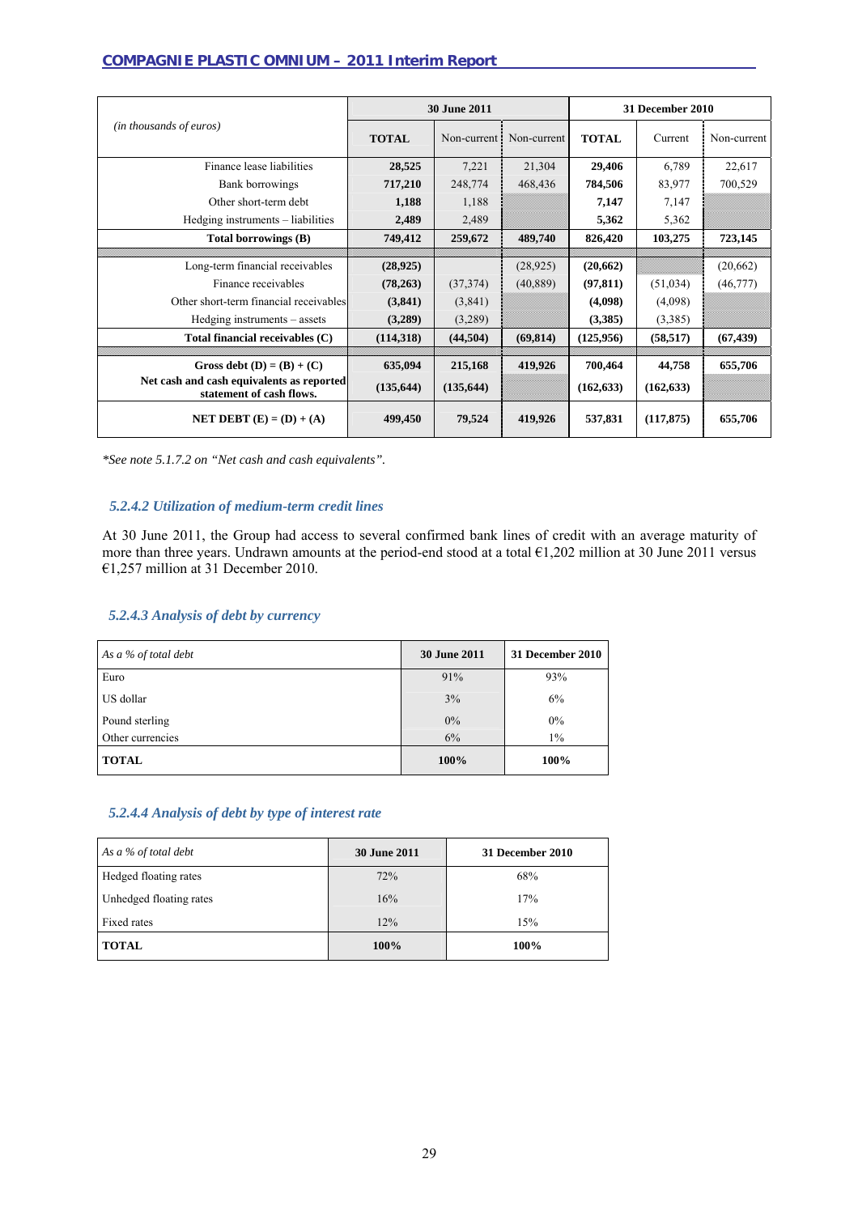| (in thousands of euros) | 30 June 2011 | | | 31 December 2010 | | |
|---|---|---|---|---|---|---|
| | **TOTAL** | Non-current | Non-current | **TOTAL** | Current | Non-current |
| Finance lease liabilities | **28,525** | 7,221 | 21,304 | **29,406** | 6,789 | 22,617 |
| Bank borrowings | **717,210** | 248,774 | 468,436 | **784,506** | 83,977 | 700,529 |
| Other short-term debt | **1,188** | 1,188 | | **7,147** | 7,147 | |
| Hedging instruments – liabilities | **2,489** | 2,489 | | **5,362** | 5,362 | |
| **Total borrowings (B)** | **749,412** | **259,672** | **489,740** | **826,420** | **103,275** | **723,145** |
| Long-term financial receivables | **(28,925)** | | (28,925) | **(20,662)** | | (20,662) |
| Finance receivables | **(78,263)** | (37,374) | (40,889) | **(97,811)** | (51,034) | (46,777) |
| Other short-term financial receivables | **(3,841)** | (3,841) | | **(4,098)** | (4,098) | |
| Hedging instruments – assets | **(3,289)** | (3,289) | | **(3,385)** | (3,385) | |
| **Total financial receivables (C)** | **(114,318)** | **(44,504)** | **(69,814)** | **(125,956)** | **(58,517)** | **(67,439)** |
| **Gross debt (D) = (B) + (C)** | **635,094** | **215,168** | **419,926** | **700,464** | **44,758** | **655,706** |
| **Net cash and cash equivalents as reported statement of cash flows.** | **(135,644)** | **(135,644)** | | **(162,633)** | **(162,633)** | |
| **NET DEBT (E) = (D) + (A)** | **499,450** | **79,524** | **419,926** | **537,831** | **(117,875)** | **655,706** |

*\*See note 5.1.7.2 on "Net cash and cash equivalents".*

### *5.2.4.2 Utilization of medium-term credit lines*

At 30 June 2011, the Group had access to several confirmed bank lines of credit with an average maturity of more than three years. Undrawn amounts at the period-end stood at a total €1,202 million at 30 June 2011 versus €1,257 million at 31 December 2010.

### *5.2.4.3 Analysis of debt by currency*

| *As a % of total debt* | **30 June 2011** | **31 December 2010** |
|---|---|---|
| Euro | 91% | 93% |
| US dollar | 3% | 6% |
| Pound sterling | 0% | 0% |
| Other currencies | 6% | 1% |
| **TOTAL** | **100%** | **100%** |

### *5.2.4.4 Analysis of debt by type of interest rate*

| *As a % of total debt* | **30 June 2011** | **31 December 2010** |
|---|---|---|
| Hedged floating rates | 72% | 68% |
| Unhedged floating rates | 16% | 17% |
| Fixed rates | 12% | 15% |
| **TOTAL** | **100%** | **100%** |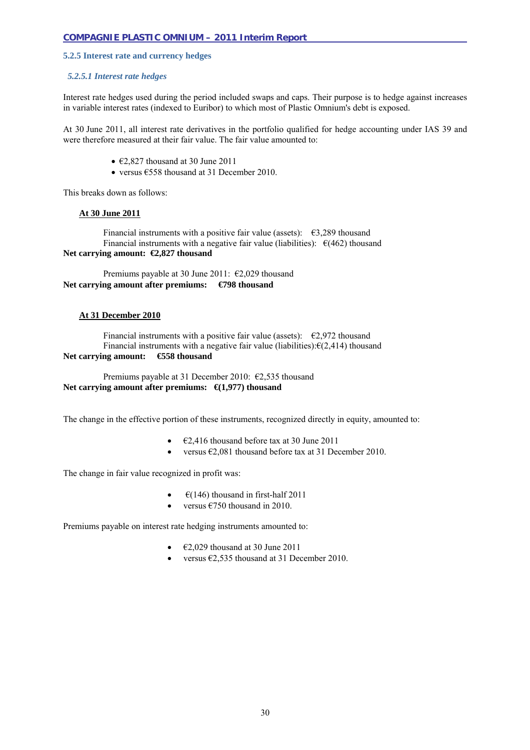### 5.2.5 Interest rate and currency hedges

#### *5.2.5.1 Interest rate hedges*

Interest rate hedges used during the period included swaps and caps. Their purpose is to hedge against increases in variable interest rates (indexed to Euribor) to which most of Plastic Omnium's debt is exposed.

At 30 June 2011, all interest rate derivatives in the portfolio qualified for hedge accounting under IAS 39 and were therefore measured at their fair value. The fair value amounted to:

- €2,827 thousand at 30 June 2011
- versus €558 thousand at 31 December 2010.

This breaks down as follows:

**At 30 June 2011**

Financial instruments with a positive fair value (assets): €3,289 thousand
Financial instruments with a negative fair value (liabilities): €(462) thousand
**Net carrying amount: €2,827 thousand**

Premiums payable at 30 June 2011: €2,029 thousand
**Net carrying amount after premiums: €798 thousand**

**At 31 December 2010**

Financial instruments with a positive fair value (assets): €2,972 thousand
Financial instruments with a negative fair value (liabilities):€(2,414) thousand
**Net carrying amount: €558 thousand**

Premiums payable at 31 December 2010: €2,535 thousand
**Net carrying amount after premiums: €(1,977) thousand**

The change in the effective portion of these instruments, recognized directly in equity, amounted to:

- €2,416 thousand before tax at 30 June 2011
- versus €2,081 thousand before tax at 31 December 2010.

The change in fair value recognized in profit was:

- €(146) thousand in first-half 2011
- versus €750 thousand in 2010.

Premiums payable on interest rate hedging instruments amounted to:

- €2,029 thousand at 30 June 2011
- versus €2,535 thousand at 31 December 2010.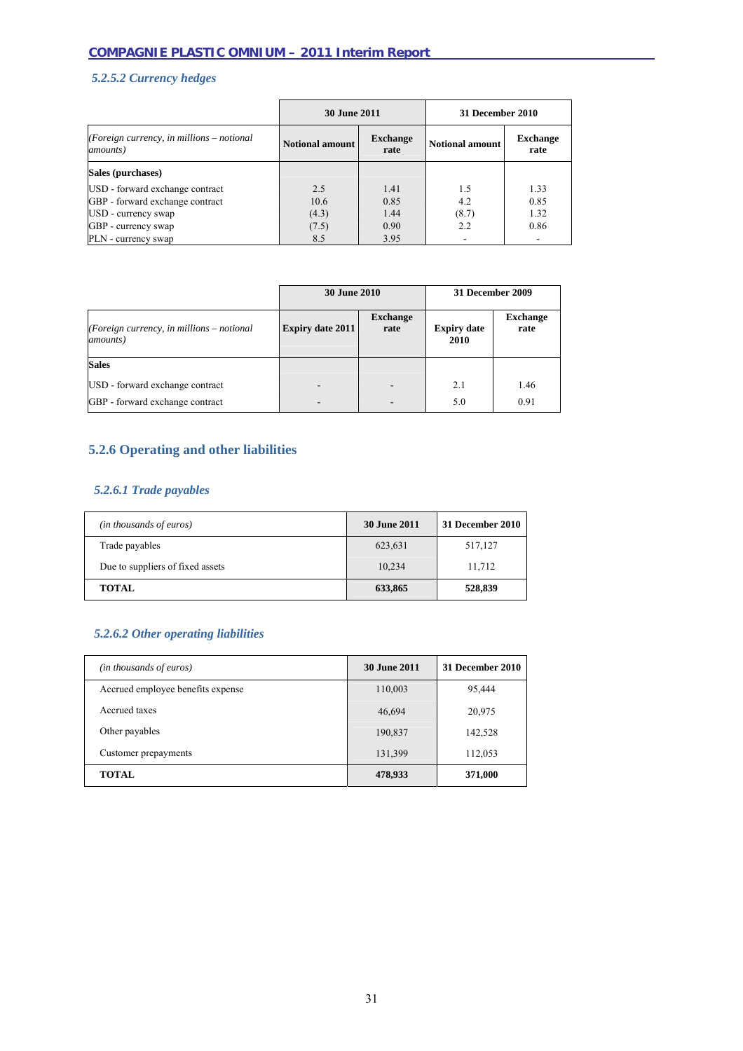### 5.2.5.2 Currency hedges

| *(Foreign currency, in millions – notional amounts)* | 30 June 2011 | | 31 December 2010 | |
|---|---|---|---|---|
| | **Notional amount** | **Exchange rate** | **Notional amount** | **Exchange rate** |
| **Sales (purchases)** | | | | |
| USD - forward exchange contract | 2.5 | 1.41 | 1.5 | 1.33 |
| GBP - forward exchange contract | 10.6 | 0.85 | 4.2 | 0.85 |
| USD - currency swap | (4.3) | 1.44 | (8.7) | 1.32 |
| GBP - currency swap | (7.5) | 0.90 | 2.2 | 0.86 |
| PLN - currency swap | 8.5 | 3.95 | - | - |

| *(Foreign currency, in millions – notional amounts)* | 30 June 2010 | | 31 December 2009 | |
|---|---|---|---|---|
| | **Expiry date 2011** | **Exchange rate** | **Expiry date 2010** | **Exchange rate** |
| **Sales** | | | | |
| USD - forward exchange contract | - | - | 2.1 | 1.46 |
| GBP - forward exchange contract | - | - | 5.0 | 0.91 |

## 5.2.6 Operating and other liabilities

### 5.2.6.1 Trade payables

| *(in thousands of euros)* | **30 June 2011** | **31 December 2010** |
|---|---|---|
| Trade payables | 623,631 | 517,127 |
| Due to suppliers of fixed assets | 10,234 | 11,712 |
| **TOTAL** | **633,865** | **528,839** |

### 5.2.6.2 Other operating liabilities

| *(in thousands of euros)* | **30 June 2011** | **31 December 2010** |
|---|---|---|
| Accrued employee benefits expense | 110,003 | 95,444 |
| Accrued taxes | 46,694 | 20,975 |
| Other payables | 190,837 | 142,528 |
| Customer prepayments | 131,399 | 112,053 |
| **TOTAL** | **478,933** | **371,000** |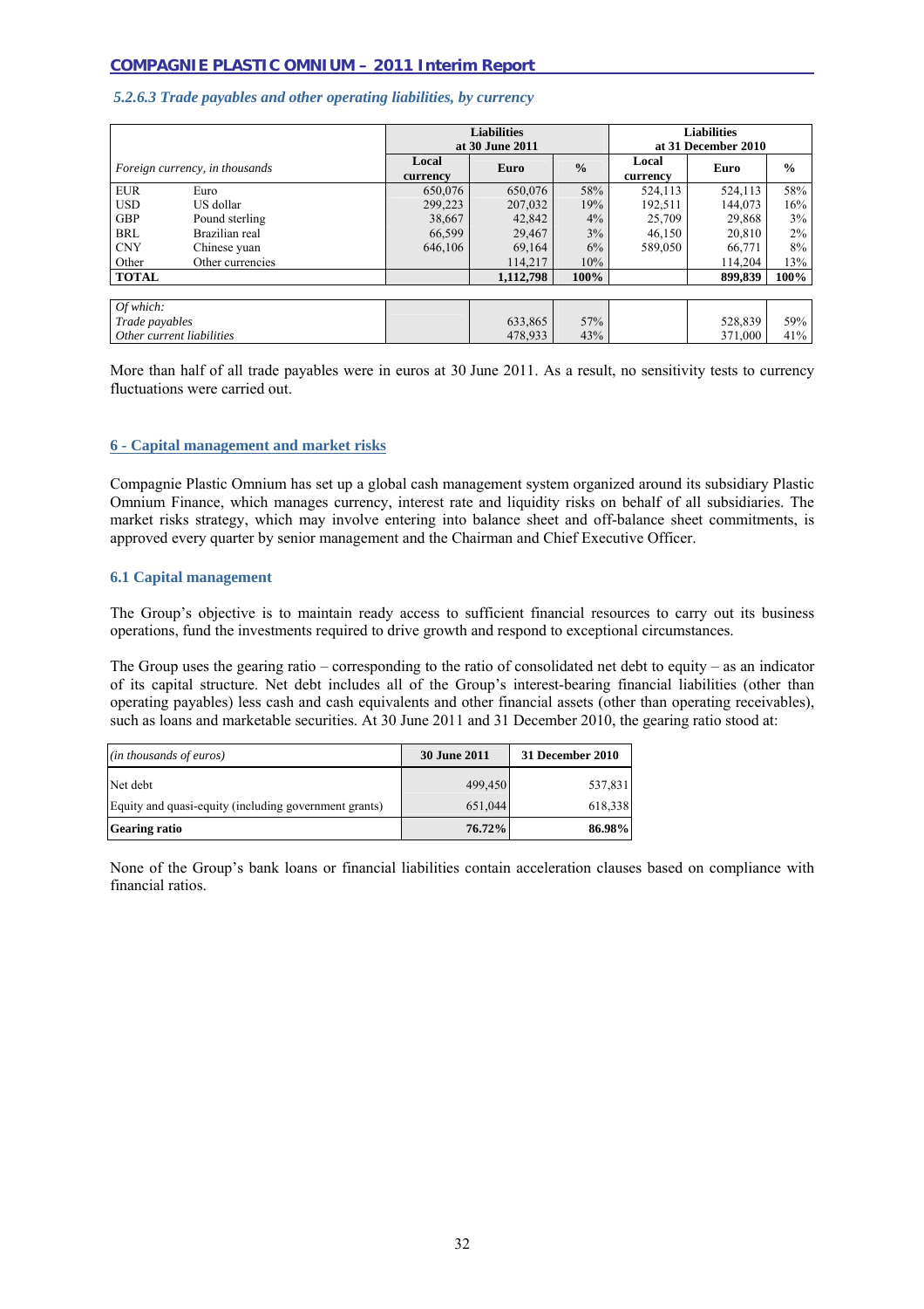#### *5.2.6.3 Trade payables and other operating liabilities, by currency*

| *Foreign currency, in thousands* | | Liabilities at 30 June 2011 | | | Liabilities at 31 December 2010 | | |
|---|---|---|---|---|---|---|---|
| | | Local currency | Euro | % | Local currency | Euro | % |
| EUR | Euro | 650,076 | 650,076 | 58% | 524,113 | 524,113 | 58% |
| USD | US dollar | 299,223 | 207,032 | 19% | 192,511 | 144,073 | 16% |
| GBP | Pound sterling | 38,667 | 42,842 | 4% | 25,709 | 29,868 | 3% |
| BRL | Brazilian real | 66,599 | 29,467 | 3% | 46,150 | 20,810 | 2% |
| CNY | Chinese yuan | 646,106 | 69,164 | 6% | 589,050 | 66,771 | 8% |
| Other | Other currencies | | 114,217 | 10% | | 114,204 | 13% |
| **TOTAL** | | | **1,112,798** | **100%** | | **899,839** | **100%** |
| *Of which:* | | | | | | | |
| *Trade payables* | | | 633,865 | 57% | | 528,839 | 59% |
| *Other current liabilities* | | | 478,933 | 43% | | 371,000 | 41% |

More than half of all trade payables were in euros at 30 June 2011. As a result, no sensitivity tests to currency fluctuations were carried out.

## 6 - Capital management and market risks

Compagnie Plastic Omnium has set up a global cash management system organized around its subsidiary Plastic Omnium Finance, which manages currency, interest rate and liquidity risks on behalf of all subsidiaries. The market risks strategy, which may involve entering into balance sheet and off-balance sheet commitments, is approved every quarter by senior management and the Chairman and Chief Executive Officer.

### 6.1 Capital management

The Group's objective is to maintain ready access to sufficient financial resources to carry out its business operations, fund the investments required to drive growth and respond to exceptional circumstances.

The Group uses the gearing ratio – corresponding to the ratio of consolidated net debt to equity – as an indicator of its capital structure. Net debt includes all of the Group's interest-bearing financial liabilities (other than operating payables) less cash and cash equivalents and other financial assets (other than operating receivables), such as loans and marketable securities. At 30 June 2011 and 31 December 2010, the gearing ratio stood at:

| *(in thousands of euros)* | 30 June 2011 | 31 December 2010 |
|---|---|---|
| Net debt | 499,450 | 537,831 |
| Equity and quasi-equity (including government grants) | 651,044 | 618,338 |
| **Gearing ratio** | **76.72%** | **86.98%** |

None of the Group's bank loans or financial liabilities contain acceleration clauses based on compliance with financial ratios.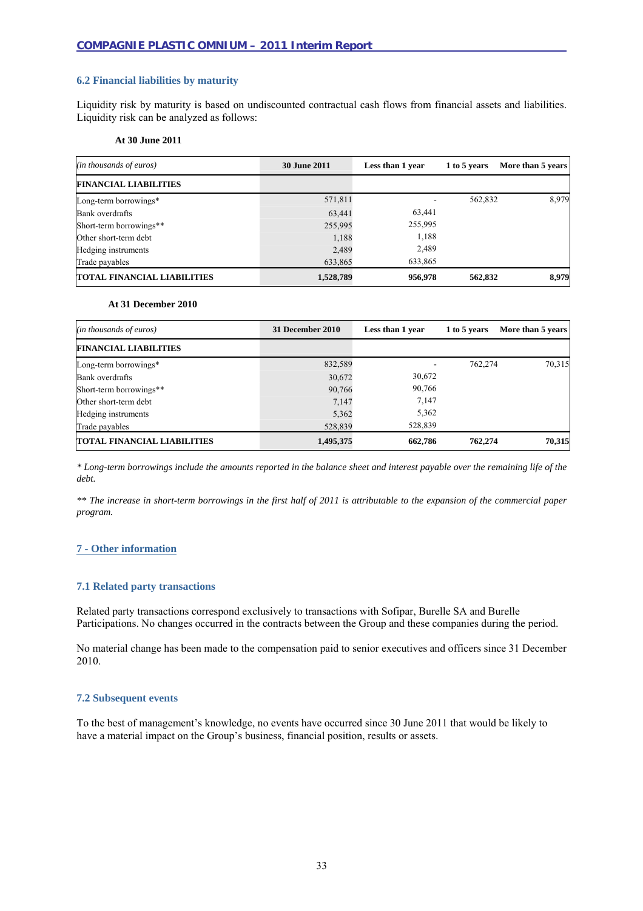### 6.2 Financial liabilities by maturity

Liquidity risk by maturity is based on undiscounted contractual cash flows from financial assets and liabilities. Liquidity risk can be analyzed as follows:

**At 30 June 2011**

| *(in thousands of euros)* | 30 June 2011 | Less than 1 year | 1 to 5 years | More than 5 years |
|---|---|---|---|---|
| **FINANCIAL LIABILITIES** | | | | |
| Long-term borrowings* | 571,811 | - | 562,832 | 8,979 |
| Bank overdrafts | 63,441 | 63,441 | | |
| Short-term borrowings** | 255,995 | 255,995 | | |
| Other short-term debt | 1,188 | 1,188 | | |
| Hedging instruments | 2,489 | 2,489 | | |
| Trade payables | 633,865 | 633,865 | | |
| **TOTAL FINANCIAL LIABILITIES** | **1,528,789** | **956,978** | **562,832** | **8,979** |

**At 31 December 2010**

| *(in thousands of euros)* | 31 December 2010 | Less than 1 year | 1 to 5 years | More than 5 years |
|---|---|---|---|---|
| **FINANCIAL LIABILITIES** | | | | |
| Long-term borrowings* | 832,589 | - | 762,274 | 70,315 |
| Bank overdrafts | 30,672 | 30,672 | | |
| Short-term borrowings** | 90,766 | 90,766 | | |
| Other short-term debt | 7,147 | 7,147 | | |
| Hedging instruments | 5,362 | 5,362 | | |
| Trade payables | 528,839 | 528,839 | | |
| **TOTAL FINANCIAL LIABILITIES** | **1,495,375** | **662,786** | **762,274** | **70,315** |

*\* Long-term borrowings include the amounts reported in the balance sheet and interest payable over the remaining life of the debt.*

*\*\* The increase in short-term borrowings in the first half of 2011 is attributable to the expansion of the commercial paper program.*

## 7 - Other information

### 7.1 Related party transactions

Related party transactions correspond exclusively to transactions with Sofipar, Burelle SA and Burelle Participations. No changes occurred in the contracts between the Group and these companies during the period.

No material change has been made to the compensation paid to senior executives and officers since 31 December 2010.

### 7.2 Subsequent events

To the best of management's knowledge, no events have occurred since 30 June 2011 that would be likely to have a material impact on the Group's business, financial position, results or assets.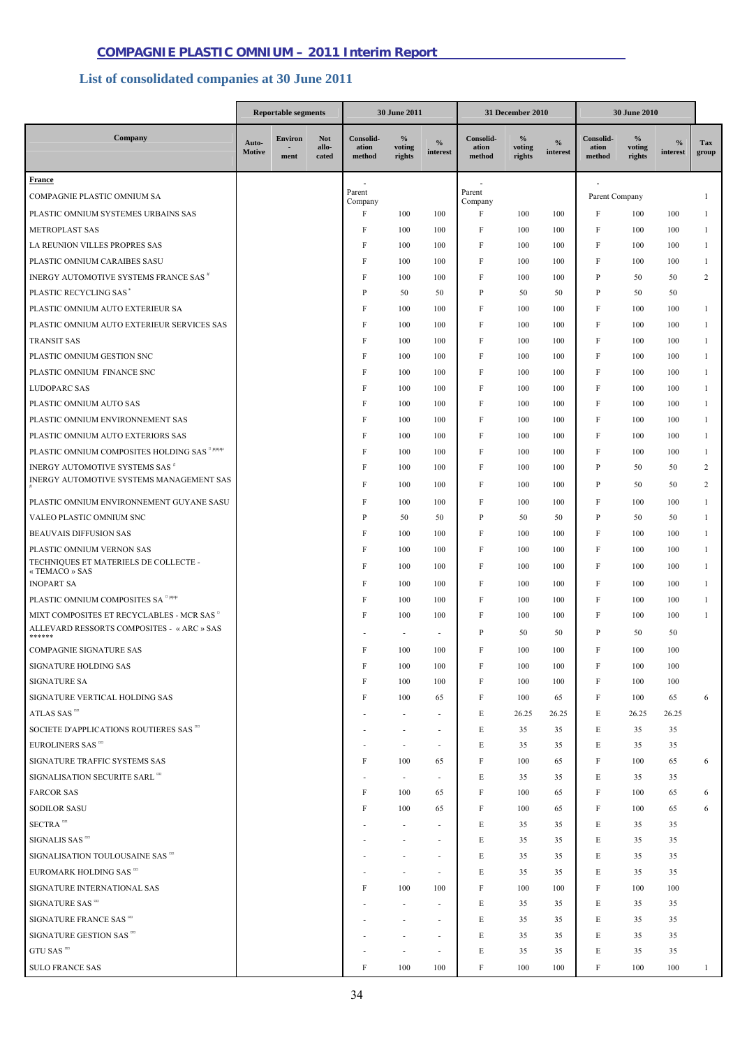## COMPAGNIE PLASTIC OMNIUM – 2011 Interim Report

# List of consolidated companies at 30 June 2011

| | Reportable segments | | | 30 June 2011 | | | 31 December 2010 | | | 30 June 2010 | | | |
|---|---|---|---|---|---|---|---|---|---|---|---|---|---|
| Company | Auto-Motive | Environ-ment | Not allo-cated | Consolid-ation method | % voting rights | % interest | Consolid-ation method | % voting rights | % interest | Consolid-ation method | % voting rights | % interest | Tax group |
| **France** | | | | | | | | | | | | | |
| COMPAGNIE PLASTIC OMNIUM SA | | | | Parent Company | | | Parent Company | | | Parent Company | | | 1 |
| PLASTIC OMNIUM SYSTEMES URBAINS SAS | | | | F | 100 | 100 | F | 100 | 100 | F | 100 | 100 | 1 |
| METROPLAST SAS | | | | F | 100 | 100 | F | 100 | 100 | F | 100 | 100 | 1 |
| LA REUNION VILLES PROPRES SAS | | | | F | 100 | 100 | F | 100 | 100 | F | 100 | 100 | 1 |
| PLASTIC OMNIUM CARAIBES SASU | | | | F | 100 | 100 | F | 100 | 100 | F | 100 | 100 | 1 |
| INERGY AUTOMOTIVE SYSTEMS FRANCE SAS # | | | | F | 100 | 100 | F | 100 | 100 | P | 50 | 50 | 2 |
| PLASTIC RECYCLING SAS * | | | | P | 50 | 50 | P | 50 | 50 | P | 50 | 50 | |
| PLASTIC OMNIUM AUTO EXTERIEUR SA | | | | F | 100 | 100 | F | 100 | 100 | F | 100 | 100 | 1 |
| PLASTIC OMNIUM AUTO EXTERIEUR SERVICES SAS | | | | F | 100 | 100 | F | 100 | 100 | F | 100 | 100 | 1 |
| TRANSIT SAS | | | | F | 100 | 100 | F | 100 | 100 | F | 100 | 100 | 1 |
| PLASTIC OMNIUM GESTION SNC | | | | F | 100 | 100 | F | 100 | 100 | F | 100 | 100 | 1 |
| PLASTIC OMNIUM FINANCE SNC | | | | F | 100 | 100 | F | 100 | 100 | F | 100 | 100 | 1 |
| LUDOPARC SAS | | | | F | 100 | 100 | F | 100 | 100 | F | 100 | 100 | 1 |
| PLASTIC OMNIUM AUTO SAS | | | | F | 100 | 100 | F | 100 | 100 | F | 100 | 100 | 1 |
| PLASTIC OMNIUM ENVIRONNEMENT SAS | | | | F | 100 | 100 | F | 100 | 100 | F | 100 | 100 | 1 |
| PLASTIC OMNIUM AUTO EXTERIORS SAS | | | | F | 100 | 100 | F | 100 | 100 | F | 100 | 100 | 1 |
| PLASTIC OMNIUM COMPOSITES HOLDING SAS ° ##### | | | | F | 100 | 100 | F | 100 | 100 | F | 100 | 100 | 1 |
| INERGY AUTOMOTIVE SYSTEMS SAS # | | | | F | 100 | 100 | F | 100 | 100 | P | 50 | 50 | 2 |
| INERGY AUTOMOTIVE SYSTEMS MANAGEMENT SAS # | | | | F | 100 | 100 | F | 100 | 100 | P | 50 | 50 | 2 |
| PLASTIC OMNIUM ENVIRONNEMENT GUYANE SASU | | | | F | 100 | 100 | F | 100 | 100 | F | 100 | 100 | 1 |
| VALEO PLASTIC OMNIUM SNC | | | | P | 50 | 50 | P | 50 | 50 | P | 50 | 50 | 1 |
| BEAUVAIS DIFFUSION SAS | | | | F | 100 | 100 | F | 100 | 100 | F | 100 | 100 | 1 |
| PLASTIC OMNIUM VERNON SAS | | | | F | 100 | 100 | F | 100 | 100 | F | 100 | 100 | 1 |
| TECHNIQUES ET MATERIELS DE COLLECTE - « TEMACO » SAS | | | | F | 100 | 100 | F | 100 | 100 | F | 100 | 100 | 1 |
| INOPART SA | | | | F | 100 | 100 | F | 100 | 100 | F | 100 | 100 | 1 |
| PLASTIC OMNIUM COMPOSITES SA ° ##### | | | | F | 100 | 100 | F | 100 | 100 | F | 100 | 100 | 1 |
| MIXT COMPOSITES ET RECYCLABLES - MCR SAS ° | | | | F | 100 | 100 | F | 100 | 100 | F | 100 | 100 | 1 |
| ALLEVARD RESSORTS COMPOSITES - « ARC » SAS ****** | | | | - | - | - | P | 50 | 50 | P | 50 | 50 | |
| COMPAGNIE SIGNATURE SAS | | | | F | 100 | 100 | F | 100 | 100 | F | 100 | 100 | |
| SIGNATURE HOLDING SAS | | | | F | 100 | 100 | F | 100 | 100 | F | 100 | 100 | |
| SIGNATURE SA | | | | F | 100 | 100 | F | 100 | 100 | F | 100 | 100 | |
| SIGNATURE VERTICAL HOLDING SAS | | | | F | 100 | 65 | F | 100 | 65 | F | 100 | 65 | 6 |
| ATLAS SAS °°° | | | | - | - | - | E | 26.25 | 26.25 | E | 26.25 | 26.25 | |
| SOCIETE D'APPLICATIONS ROUTIERES SAS °°° | | | | - | - | - | E | 35 | 35 | E | 35 | 35 | |
| EUROLINERS SAS °°° | | | | - | - | - | E | 35 | 35 | E | 35 | 35 | |
| SIGNATURE TRAFFIC SYSTEMS SAS | | | | F | 100 | 65 | F | 100 | 65 | F | 100 | 65 | 6 |
| SIGNALISATION SECURITE SARL °°° | | | | - | - | - | E | 35 | 35 | E | 35 | 35 | |
| FARCOR SAS | | | | F | 100 | 65 | F | 100 | 65 | F | 100 | 65 | 6 |
| SODILOR SASU | | | | F | 100 | 65 | F | 100 | 65 | F | 100 | 65 | 6 |
| SECTRA °°° | | | | - | - | - | E | 35 | 35 | E | 35 | 35 | |
| SIGNALIS SAS °°° | | | | - | - | - | E | 35 | 35 | E | 35 | 35 | |
| SIGNALISATION TOULOUSAINE SAS °°° | | | | - | - | - | E | 35 | 35 | E | 35 | 35 | |
| EUROMARK HOLDING SAS °°° | | | | - | - | - | E | 35 | 35 | E | 35 | 35 | |
| SIGNATURE INTERNATIONAL SAS | | | | F | 100 | 100 | F | 100 | 100 | F | 100 | 100 | |
| SIGNATURE SAS °°° | | | | - | - | - | E | 35 | 35 | E | 35 | 35 | |
| SIGNATURE FRANCE SAS °°° | | | | - | - | - | E | 35 | 35 | E | 35 | 35 | |
| SIGNATURE GESTION SAS °°° | | | | - | - | - | E | 35 | 35 | E | 35 | 35 | |
| GTU SAS °°° | | | | - | - | - | E | 35 | 35 | E | 35 | 35 | |
| SULO FRANCE SAS | | | | F | 100 | 100 | F | 100 | 100 | F | 100 | 100 | 1 |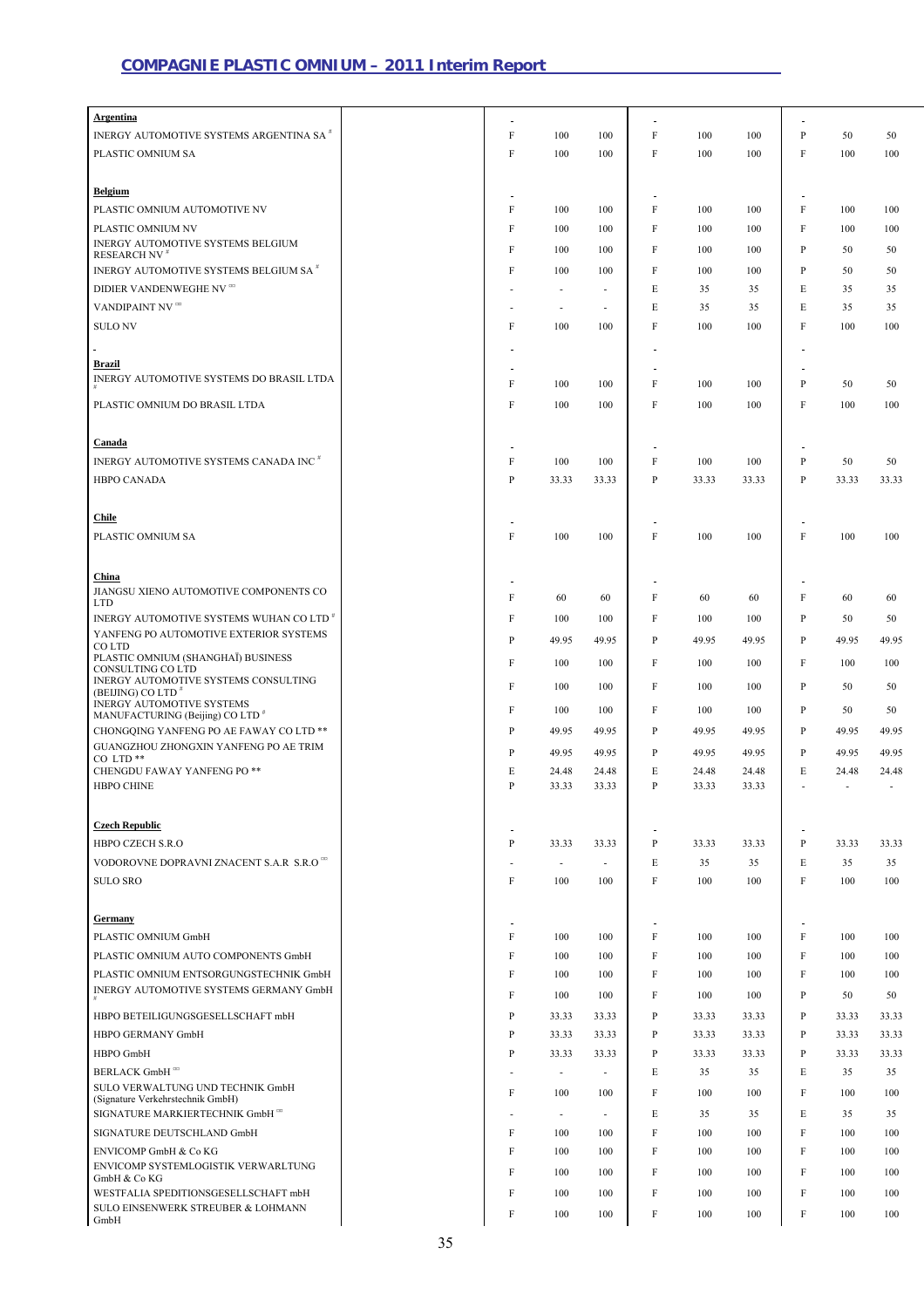| | | | | | | | | | |
|---|---|---|---|---|---|---|---|---|---|
| **Argentina** | - | | | - | | | - | | |
| INERGY AUTOMOTIVE SYSTEMS ARGENTINA SA # | F | 100 | 100 | F | 100 | 100 | P | 50 | 50 |
| PLASTIC OMNIUM SA | F | 100 | 100 | F | 100 | 100 | F | 100 | 100 |
| | | | | | | | | | |
| **Belgium** | - | | | - | | | - | | |
| PLASTIC OMNIUM AUTOMOTIVE NV | F | 100 | 100 | F | 100 | 100 | F | 100 | 100 |
| PLASTIC OMNIUM NV | F | 100 | 100 | F | 100 | 100 | F | 100 | 100 |
| INERGY AUTOMOTIVE SYSTEMS BELGIUM RESEARCH NV # | F | 100 | 100 | F | 100 | 100 | P | 50 | 50 |
| INERGY AUTOMOTIVE SYSTEMS BELGIUM SA # | F | 100 | 100 | F | 100 | 100 | P | 50 | 50 |
| DIDIER VANDENWEGHE NV ¤¤ | - | - | - | E | 35 | 35 | E | 35 | 35 |
| VANDIPAINT NV ¤¤ | - | - | - | E | 35 | 35 | E | 35 | 35 |
| SULO NV | F | 100 | 100 | F | 100 | 100 | F | 100 | 100 |
| - | - | | | - | | | - | | |
| **Brazil** | - | | | - | | | - | | |
| INERGY AUTOMOTIVE SYSTEMS DO BRASIL LTDA # | F | 100 | 100 | F | 100 | 100 | P | 50 | 50 |
| PLASTIC OMNIUM DO BRASIL LTDA | F | 100 | 100 | F | 100 | 100 | F | 100 | 100 |
| | | | | | | | | | |
| **Canada** | - | | | - | | | - | | |
| INERGY AUTOMOTIVE SYSTEMS CANADA INC # | F | 100 | 100 | F | 100 | 100 | P | 50 | 50 |
| HBPO CANADA | P | 33.33 | 33.33 | P | 33.33 | 33.33 | P | 33.33 | 33.33 |
| | | | | | | | | | |
| **Chile** | - | | | - | | | - | | |
| PLASTIC OMNIUM SA | F | 100 | 100 | F | 100 | 100 | F | 100 | 100 |
| | | | | | | | | | |
| **China** | - | | | - | | | - | | |
| JIANGSU XIENO AUTOMOTIVE COMPONENTS CO LTD | F | 60 | 60 | F | 60 | 60 | F | 60 | 60 |
| INERGY AUTOMOTIVE SYSTEMS WUHAN CO LTD # | F | 100 | 100 | F | 100 | 100 | P | 50 | 50 |
| YANFENG PO AUTOMOTIVE EXTERIOR SYSTEMS CO LTD | P | 49.95 | 49.95 | P | 49.95 | 49.95 | P | 49.95 | 49.95 |
| PLASTIC OMNIUM (SHANGHAÏ) BUSINESS CONSULTING CO LTD | F | 100 | 100 | F | 100 | 100 | F | 100 | 100 |
| INERGY AUTOMOTIVE SYSTEMS CONSULTING (BEIJING) CO LTD # | F | 100 | 100 | F | 100 | 100 | P | 50 | 50 |
| INERGY AUTOMOTIVE SYSTEMS MANUFACTURING (Beijing) CO LTD # | F | 100 | 100 | F | 100 | 100 | P | 50 | 50 |
| CHONGQING YANFENG PO AE FAWAY CO LTD ** | P | 49.95 | 49.95 | P | 49.95 | 49.95 | P | 49.95 | 49.95 |
| GUANGZHOU ZHONGXIN YANFENG PO AE TRIM CO LTD ** | P | 49.95 | 49.95 | P | 49.95 | 49.95 | P | 49.95 | 49.95 |
| CHENGDU FAWAY YANFENG PO ** | E | 24.48 | 24.48 | E | 24.48 | 24.48 | E | 24.48 | 24.48 |
| HBPO CHINE | P | 33.33 | 33.33 | P | 33.33 | 33.33 | - | - | - |
| | | | | | | | | | |
| **Czech Republic** | - | | | - | | | - | | |
| HBPO CZECH S.R.O | P | 33.33 | 33.33 | P | 33.33 | 33.33 | P | 33.33 | 33.33 |
| VODOROVNE DOPRAVNI ZNACENT S.A.R S.R.O ¤¤ | - | - | - | E | 35 | 35 | E | 35 | 35 |
| SULO SRO | F | 100 | 100 | F | 100 | 100 | F | 100 | 100 |
| | | | | | | | | | |
| **Germany** | - | | | - | | | - | | |
| PLASTIC OMNIUM GmbH | F | 100 | 100 | F | 100 | 100 | F | 100 | 100 |
| PLASTIC OMNIUM AUTO COMPONENTS GmbH | F | 100 | 100 | F | 100 | 100 | F | 100 | 100 |
| PLASTIC OMNIUM ENTSORGUNGSTECHNIK GmbH | F | 100 | 100 | F | 100 | 100 | F | 100 | 100 |
| INERGY AUTOMOTIVE SYSTEMS GERMANY GmbH # | F | 100 | 100 | F | 100 | 100 | P | 50 | 50 |
| HBPO BETEILIGUNGSGESELLSCHAFT mbH | P | 33.33 | 33.33 | P | 33.33 | 33.33 | P | 33.33 | 33.33 |
| HBPO GERMANY GmbH | P | 33.33 | 33.33 | P | 33.33 | 33.33 | P | 33.33 | 33.33 |
| HBPO GmbH | P | 33.33 | 33.33 | P | 33.33 | 33.33 | P | 33.33 | 33.33 |
| BERLACK GmbH ¤¤ | - | - | - | E | 35 | 35 | E | 35 | 35 |
| SULO VERWALTUNG UND TECHNIK GmbH (Signature Verkehrstechnik GmbH) | F | 100 | 100 | F | 100 | 100 | F | 100 | 100 |
| SIGNATURE MARKIERTECHNIK GmbH ¤¤ | - | - | - | E | 35 | 35 | E | 35 | 35 |
| SIGNATURE DEUTSCHLAND GmbH | F | 100 | 100 | F | 100 | 100 | F | 100 | 100 |
| ENVICOMP GmbH & Co KG | F | 100 | 100 | F | 100 | 100 | F | 100 | 100 |
| ENVICOMP SYSTEMLOGISTIK VERWARLTUNG GmbH & Co KG | F | 100 | 100 | F | 100 | 100 | F | 100 | 100 |
| WESTFALIA SPEDITIONSGESELLSCHAFT mbH | F | 100 | 100 | F | 100 | 100 | F | 100 | 100 |
| SULO EINSENWERK STREUBER & LOHMANN GmbH | F | 100 | 100 | F | 100 | 100 | F | 100 | 100 |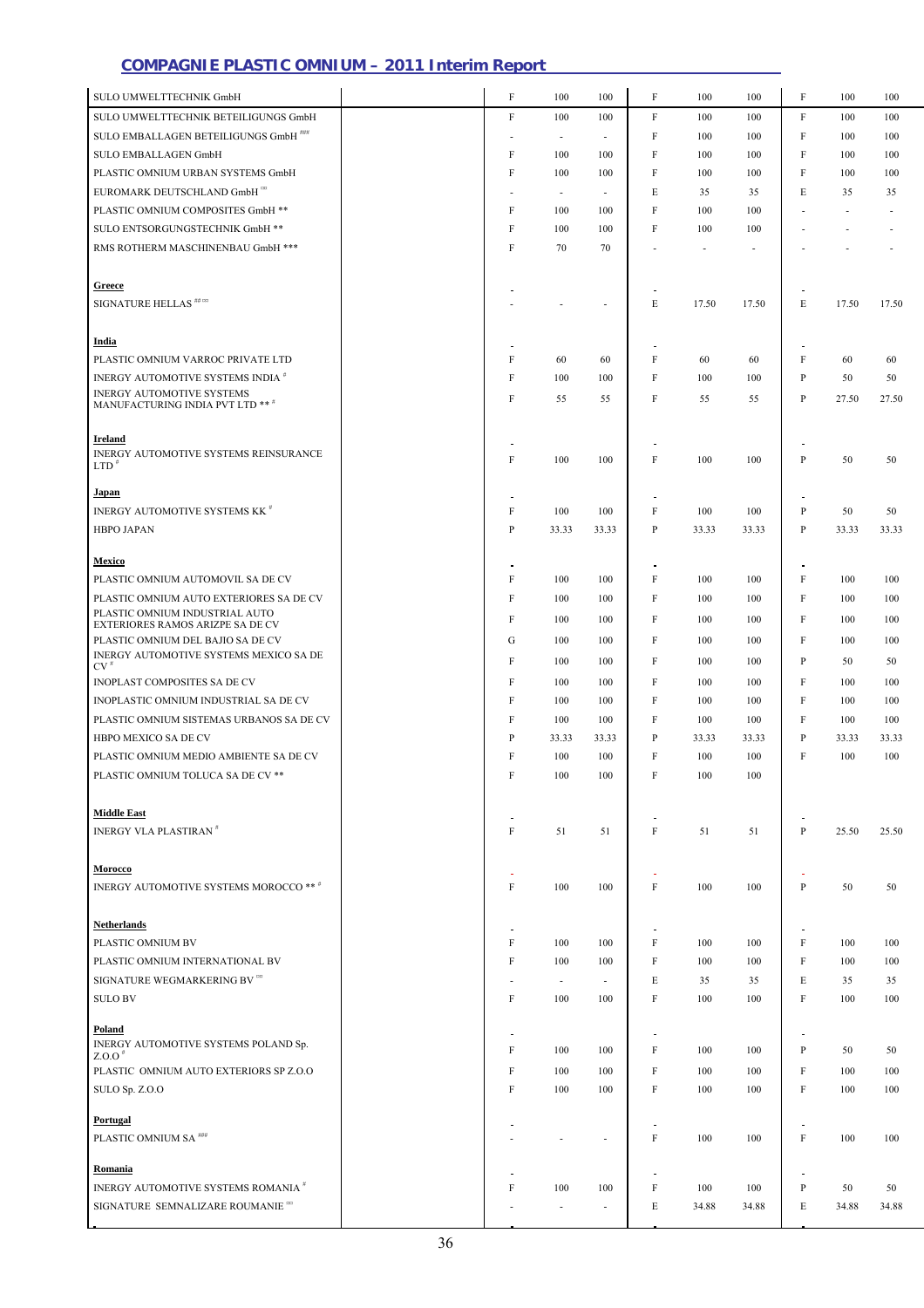| | | | | | | | | | |
|---|---|---|---|---|---|---|---|---|---|
| SULO UMWELTTECHNIK GmbH | F | 100 | 100 | F | 100 | 100 | F | 100 | 100 |
| SULO UMWELTTECHNIK BETEILIGUNGS GmbH | F | 100 | 100 | F | 100 | 100 | F | 100 | 100 |
| SULO EMBALLAGEN BETEILIGUNGS GmbH ### | - | - | - | F | 100 | 100 | F | 100 | 100 |
| SULO EMBALLAGEN GmbH | F | 100 | 100 | F | 100 | 100 | F | 100 | 100 |
| PLASTIC OMNIUM URBAN SYSTEMS GmbH | F | 100 | 100 | F | 100 | 100 | F | 100 | 100 |
| EUROMARK DEUTSCHLAND GmbH ¤¤ | - | - | - | E | 35 | 35 | E | 35 | 35 |
| PLASTIC OMNIUM COMPOSITES GmbH ** | F | 100 | 100 | F | 100 | 100 | - | - | - |
| SULO ENTSORGUNGSTECHNIK GmbH ** | F | 100 | 100 | F | 100 | 100 | - | - | - |
| RMS ROTHERM MASCHINENBAU GmbH *** | F | 70 | 70 | - | - | - | - | - | - |
| **Greece** | - | | | - | | | - | | |
| SIGNATURE HELLAS ### ¤¤ | - | - | - | E | 17.50 | 17.50 | E | 17.50 | 17.50 |
| **India** | - | | | - | | | - | | |
| PLASTIC OMNIUM VARROC PRIVATE LTD | F | 60 | 60 | F | 60 | 60 | F | 60 | 60 |
| INERGY AUTOMOTIVE SYSTEMS INDIA # | F | 100 | 100 | F | 100 | 100 | P | 50 | 50 |
| INERGY AUTOMOTIVE SYSTEMS MANUFACTURING INDIA PVT LTD ** # | F | 55 | 55 | F | 55 | 55 | P | 27.50 | 27.50 |
| **Ireland** | - | | | - | | | - | | |
| INERGY AUTOMOTIVE SYSTEMS REINSURANCE LTD # | F | 100 | 100 | F | 100 | 100 | P | 50 | 50 |
| **Japan** | - | | | - | | | - | | |
| INERGY AUTOMOTIVE SYSTEMS KK # | F | 100 | 100 | F | 100 | 100 | P | 50 | 50 |
| HBPO JAPAN | P | 33.33 | 33.33 | P | 33.33 | 33.33 | P | 33.33 | 33.33 |
| **Mexico** | - | | | - | | | - | | |
| PLASTIC OMNIUM AUTOMOVIL SA DE CV | F | 100 | 100 | F | 100 | 100 | F | 100 | 100 |
| PLASTIC OMNIUM AUTO EXTERIORES SA DE CV | F | 100 | 100 | F | 100 | 100 | F | 100 | 100 |
| PLASTIC OMNIUM INDUSTRIAL AUTO EXTERIORES RAMOS ARIZPE SA DE CV | F | 100 | 100 | F | 100 | 100 | F | 100 | 100 |
| PLASTIC OMNIUM DEL BAJIO SA DE CV | G | 100 | 100 | F | 100 | 100 | F | 100 | 100 |
| INERGY AUTOMOTIVE SYSTEMS MEXICO SA DE CV # | F | 100 | 100 | F | 100 | 100 | P | 50 | 50 |
| INOPLAST COMPOSITES SA DE CV | F | 100 | 100 | F | 100 | 100 | F | 100 | 100 |
| INOPLASTIC OMNIUM INDUSTRIAL SA DE CV | F | 100 | 100 | F | 100 | 100 | F | 100 | 100 |
| PLASTIC OMNIUM SISTEMAS URBANOS SA DE CV | F | 100 | 100 | F | 100 | 100 | F | 100 | 100 |
| HBPO MEXICO SA DE CV | P | 33.33 | 33.33 | P | 33.33 | 33.33 | P | 33.33 | 33.33 |
| PLASTIC OMNIUM MEDIO AMBIENTE SA DE CV | F | 100 | 100 | F | 100 | 100 | F | 100 | 100 |
| PLASTIC OMNIUM TOLUCA SA DE CV ** | F | 100 | 100 | F | 100 | 100 | | | |
| **Middle East** | - | | | - | | | - | | |
| INERGY VLA PLASTIRAN # | F | 51 | 51 | F | 51 | 51 | P | 25.50 | 25.50 |
| **Morocco** | - | | | - | | | - | | |
| INERGY AUTOMOTIVE SYSTEMS MOROCCO ** # | F | 100 | 100 | F | 100 | 100 | P | 50 | 50 |
| **Netherlands** | - | | | - | | | - | | |
| PLASTIC OMNIUM BV | F | 100 | 100 | F | 100 | 100 | F | 100 | 100 |
| PLASTIC OMNIUM INTERNATIONAL BV | F | 100 | 100 | F | 100 | 100 | F | 100 | 100 |
| SIGNATURE WEGMARKERING BV ¤¤ | - | - | - | E | 35 | 35 | E | 35 | 35 |
| SULO BV | F | 100 | 100 | F | 100 | 100 | F | 100 | 100 |
| **Poland** | - | | | - | | | - | | |
| INERGY AUTOMOTIVE SYSTEMS POLAND Sp. Z.O.O # | F | 100 | 100 | F | 100 | 100 | P | 50 | 50 |
| PLASTIC OMNIUM AUTO EXTERIORS SP Z.O.O | F | 100 | 100 | F | 100 | 100 | F | 100 | 100 |
| SULO Sp. Z.O.O | F | 100 | 100 | F | 100 | 100 | F | 100 | 100 |
| **Portugal** | - | | | - | | | - | | |
| PLASTIC OMNIUM SA ### | - | - | - | F | 100 | 100 | F | 100 | 100 |
| **Romania** | - | | | - | | | - | | |
| INERGY AUTOMOTIVE SYSTEMS ROMANIA # | F | 100 | 100 | F | 100 | 100 | P | 50 | 50 |
| SIGNATURE SEMNALIZARE ROUMANIE ¤¤ | - | - | - | E | 34.88 | 34.88 | E | 34.88 | 34.88 |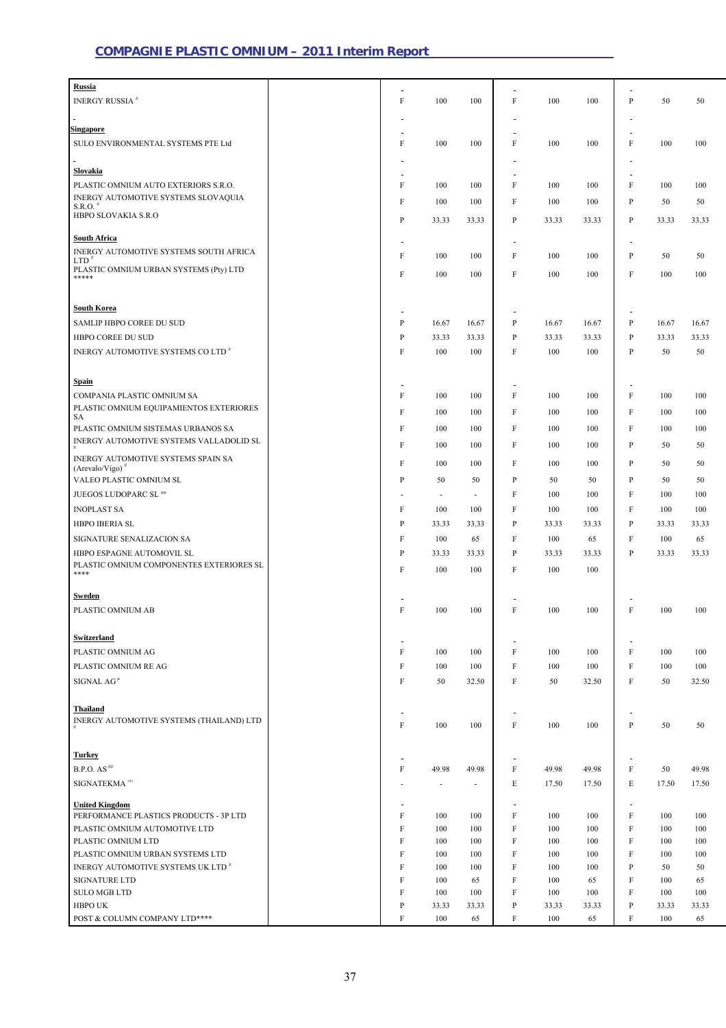| | | | | | | | | | | |
|---|---|---|---|---|---|---|---|---|---|---|
| **Russia** | | | | | | | | | | |
| INERGY RUSSIA # | | F | 100 | 100 | F | 100 | 100 | P | 50 | 50 |
| **Singapore** | | | | | | | | | | |
| SULO ENVIRONMENTAL SYSTEMS PTE Ltd | | F | 100 | 100 | F | 100 | 100 | F | 100 | 100 |
| **Slovakia** | | | | | | | | | | |
| PLASTIC OMNIUM AUTO EXTERIORS S.R.O. | | F | 100 | 100 | F | 100 | 100 | F | 100 | 100 |
| INERGY AUTOMOTIVE SYSTEMS SLOVAQUIA S.R.O. # | | F | 100 | 100 | F | 100 | 100 | P | 50 | 50 |
| HBPO SLOVAKIA S.R.O | | P | 33.33 | 33.33 | P | 33.33 | 33.33 | P | 33.33 | 33.33 |
| **South Africa** | | | | | | | | | | |
| INERGY AUTOMOTIVE SYSTEMS SOUTH AFRICA LTD # | | F | 100 | 100 | F | 100 | 100 | P | 50 | 50 |
| PLASTIC OMNIUM URBAN SYSTEMS (Pty) LTD ***** | | F | 100 | 100 | F | 100 | 100 | F | 100 | 100 |
| **South Korea** | | | | | | | | | | |
| SAMLIP HBPO COREE DU SUD | | P | 16.67 | 16.67 | P | 16.67 | 16.67 | P | 16.67 | 16.67 |
| HBPO COREE DU SUD | | P | 33.33 | 33.33 | P | 33.33 | 33.33 | P | 33.33 | 33.33 |
| INERGY AUTOMOTIVE SYSTEMS CO LTD # | | F | 100 | 100 | F | 100 | 100 | P | 50 | 50 |
| **Spain** | | | | | | | | | | |
| COMPANIA PLASTIC OMNIUM SA | | F | 100 | 100 | F | 100 | 100 | F | 100 | 100 |
| PLASTIC OMNIUM EQUIPAMIENTOS EXTERIORES SA | | F | 100 | 100 | F | 100 | 100 | F | 100 | 100 |
| PLASTIC OMNIUM SISTEMAS URBANOS SA | | F | 100 | 100 | F | 100 | 100 | F | 100 | 100 |
| INERGY AUTOMOTIVE SYSTEMS VALLADOLID SL # | | F | 100 | 100 | F | 100 | 100 | P | 50 | 50 |
| INERGY AUTOMOTIVE SYSTEMS SPAIN SA (Arevalo/Vigo) # | | F | 100 | 100 | F | 100 | 100 | P | 50 | 50 |
| VALEO PLASTIC OMNIUM SL | | P | 50 | 50 | P | 50 | 50 | P | 50 | 50 |
| JUEGOS LUDOPARC SL ## | | - | - | - | F | 100 | 100 | F | 100 | 100 |
| INOPLAST SA | | F | 100 | 100 | F | 100 | 100 | F | 100 | 100 |
| HBPO IBERIA SL | | P | 33.33 | 33.33 | P | 33.33 | 33.33 | P | 33.33 | 33.33 |
| SIGNATURE SENALIZACION SA | | F | 100 | 65 | F | 100 | 65 | F | 100 | 65 |
| HBPO ESPAGNE AUTOMOVIL SL | | P | 33.33 | 33.33 | P | 33.33 | 33.33 | P | 33.33 | 33.33 |
| PLASTIC OMNIUM COMPONENTES EXTERIORES SL **** | | F | 100 | 100 | F | 100 | 100 | | | |
| **Sweden** | | | | | | | | | | |
| PLASTIC OMNIUM AB | | F | 100 | 100 | F | 100 | 100 | F | 100 | 100 |
| **Switzerland** | | | | | | | | | | |
| PLASTIC OMNIUM AG | | F | 100 | 100 | F | 100 | 100 | F | 100 | 100 |
| PLASTIC OMNIUM RE AG | | F | 100 | 100 | F | 100 | 100 | F | 100 | 100 |
| SIGNAL AG # | | F | 50 | 32.50 | F | 50 | 32.50 | F | 50 | 32.50 |
| **Thailand** | | | | | | | | | | |
| INERGY AUTOMOTIVE SYSTEMS (THAILAND) LTD # | | F | 100 | 100 | F | 100 | 100 | P | 50 | 50 |
| **Turkey** | | | | | | | | | | |
| B.P.O. AS ## | | F | 49.98 | 49.98 | F | 49.98 | 49.98 | F | 50 | 49.98 |
| SIGNATEKMA ### | | - | - | - | E | 17.50 | 17.50 | E | 17.50 | 17.50 |
| **United Kingdom** | | | | | | | | | | |
| PERFORMANCE PLASTICS PRODUCTS - 3P LTD | | F | 100 | 100 | F | 100 | 100 | F | 100 | 100 |
| PLASTIC OMNIUM AUTOMOTIVE LTD | | F | 100 | 100 | F | 100 | 100 | F | 100 | 100 |
| PLASTIC OMNIUM LTD | | F | 100 | 100 | F | 100 | 100 | F | 100 | 100 |
| PLASTIC OMNIUM URBAN SYSTEMS LTD | | F | 100 | 100 | F | 100 | 100 | F | 100 | 100 |
| INERGY AUTOMOTIVE SYSTEMS UK LTD # | | F | 100 | 100 | F | 100 | 100 | P | 50 | 50 |
| SIGNATURE LTD | | F | 100 | 65 | F | 100 | 65 | F | 100 | 65 |
| SULO MGB LTD | | F | 100 | 100 | F | 100 | 100 | F | 100 | 100 |
| HBPO UK | | P | 33.33 | 33.33 | P | 33.33 | 33.33 | P | 33.33 | 33.33 |
| POST & COLUMN COMPANY LTD**** | | F | 100 | 65 | F | 100 | 65 | F | 100 | 65 |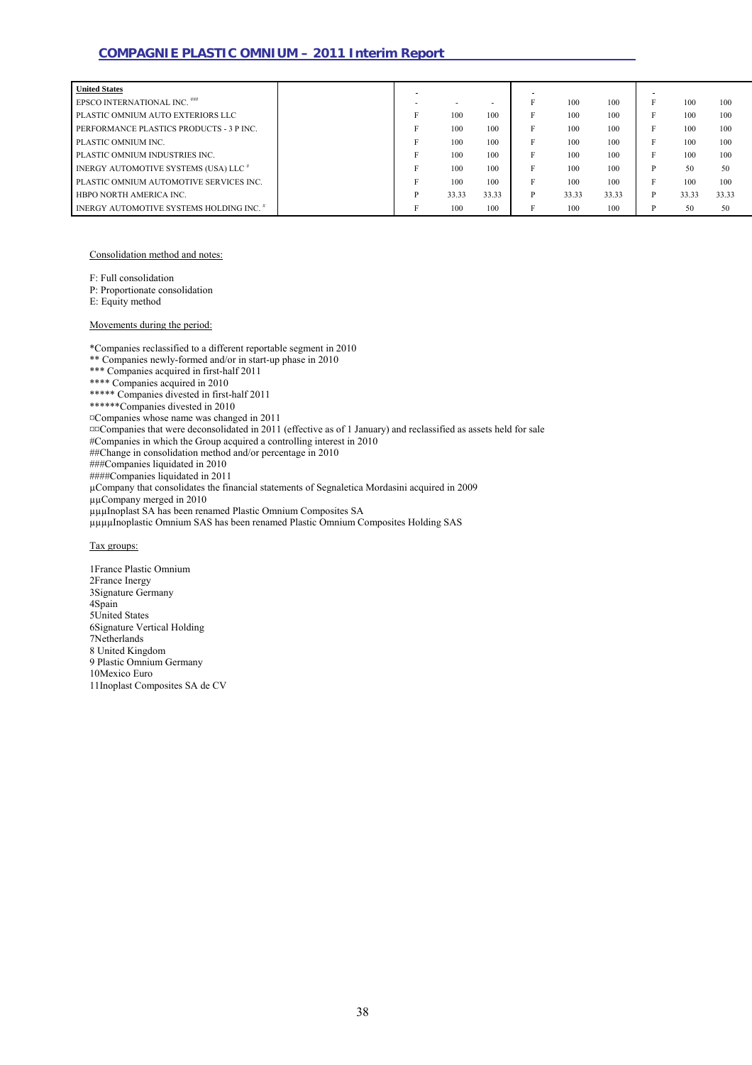| United States | | | | | | | | | | |
|---|---|---|---|---|---|---|---|---|---|---|
| EPSCO INTERNATIONAL INC. ### | | - | - | - | F | 100 | 100 | F | 100 | 100 |
| PLASTIC OMNIUM AUTO EXTERIORS LLC | | F | 100 | 100 | F | 100 | 100 | F | 100 | 100 |
| PERFORMANCE PLASTICS PRODUCTS - 3 P INC. | | F | 100 | 100 | F | 100 | 100 | F | 100 | 100 |
| PLASTIC OMNIUM INC. | | F | 100 | 100 | F | 100 | 100 | F | 100 | 100 |
| PLASTIC OMNIUM INDUSTRIES INC. | | F | 100 | 100 | F | 100 | 100 | F | 100 | 100 |
| INERGY AUTOMOTIVE SYSTEMS (USA) LLC # | | F | 100 | 100 | F | 100 | 100 | P | 50 | 50 |
| PLASTIC OMNIUM AUTOMOTIVE SERVICES INC. | | F | 100 | 100 | F | 100 | 100 | F | 100 | 100 |
| HBPO NORTH AMERICA INC. | | P | 33.33 | 33.33 | P | 33.33 | 33.33 | P | 33.33 | 33.33 |
| INERGY AUTOMOTIVE SYSTEMS HOLDING INC. # | | F | 100 | 100 | F | 100 | 100 | P | 50 | 50 |

Consolidation method and notes:

F: Full consolidation
P: Proportionate consolidation
E: Equity method

Movements during the period:

*Companies reclassified to a different reportable segment in 2010
** Companies newly-formed and/or in start-up phase in 2010
*** Companies acquired in first-half 2011
**** Companies acquired in 2010
***** Companies divested in first-half 2011
******Companies divested in 2010
¤Companies whose name was changed in 2011
¤¤Companies that were deconsolidated in 2011 (effective as of 1 January) and reclassified as assets held for sale
#Companies in which the Group acquired a controlling interest in 2010
##Change in consolidation method and/or percentage in 2010
###Companies liquidated in 2010
####Companies liquidated in 2011
µCompany that consolidates the financial statements of Segnaletica Mordasini acquired in 2009
µµCompany merged in 2010
µµµInoplast SA has been renamed Plastic Omnium Composites SA
µµµµInoplastic Omnium SAS has been renamed Plastic Omnium Composites Holding SAS

Tax groups:

1France Plastic Omnium
2France Inergy
3Signature Germany
4Spain
5United States
6Signature Vertical Holding
7Netherlands
8 United Kingdom
9 Plastic Omnium Germany
10Mexico Euro
11Inoplast Composites SA de CV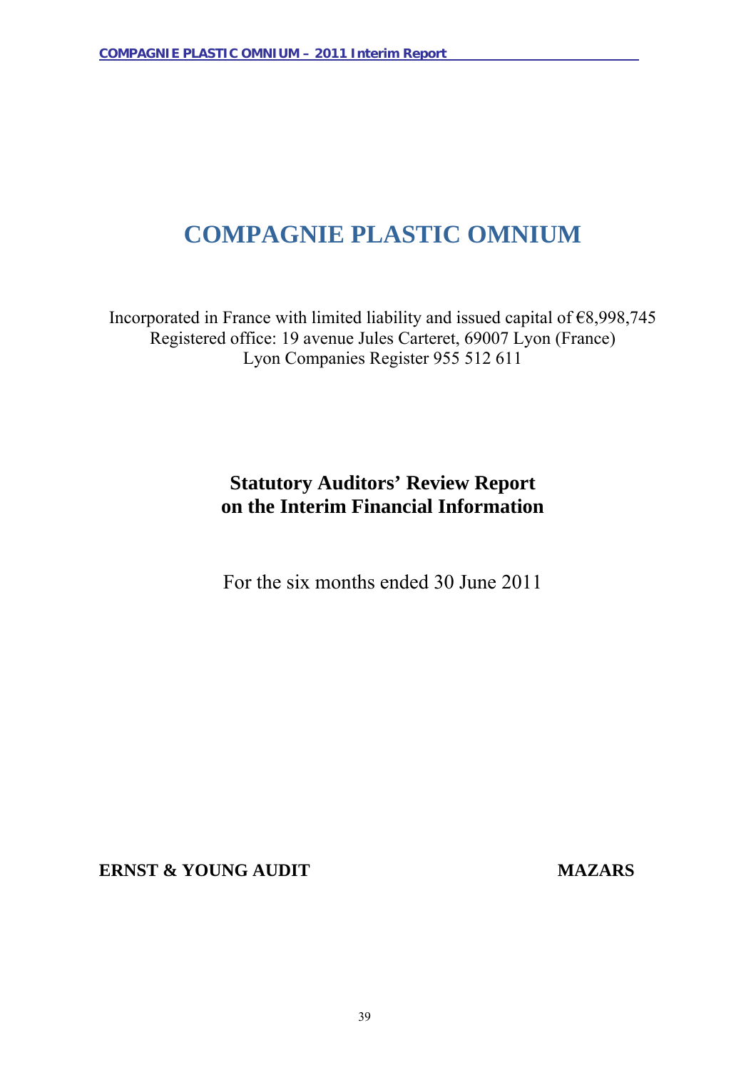# COMPAGNIE PLASTIC OMNIUM

Incorporated in France with limited liability and issued capital of €8,998,745
Registered office: 19 avenue Jules Carteret, 69007 Lyon (France)
Lyon Companies Register 955 512 611

## Statutory Auditors' Review Report on the Interim Financial Information

For the six months ended 30 June 2011

**ERNST & YOUNG AUDIT** **MAZARS**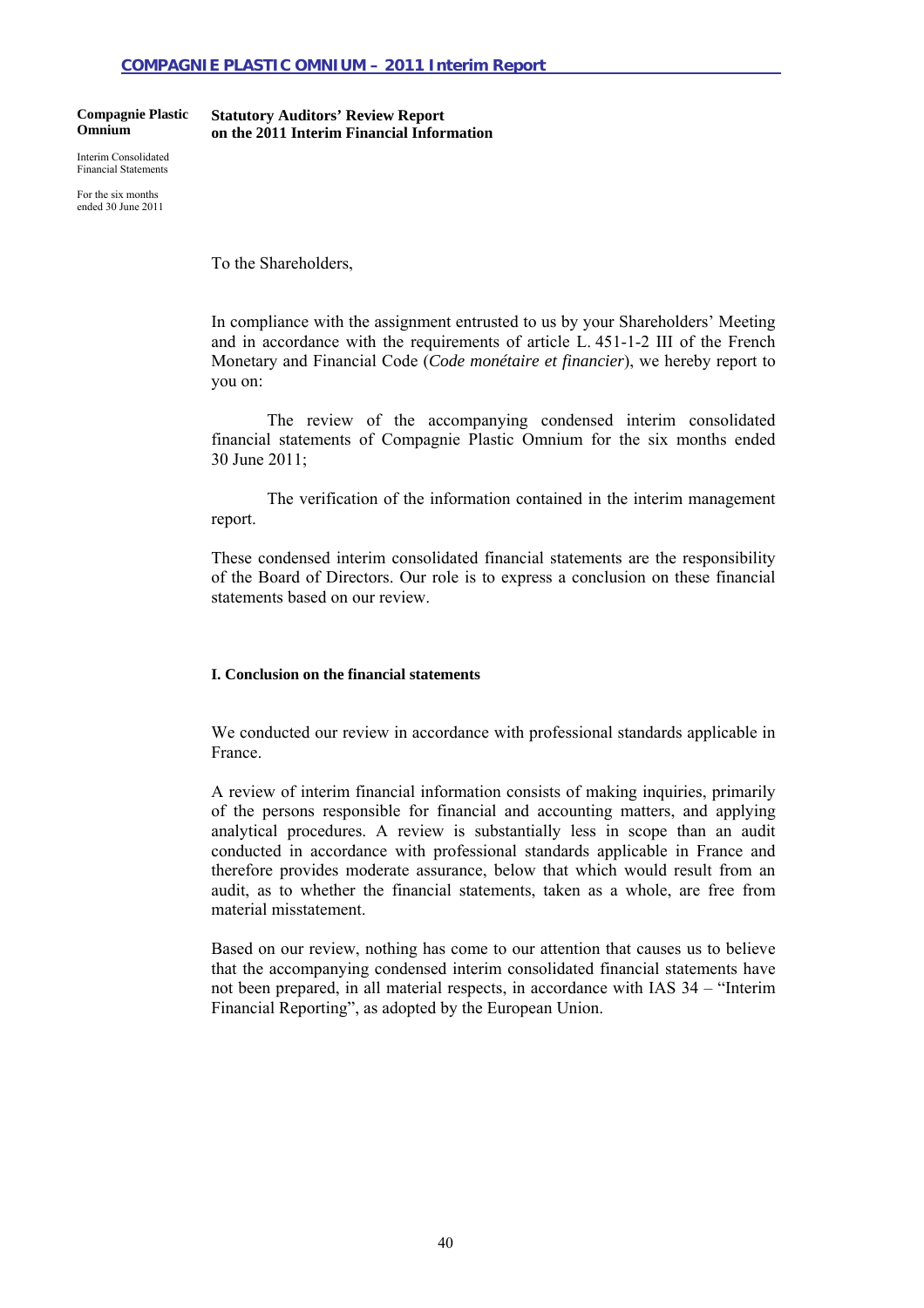**Compagnie Plastic Omnium**

Interim Consolidated Financial Statements

For the six months ended 30 June 2011

## Statutory Auditors' Review Report on the 2011 Interim Financial Information

To the Shareholders,

In compliance with the assignment entrusted to us by your Shareholders' Meeting and in accordance with the requirements of article L. 451-1-2 III of the French Monetary and Financial Code (*Code monétaire et financier*), we hereby report to you on:

The review of the accompanying condensed interim consolidated financial statements of Compagnie Plastic Omnium for the six months ended 30 June 2011;

The verification of the information contained in the interim management report.

These condensed interim consolidated financial statements are the responsibility of the Board of Directors. Our role is to express a conclusion on these financial statements based on our review.

### I. Conclusion on the financial statements

We conducted our review in accordance with professional standards applicable in France.

A review of interim financial information consists of making inquiries, primarily of the persons responsible for financial and accounting matters, and applying analytical procedures. A review is substantially less in scope than an audit conducted in accordance with professional standards applicable in France and therefore provides moderate assurance, below that which would result from an audit, as to whether the financial statements, taken as a whole, are free from material misstatement.

Based on our review, nothing has come to our attention that causes us to believe that the accompanying condensed interim consolidated financial statements have not been prepared, in all material respects, in accordance with IAS 34 – "Interim Financial Reporting", as adopted by the European Union.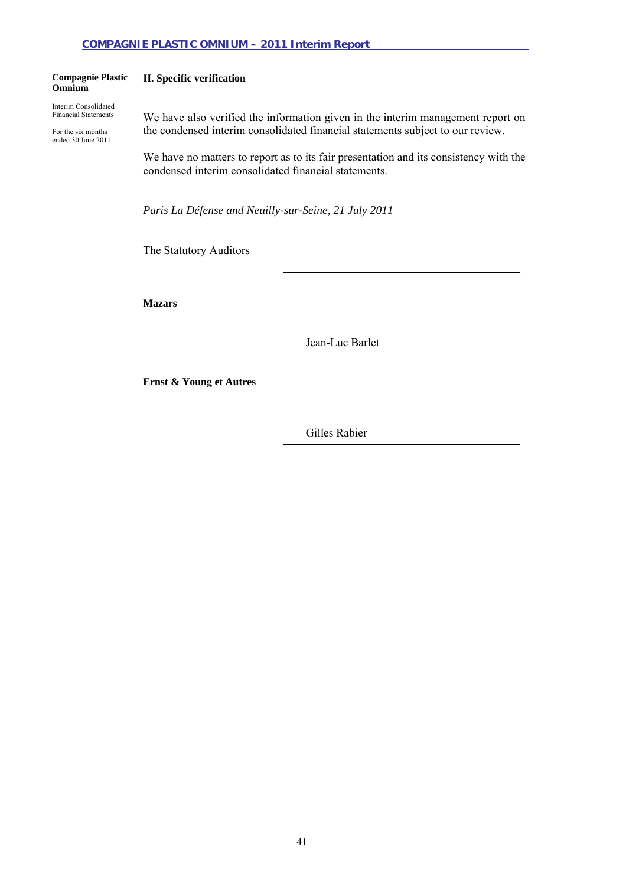**Compagnie Plastic Omnium**

Interim Consolidated Financial Statements

For the six months ended 30 June 2011

## II. Specific verification

We have also verified the information given in the interim management report on the condensed interim consolidated financial statements subject to our review.

We have no matters to report as to its fair presentation and its consistency with the condensed interim consolidated financial statements.

*Paris La Défense and Neuilly-sur-Seine, 21 July 2011*

The Statutory Auditors

**Mazars**

Jean-Luc Barlet

**Ernst & Young et Autres**

Gilles Rabier